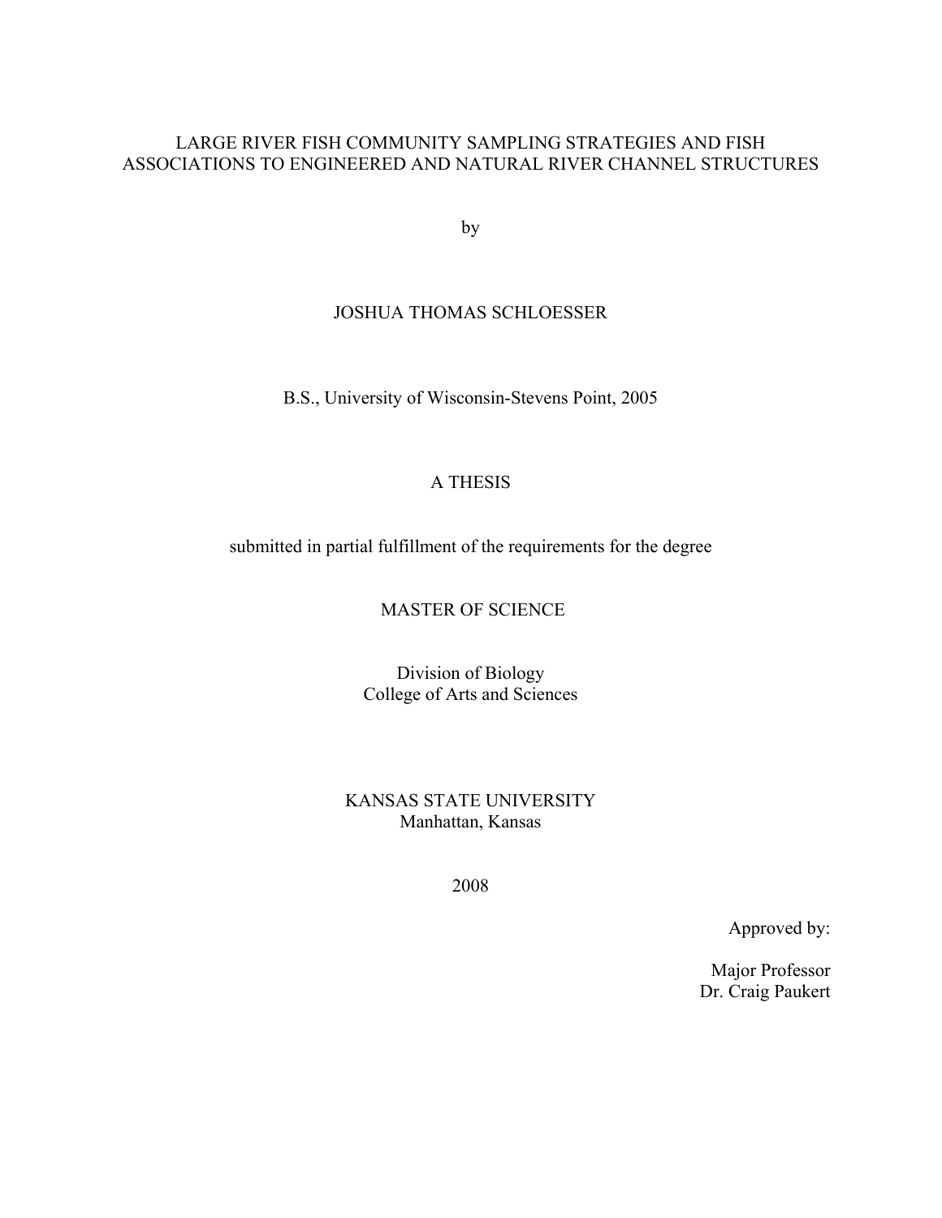# LARGE RIVER FISH COMMUNITY SAMPLING STRATEGIES AND FISH ASSOCIATIONS TO ENGINEERED AND NATURAL RIVER CHANNEL STRUCTURES

by

JOSHUA THOMAS SCHLOESSER

B.S., University of Wisconsin-Stevens Point, 2005

A THESIS

submitted in partial fulfillment of the requirements for the degree

MASTER OF SCIENCE

Division of Biology
College of Arts and Sciences

KANSAS STATE UNIVERSITY
Manhattan, Kansas

2008

Approved by:

Major Professor
Dr. Craig Paukert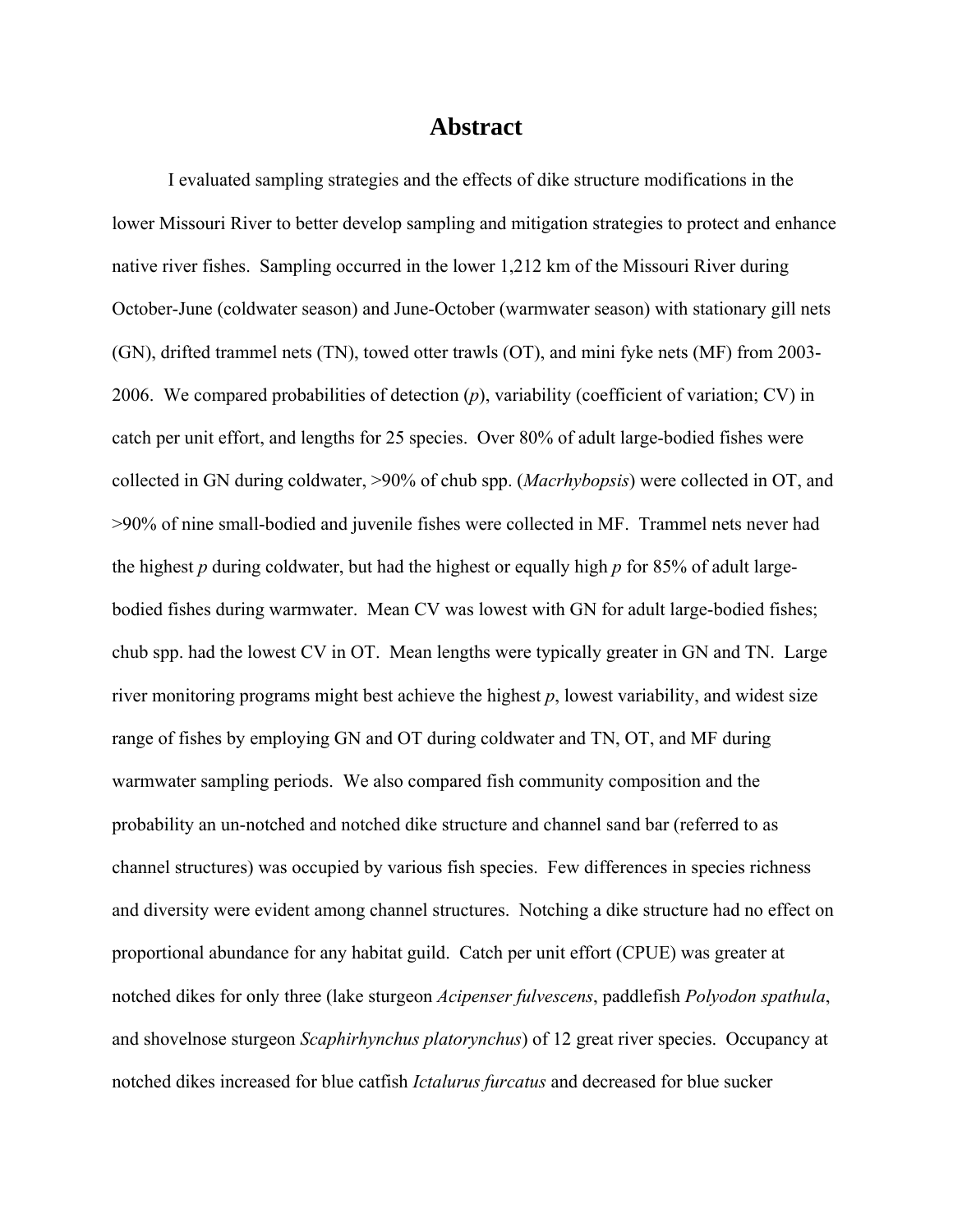# Abstract

I evaluated sampling strategies and the effects of dike structure modifications in the lower Missouri River to better develop sampling and mitigation strategies to protect and enhance native river fishes. Sampling occurred in the lower 1,212 km of the Missouri River during October-June (coldwater season) and June-October (warmwater season) with stationary gill nets (GN), drifted trammel nets (TN), towed otter trawls (OT), and mini fyke nets (MF) from 2003-2006. We compared probabilities of detection ($p$), variability (coefficient of variation; CV) in catch per unit effort, and lengths for 25 species. Over 80% of adult large-bodied fishes were collected in GN during coldwater, >90% of chub spp. (*Macrhybopsis*) were collected in OT, and >90% of nine small-bodied and juvenile fishes were collected in MF. Trammel nets never had the highest $p$ during coldwater, but had the highest or equally high $p$ for 85% of adult large-bodied fishes during warmwater. Mean CV was lowest with GN for adult large-bodied fishes; chub spp. had the lowest CV in OT. Mean lengths were typically greater in GN and TN. Large river monitoring programs might best achieve the highest $p$, lowest variability, and widest size range of fishes by employing GN and OT during coldwater and TN, OT, and MF during warmwater sampling periods. We also compared fish community composition and the probability an un-notched and notched dike structure and channel sand bar (referred to as channel structures) was occupied by various fish species. Few differences in species richness and diversity were evident among channel structures. Notching a dike structure had no effect on proportional abundance for any habitat guild. Catch per unit effort (CPUE) was greater at notched dikes for only three (lake sturgeon *Acipenser fulvescens*, paddlefish *Polyodon spathula*, and shovelnose sturgeon *Scaphirhynchus platorynchus*) of 12 great river species. Occupancy at notched dikes increased for blue catfish *Ictalurus furcatus* and decreased for blue sucker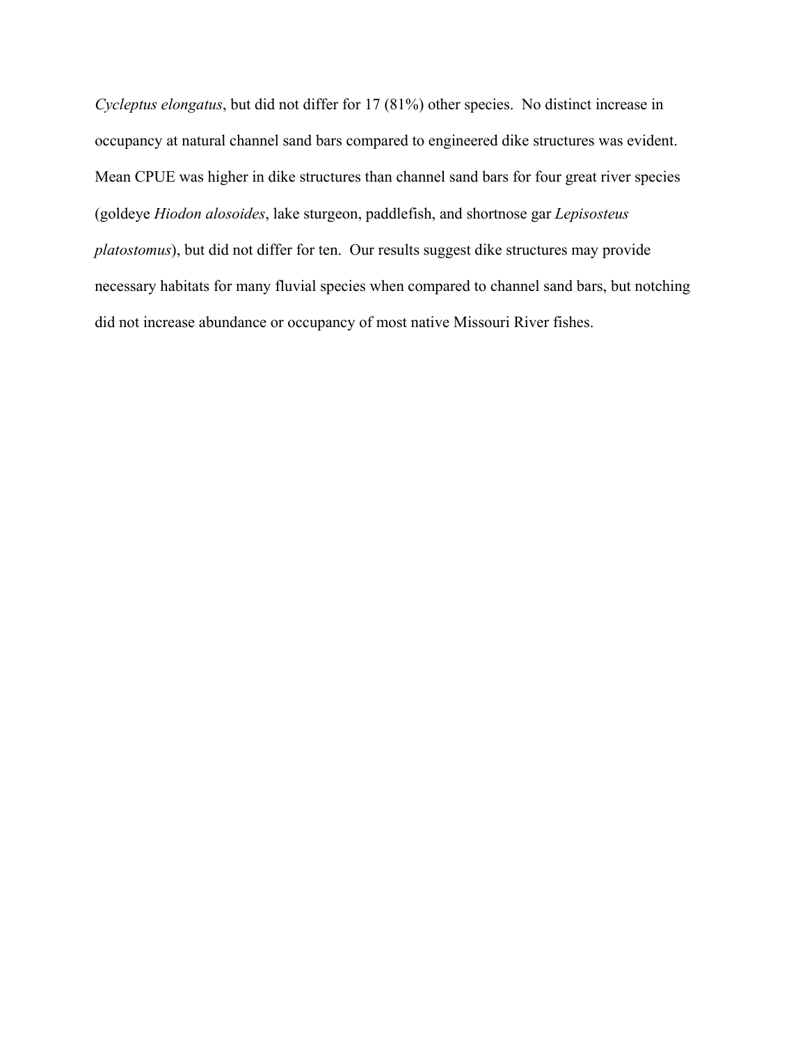*Cycleptus elongatus*, but did not differ for 17 (81%) other species. No distinct increase in occupancy at natural channel sand bars compared to engineered dike structures was evident. Mean CPUE was higher in dike structures than channel sand bars for four great river species (goldeye *Hiodon alosoides*, lake sturgeon, paddlefish, and shortnose gar *Lepisosteus platostomus*), but did not differ for ten. Our results suggest dike structures may provide necessary habitats for many fluvial species when compared to channel sand bars, but notching did not increase abundance or occupancy of most native Missouri River fishes.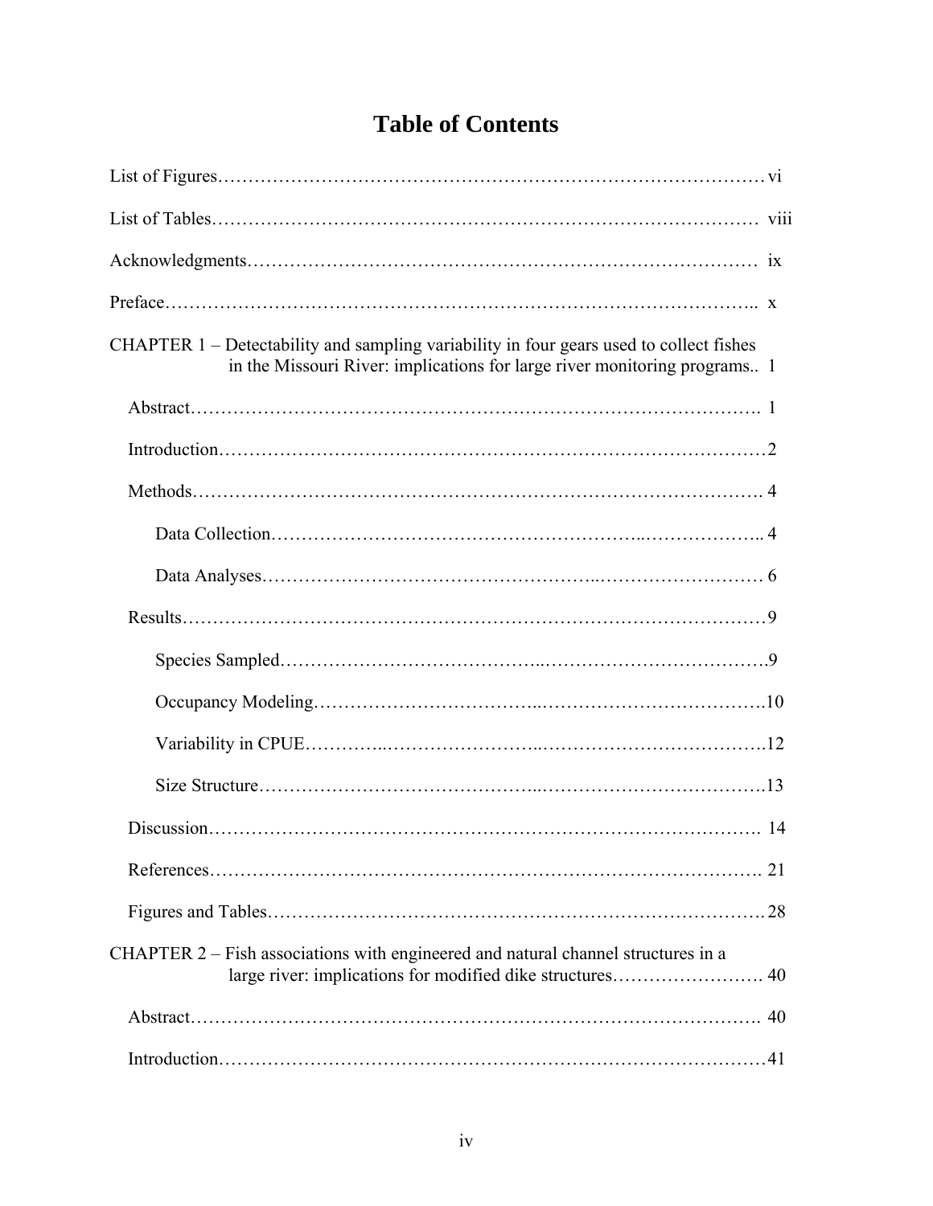# Table of Contents

List of Figures……………………………………………………………………………… vi

List of Tables……………………………………………………………………………… viii

Acknowledgments………………………………………………………………………… ix

Preface……………………………………………………………………………………… x

CHAPTER 1 – Detectability and sampling variability in four gears used to collect fishes in the Missouri River: implications for large river monitoring programs.. 1

- Abstract……………………………………………………………………………… 1
- Introduction…………………………………………………………………………… 2
- Methods……………………………………………………………………………… 4
  - Data Collection…………………………………………………………………… 4
  - Data Analyses…………………………………………………………………… 6
- Results………………………………………………………………………………… 9
  - Species Sampled………………………………………………………………… 9
  - Occupancy Modeling…………………………………………………………… 10
  - Variability in CPUE……………………………………………………………… 12
  - Size Structure…………………………………………………………………… 13
- Discussion…………………………………………………………………………… 14
- References…………………………………………………………………………… 21
- Figures and Tables…………………………………………………………………… 28

CHAPTER 2 – Fish associations with engineered and natural channel structures in a large river: implications for modified dike structures……………………. 40

- Abstract……………………………………………………………………………… 40
- Introduction…………………………………………………………………………… 41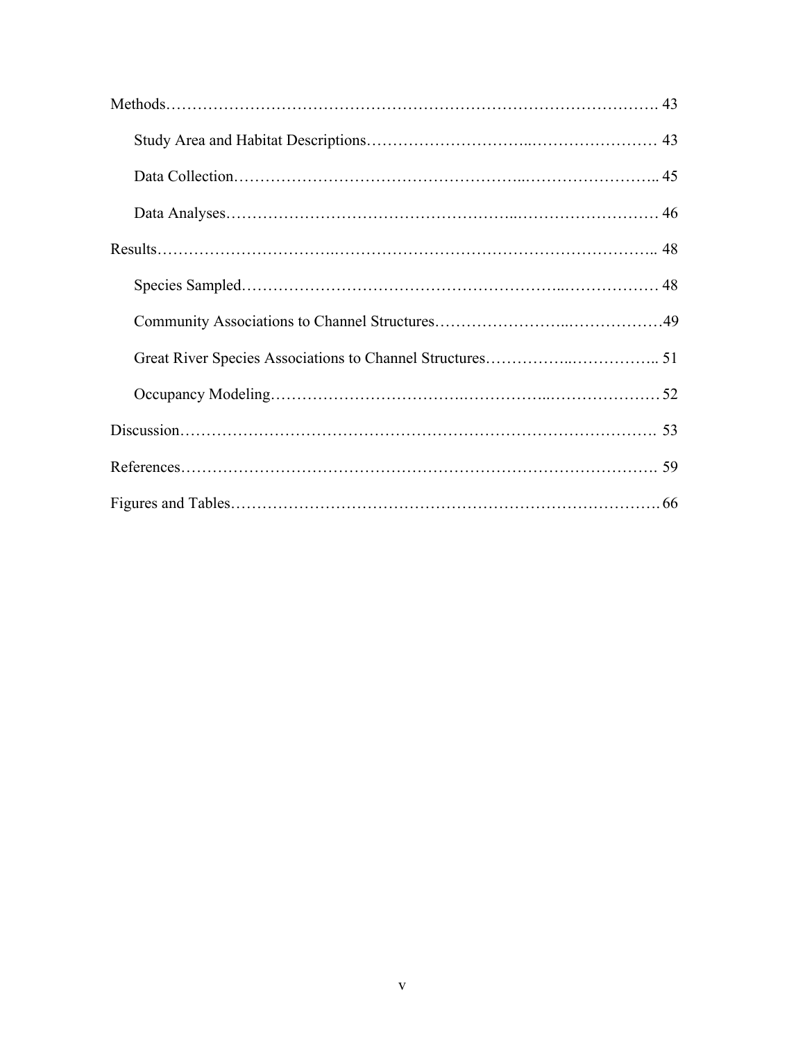Methods……………………………………………………………………………. 43

  Study Area and Habitat Descriptions………………………..…………………… 43

  Data Collection…………………………………………..…………………….. 45

  Data Analyses…………………………………………..……………………… 46

Results……………………….……………………….………………….……….. 48

  Species Sampled………………………………………………..……………… 48

  Community Associations to Channel Structures……………………..………………49

  Great River Species Associations to Channel Structures……………..…………….. 51

  Occupancy Modeling…………………………….……………..…………………52

Discussion……………………………………………………………………………. 53

References……………………………………………………………………………. 59

Figures and Tables…………………………………………………………………….66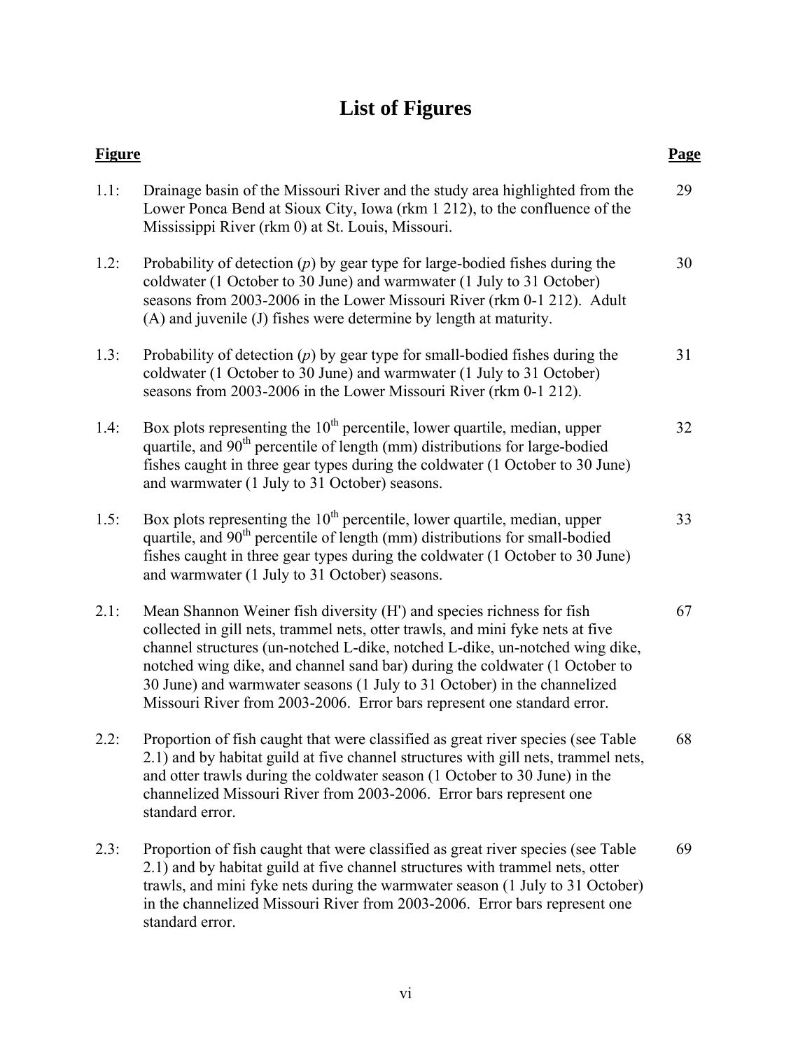# List of Figures

| Figure | | Page |
|---|---|---|
| 1.1: | Drainage basin of the Missouri River and the study area highlighted from the Lower Ponca Bend at Sioux City, Iowa (rkm 1 212), to the confluence of the Mississippi River (rkm 0) at St. Louis, Missouri. | 29 |
| 1.2: | Probability of detection (*p*) by gear type for large-bodied fishes during the coldwater (1 October to 30 June) and warmwater (1 July to 31 October) seasons from 2003-2006 in the Lower Missouri River (rkm 0-1 212). Adult (A) and juvenile (J) fishes were determine by length at maturity. | 30 |
| 1.3: | Probability of detection (*p*) by gear type for small-bodied fishes during the coldwater (1 October to 30 June) and warmwater (1 July to 31 October) seasons from 2003-2006 in the Lower Missouri River (rkm 0-1 212). | 31 |
| 1.4: | Box plots representing the 10th percentile, lower quartile, median, upper quartile, and 90th percentile of length (mm) distributions for large-bodied fishes caught in three gear types during the coldwater (1 October to 30 June) and warmwater (1 July to 31 October) seasons. | 32 |
| 1.5: | Box plots representing the 10th percentile, lower quartile, median, upper quartile, and 90th percentile of length (mm) distributions for small-bodied fishes caught in three gear types during the coldwater (1 October to 30 June) and warmwater (1 July to 31 October) seasons. | 33 |
| 2.1: | Mean Shannon Weiner fish diversity (H') and species richness for fish collected in gill nets, trammel nets, otter trawls, and mini fyke nets at five channel structures (un-notched L-dike, notched L-dike, un-notched wing dike, notched wing dike, and channel sand bar) during the coldwater (1 October to 30 June) and warmwater seasons (1 July to 31 October) in the channelized Missouri River from 2003-2006. Error bars represent one standard error. | 67 |
| 2.2: | Proportion of fish caught that were classified as great river species (see Table 2.1) and by habitat guild at five channel structures with gill nets, trammel nets, and otter trawls during the coldwater season (1 October to 30 June) in the channelized Missouri River from 2003-2006. Error bars represent one standard error. | 68 |
| 2.3: | Proportion of fish caught that were classified as great river species (see Table 2.1) and by habitat guild at five channel structures with trammel nets, otter trawls, and mini fyke nets during the warmwater season (1 July to 31 October) in the channelized Missouri River from 2003-2006. Error bars represent one standard error. | 69 |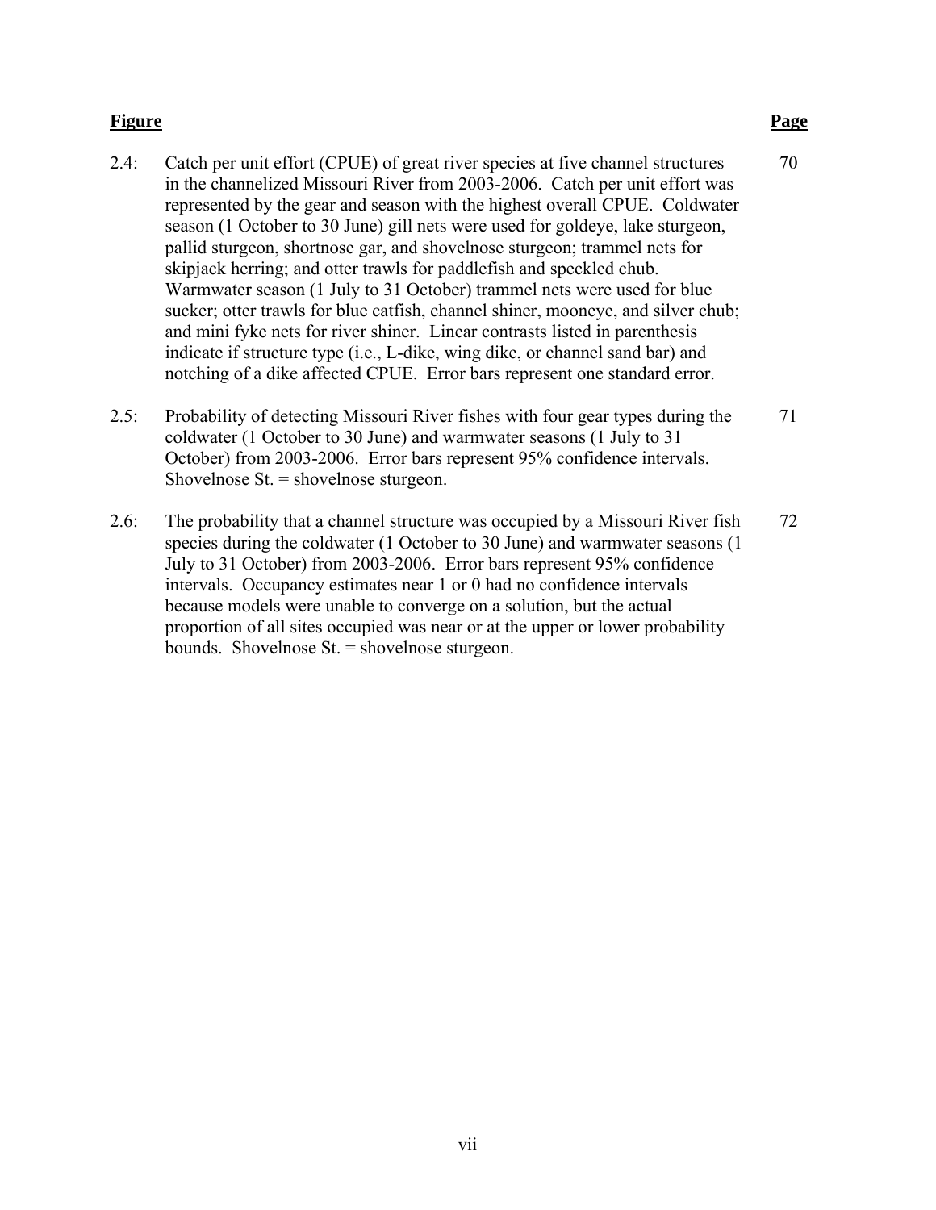| Figure | | Page |
| --- | --- | --- |
| 2.4: | Catch per unit effort (CPUE) of great river species at five channel structures in the channelized Missouri River from 2003-2006. Catch per unit effort was represented by the gear and season with the highest overall CPUE. Coldwater season (1 October to 30 June) gill nets were used for goldeye, lake sturgeon, pallid sturgeon, shortnose gar, and shovelnose sturgeon; trammel nets for skipjack herring; and otter trawls for paddlefish and speckled chub. Warmwater season (1 July to 31 October) trammel nets were used for blue sucker; otter trawls for blue catfish, channel shiner, mooneye, and silver chub; and mini fyke nets for river shiner. Linear contrasts listed in parenthesis indicate if structure type (i.e., L-dike, wing dike, or channel sand bar) and notching of a dike affected CPUE. Error bars represent one standard error. | 70 |
| 2.5: | Probability of detecting Missouri River fishes with four gear types during the coldwater (1 October to 30 June) and warmwater seasons (1 July to 31 October) from 2003-2006. Error bars represent 95% confidence intervals. Shovelnose St. = shovelnose sturgeon. | 71 |
| 2.6: | The probability that a channel structure was occupied by a Missouri River fish species during the coldwater (1 October to 30 June) and warmwater seasons (1 July to 31 October) from 2003-2006. Error bars represent 95% confidence intervals. Occupancy estimates near 1 or 0 had no confidence intervals because models were unable to converge on a solution, but the actual proportion of all sites occupied was near or at the upper or lower probability bounds. Shovelnose St. = shovelnose sturgeon. | 72 |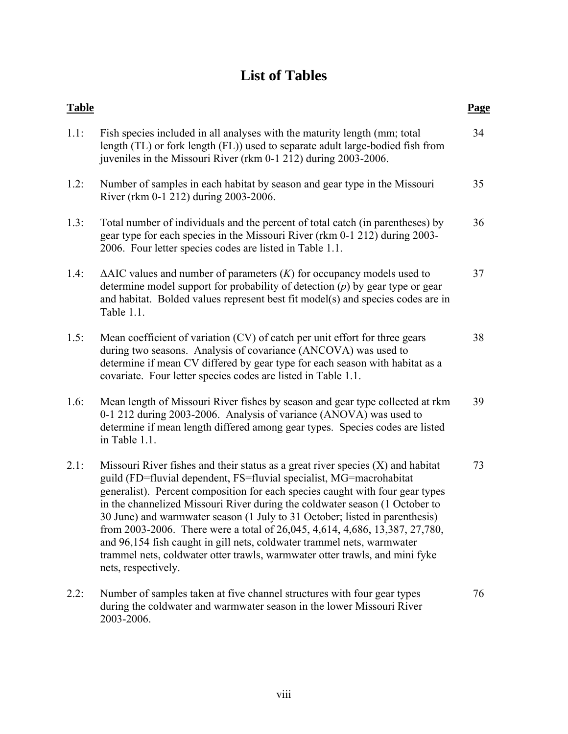# List of Tables

| Table | | Page |
|---|---|---|
| 1.1: | Fish species included in all analyses with the maturity length (mm; total length (TL) or fork length (FL)) used to separate adult large-bodied fish from juveniles in the Missouri River (rkm 0-1 212) during 2003-2006. | 34 |
| 1.2: | Number of samples in each habitat by season and gear type in the Missouri River (rkm 0-1 212) during 2003-2006. | 35 |
| 1.3: | Total number of individuals and the percent of total catch (in parentheses) by gear type for each species in the Missouri River (rkm 0-1 212) during 2003-2006. Four letter species codes are listed in Table 1.1. | 36 |
| 1.4: | ΔAIC values and number of parameters (*K*) for occupancy models used to determine model support for probability of detection (*p*) by gear type or gear and habitat. Bolded values represent best fit model(s) and species codes are in Table 1.1. | 37 |
| 1.5: | Mean coefficient of variation (CV) of catch per unit effort for three gears during two seasons. Analysis of covariance (ANCOVA) was used to determine if mean CV differed by gear type for each season with habitat as a covariate. Four letter species codes are listed in Table 1.1. | 38 |
| 1.6: | Mean length of Missouri River fishes by season and gear type collected at rkm 0-1 212 during 2003-2006. Analysis of variance (ANOVA) was used to determine if mean length differed among gear types. Species codes are listed in Table 1.1. | 39 |
| 2.1: | Missouri River fishes and their status as a great river species (X) and habitat guild (FD=fluvial dependent, FS=fluvial specialist, MG=macrohabitat generalist). Percent composition for each species caught with four gear types in the channelized Missouri River during the coldwater season (1 October to 30 June) and warmwater season (1 July to 31 October; listed in parenthesis) from 2003-2006. There were a total of 26,045, 4,614, 4,686, 13,387, 27,780, and 96,154 fish caught in gill nets, coldwater trammel nets, warmwater trammel nets, coldwater otter trawls, warmwater otter trawls, and mini fyke nets, respectively. | 73 |
| 2.2: | Number of samples taken at five channel structures with four gear types during the coldwater and warmwater season in the lower Missouri River 2003-2006. | 76 |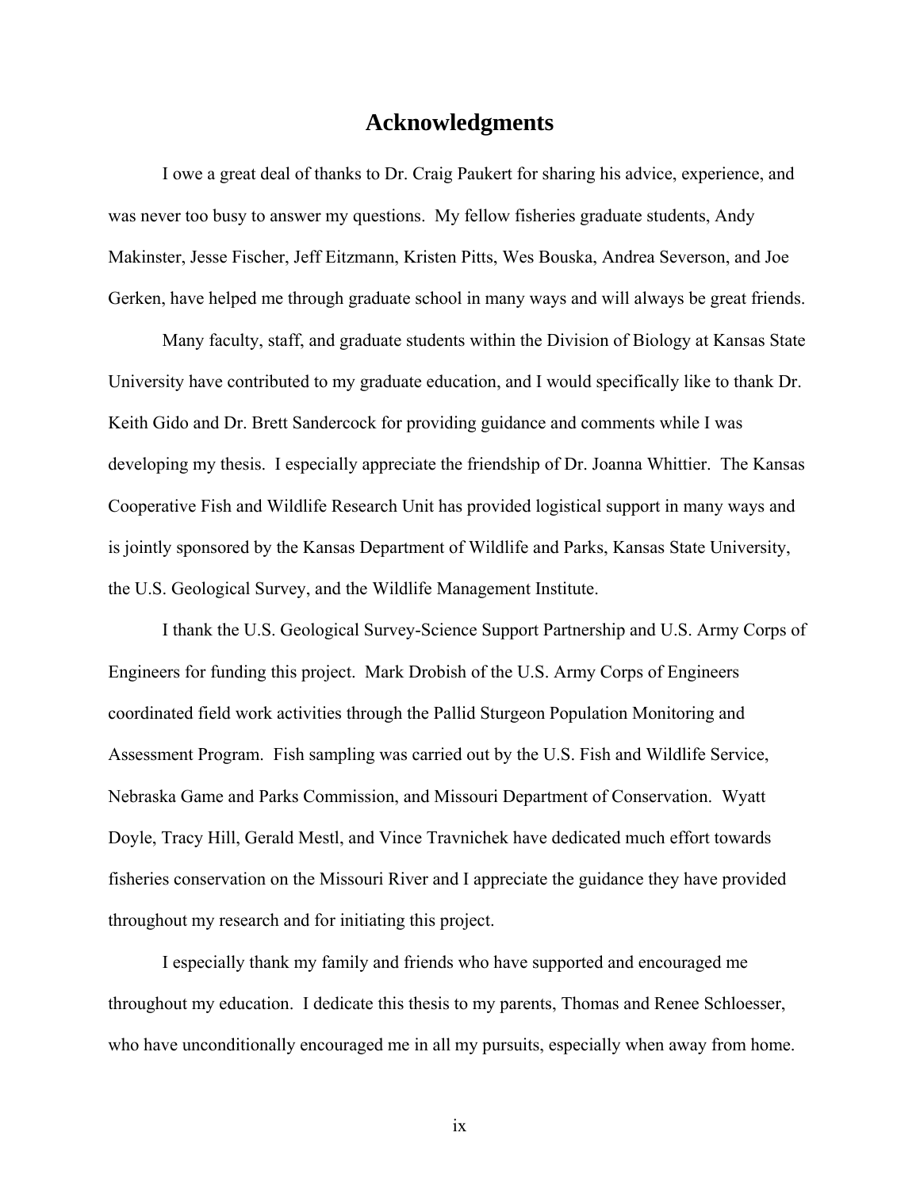# Acknowledgments

I owe a great deal of thanks to Dr. Craig Paukert for sharing his advice, experience, and was never too busy to answer my questions. My fellow fisheries graduate students, Andy Makinster, Jesse Fischer, Jeff Eitzmann, Kristen Pitts, Wes Bouska, Andrea Severson, and Joe Gerken, have helped me through graduate school in many ways and will always be great friends.

Many faculty, staff, and graduate students within the Division of Biology at Kansas State University have contributed to my graduate education, and I would specifically like to thank Dr. Keith Gido and Dr. Brett Sandercock for providing guidance and comments while I was developing my thesis. I especially appreciate the friendship of Dr. Joanna Whittier. The Kansas Cooperative Fish and Wildlife Research Unit has provided logistical support in many ways and is jointly sponsored by the Kansas Department of Wildlife and Parks, Kansas State University, the U.S. Geological Survey, and the Wildlife Management Institute.

I thank the U.S. Geological Survey-Science Support Partnership and U.S. Army Corps of Engineers for funding this project. Mark Drobish of the U.S. Army Corps of Engineers coordinated field work activities through the Pallid Sturgeon Population Monitoring and Assessment Program. Fish sampling was carried out by the U.S. Fish and Wildlife Service, Nebraska Game and Parks Commission, and Missouri Department of Conservation. Wyatt Doyle, Tracy Hill, Gerald Mestl, and Vince Travnichek have dedicated much effort towards fisheries conservation on the Missouri River and I appreciate the guidance they have provided throughout my research and for initiating this project.

I especially thank my family and friends who have supported and encouraged me throughout my education. I dedicate this thesis to my parents, Thomas and Renee Schloesser, who have unconditionally encouraged me in all my pursuits, especially when away from home.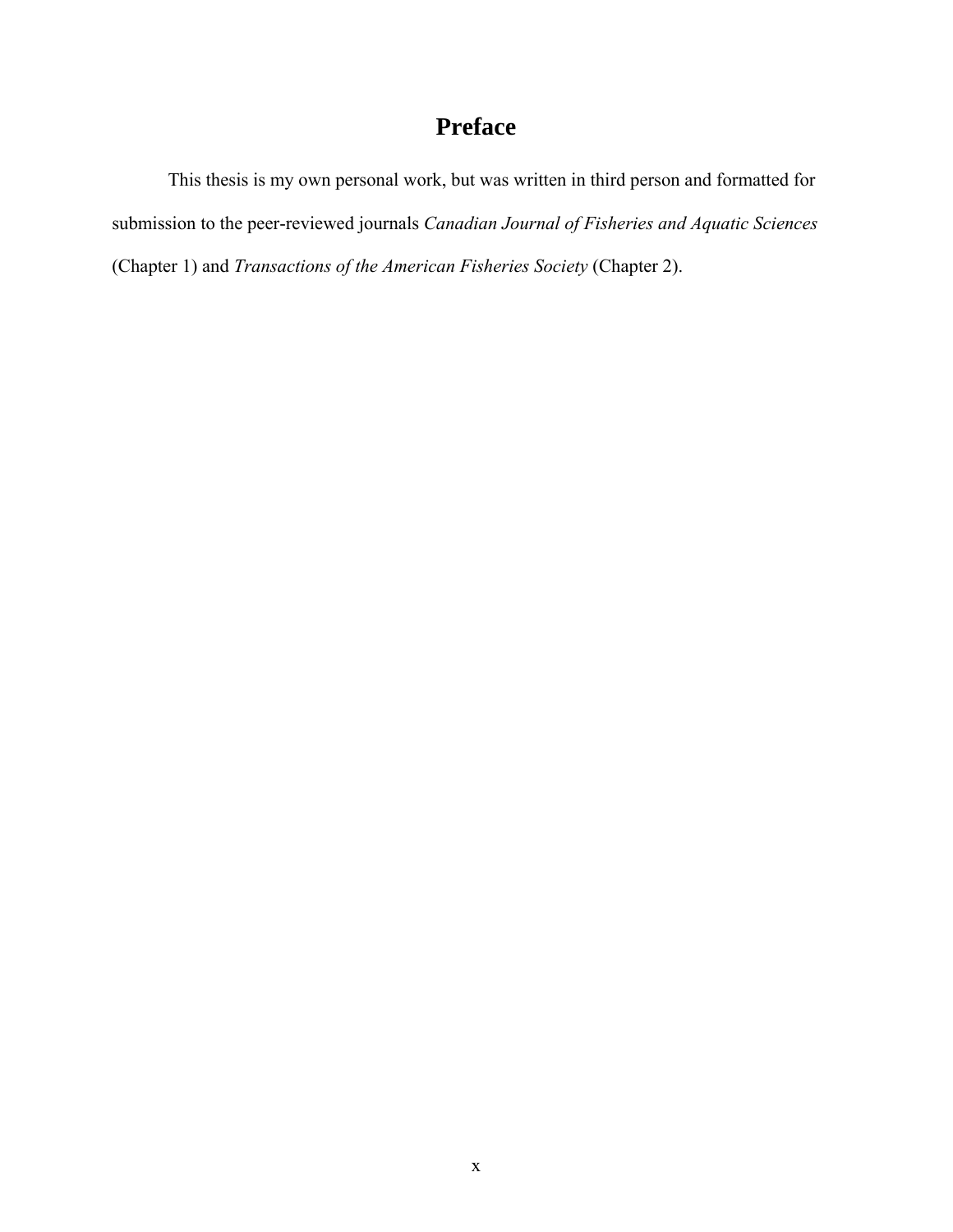# Preface

This thesis is my own personal work, but was written in third person and formatted for submission to the peer-reviewed journals *Canadian Journal of Fisheries and Aquatic Sciences* (Chapter 1) and *Transactions of the American Fisheries Society* (Chapter 2).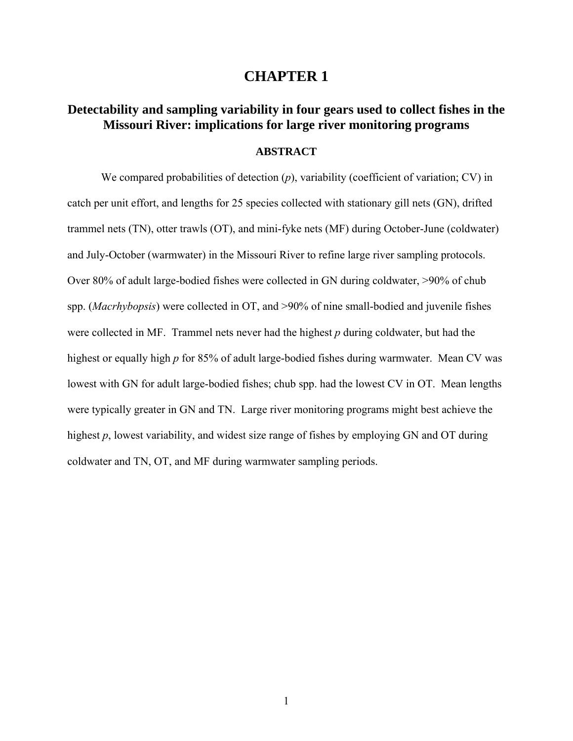# CHAPTER 1

## Detectability and sampling variability in four gears used to collect fishes in the Missouri River: implications for large river monitoring programs

### ABSTRACT

We compared probabilities of detection (*p*), variability (coefficient of variation; CV) in catch per unit effort, and lengths for 25 species collected with stationary gill nets (GN), drifted trammel nets (TN), otter trawls (OT), and mini-fyke nets (MF) during October-June (coldwater) and July-October (warmwater) in the Missouri River to refine large river sampling protocols. Over 80% of adult large-bodied fishes were collected in GN during coldwater, >90% of chub spp. (*Macrhybopsis*) were collected in OT, and >90% of nine small-bodied and juvenile fishes were collected in MF. Trammel nets never had the highest *p* during coldwater, but had the highest or equally high *p* for 85% of adult large-bodied fishes during warmwater. Mean CV was lowest with GN for adult large-bodied fishes; chub spp. had the lowest CV in OT. Mean lengths were typically greater in GN and TN. Large river monitoring programs might best achieve the highest *p*, lowest variability, and widest size range of fishes by employing GN and OT during coldwater and TN, OT, and MF during warmwater sampling periods.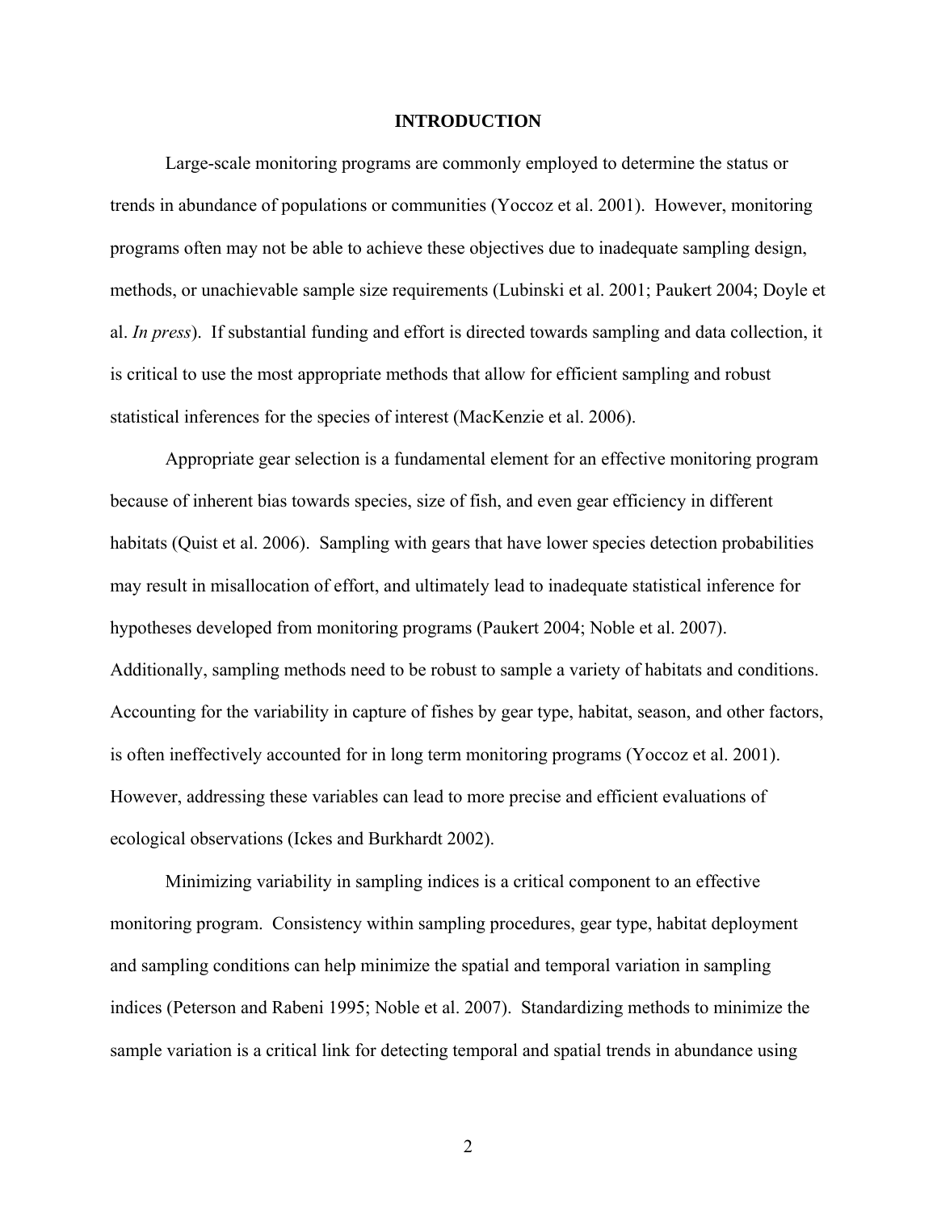# INTRODUCTION

Large-scale monitoring programs are commonly employed to determine the status or trends in abundance of populations or communities (Yoccoz et al. 2001). However, monitoring programs often may not be able to achieve these objectives due to inadequate sampling design, methods, or unachievable sample size requirements (Lubinski et al. 2001; Paukert 2004; Doyle et al. *In press*). If substantial funding and effort is directed towards sampling and data collection, it is critical to use the most appropriate methods that allow for efficient sampling and robust statistical inferences for the species of interest (MacKenzie et al. 2006).

Appropriate gear selection is a fundamental element for an effective monitoring program because of inherent bias towards species, size of fish, and even gear efficiency in different habitats (Quist et al. 2006). Sampling with gears that have lower species detection probabilities may result in misallocation of effort, and ultimately lead to inadequate statistical inference for hypotheses developed from monitoring programs (Paukert 2004; Noble et al. 2007). Additionally, sampling methods need to be robust to sample a variety of habitats and conditions. Accounting for the variability in capture of fishes by gear type, habitat, season, and other factors, is often ineffectively accounted for in long term monitoring programs (Yoccoz et al. 2001). However, addressing these variables can lead to more precise and efficient evaluations of ecological observations (Ickes and Burkhardt 2002).

Minimizing variability in sampling indices is a critical component to an effective monitoring program. Consistency within sampling procedures, gear type, habitat deployment and sampling conditions can help minimize the spatial and temporal variation in sampling indices (Peterson and Rabeni 1995; Noble et al. 2007). Standardizing methods to minimize the sample variation is a critical link for detecting temporal and spatial trends in abundance using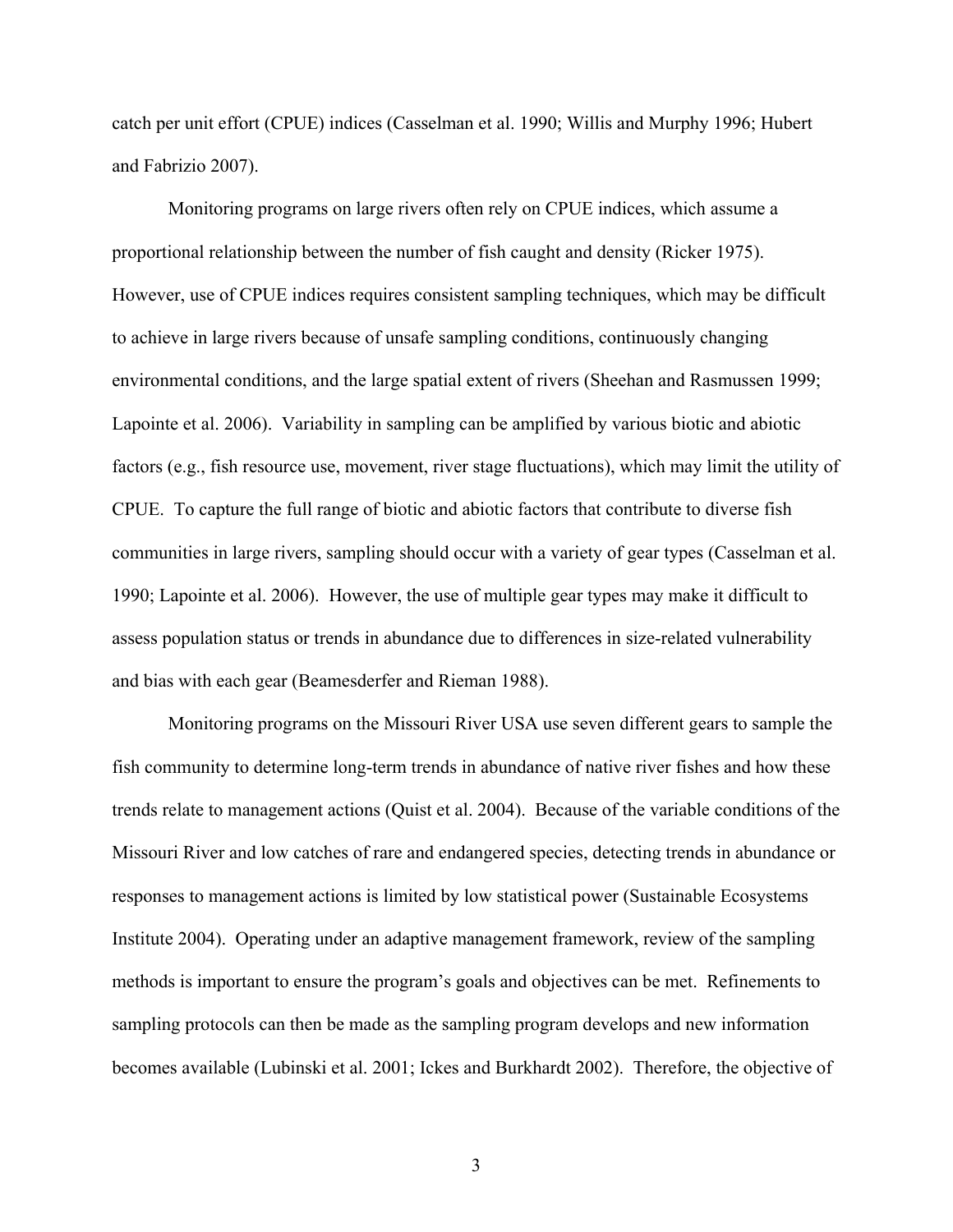catch per unit effort (CPUE) indices (Casselman et al. 1990; Willis and Murphy 1996; Hubert and Fabrizio 2007).

Monitoring programs on large rivers often rely on CPUE indices, which assume a proportional relationship between the number of fish caught and density (Ricker 1975). However, use of CPUE indices requires consistent sampling techniques, which may be difficult to achieve in large rivers because of unsafe sampling conditions, continuously changing environmental conditions, and the large spatial extent of rivers (Sheehan and Rasmussen 1999; Lapointe et al. 2006). Variability in sampling can be amplified by various biotic and abiotic factors (e.g., fish resource use, movement, river stage fluctuations), which may limit the utility of CPUE. To capture the full range of biotic and abiotic factors that contribute to diverse fish communities in large rivers, sampling should occur with a variety of gear types (Casselman et al. 1990; Lapointe et al. 2006). However, the use of multiple gear types may make it difficult to assess population status or trends in abundance due to differences in size-related vulnerability and bias with each gear (Beamesderfer and Rieman 1988).

Monitoring programs on the Missouri River USA use seven different gears to sample the fish community to determine long-term trends in abundance of native river fishes and how these trends relate to management actions (Quist et al. 2004). Because of the variable conditions of the Missouri River and low catches of rare and endangered species, detecting trends in abundance or responses to management actions is limited by low statistical power (Sustainable Ecosystems Institute 2004). Operating under an adaptive management framework, review of the sampling methods is important to ensure the program's goals and objectives can be met. Refinements to sampling protocols can then be made as the sampling program develops and new information becomes available (Lubinski et al. 2001; Ickes and Burkhardt 2002). Therefore, the objective of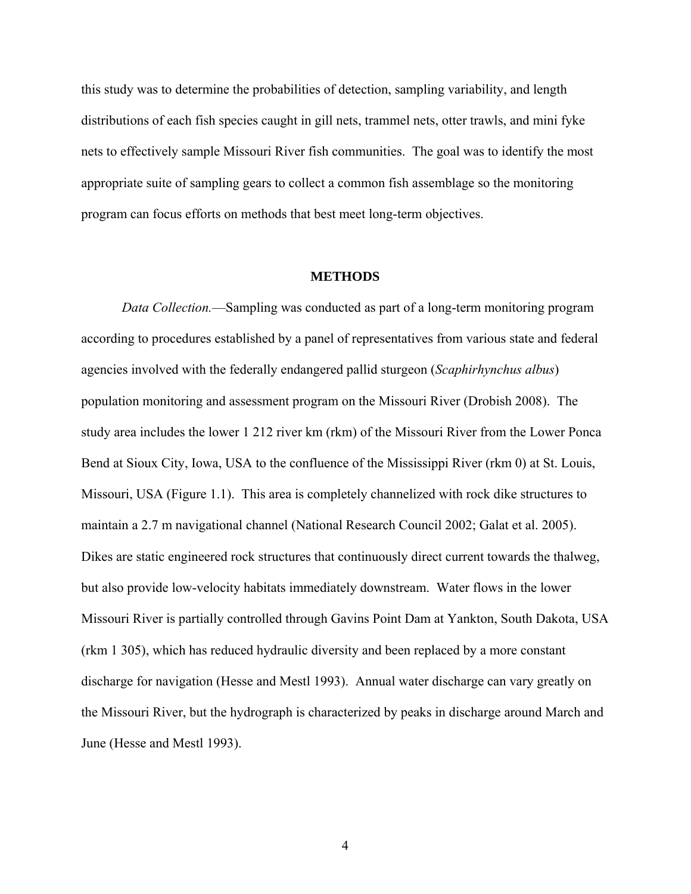this study was to determine the probabilities of detection, sampling variability, and length distributions of each fish species caught in gill nets, trammel nets, otter trawls, and mini fyke nets to effectively sample Missouri River fish communities. The goal was to identify the most appropriate suite of sampling gears to collect a common fish assemblage so the monitoring program can focus efforts on methods that best meet long-term objectives.

## METHODS

*Data Collection.*—Sampling was conducted as part of a long-term monitoring program according to procedures established by a panel of representatives from various state and federal agencies involved with the federally endangered pallid sturgeon (*Scaphirhynchus albus*) population monitoring and assessment program on the Missouri River (Drobish 2008). The study area includes the lower 1 212 river km (rkm) of the Missouri River from the Lower Ponca Bend at Sioux City, Iowa, USA to the confluence of the Mississippi River (rkm 0) at St. Louis, Missouri, USA (Figure 1.1). This area is completely channelized with rock dike structures to maintain a 2.7 m navigational channel (National Research Council 2002; Galat et al. 2005). Dikes are static engineered rock structures that continuously direct current towards the thalweg, but also provide low-velocity habitats immediately downstream. Water flows in the lower Missouri River is partially controlled through Gavins Point Dam at Yankton, South Dakota, USA (rkm 1 305), which has reduced hydraulic diversity and been replaced by a more constant discharge for navigation (Hesse and Mestl 1993). Annual water discharge can vary greatly on the Missouri River, but the hydrograph is characterized by peaks in discharge around March and June (Hesse and Mestl 1993).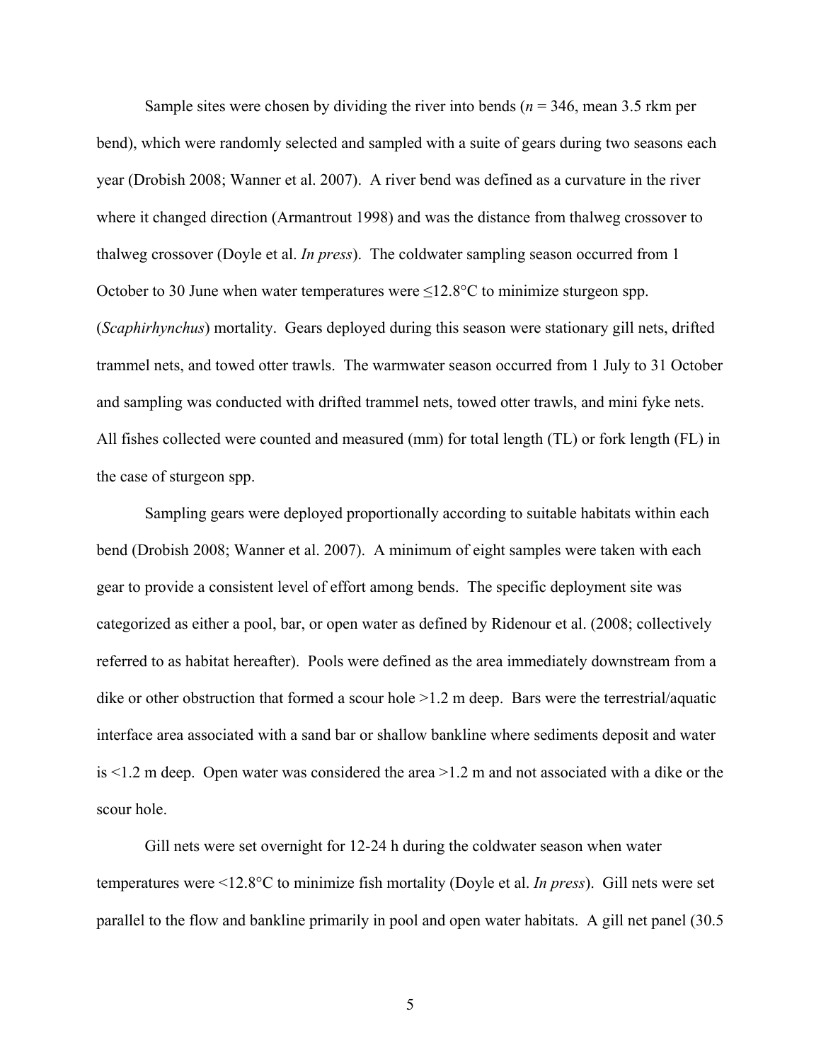Sample sites were chosen by dividing the river into bends (*n* = 346, mean 3.5 rkm per bend), which were randomly selected and sampled with a suite of gears during two seasons each year (Drobish 2008; Wanner et al. 2007). A river bend was defined as a curvature in the river where it changed direction (Armantrout 1998) and was the distance from thalweg crossover to thalweg crossover (Doyle et al. *In press*). The coldwater sampling season occurred from 1 October to 30 June when water temperatures were ≤12.8°C to minimize sturgeon spp. (*Scaphirhynchus*) mortality. Gears deployed during this season were stationary gill nets, drifted trammel nets, and towed otter trawls. The warmwater season occurred from 1 July to 31 October and sampling was conducted with drifted trammel nets, towed otter trawls, and mini fyke nets. All fishes collected were counted and measured (mm) for total length (TL) or fork length (FL) in the case of sturgeon spp.

Sampling gears were deployed proportionally according to suitable habitats within each bend (Drobish 2008; Wanner et al. 2007). A minimum of eight samples were taken with each gear to provide a consistent level of effort among bends. The specific deployment site was categorized as either a pool, bar, or open water as defined by Ridenour et al. (2008; collectively referred to as habitat hereafter). Pools were defined as the area immediately downstream from a dike or other obstruction that formed a scour hole >1.2 m deep. Bars were the terrestrial/aquatic interface area associated with a sand bar or shallow bankline where sediments deposit and water is <1.2 m deep. Open water was considered the area >1.2 m and not associated with a dike or the scour hole.

Gill nets were set overnight for 12-24 h during the coldwater season when water temperatures were <12.8°C to minimize fish mortality (Doyle et al. *In press*). Gill nets were set parallel to the flow and bankline primarily in pool and open water habitats. A gill net panel (30.5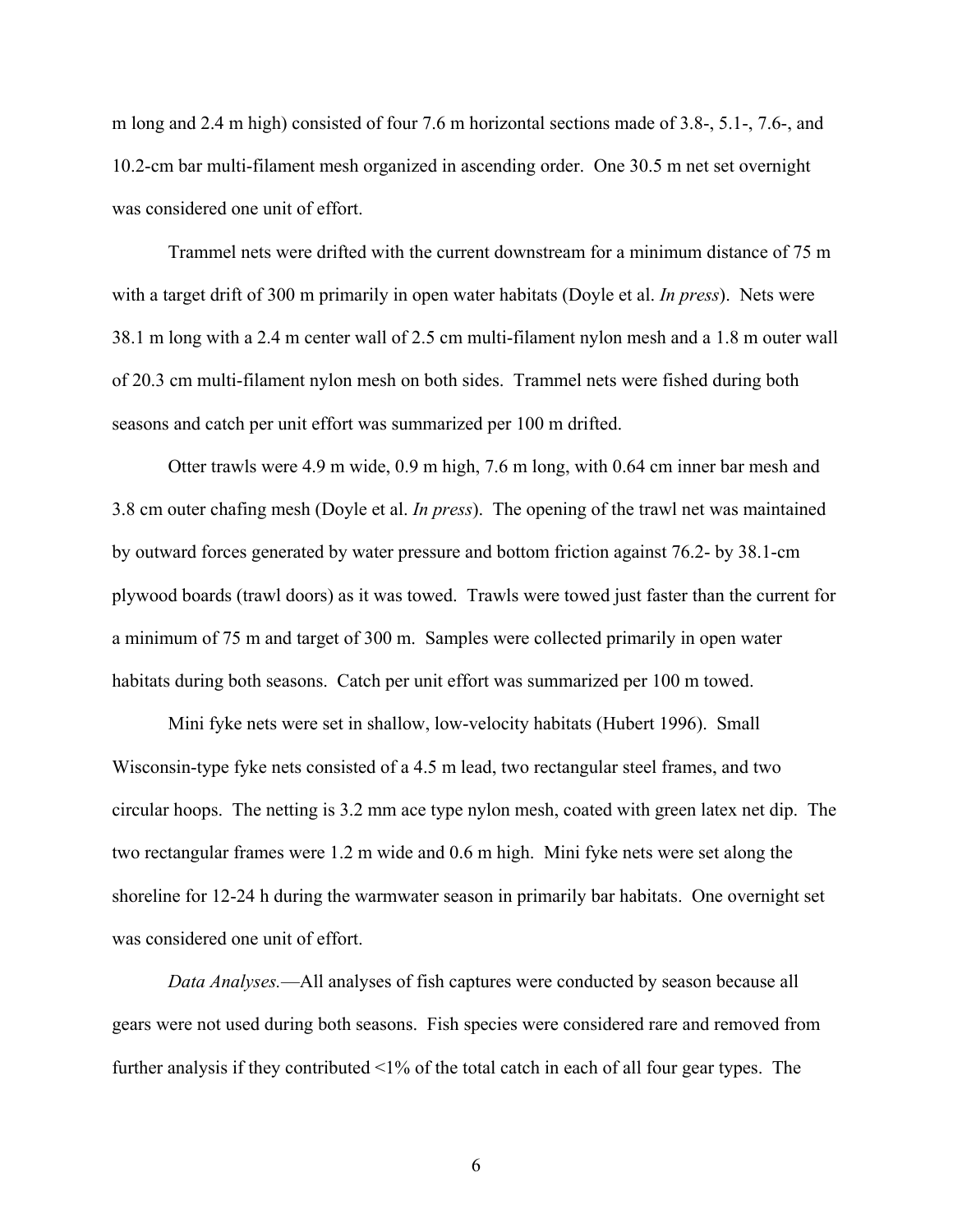m long and 2.4 m high) consisted of four 7.6 m horizontal sections made of 3.8-, 5.1-, 7.6-, and 10.2-cm bar multi-filament mesh organized in ascending order. One 30.5 m net set overnight was considered one unit of effort.

Trammel nets were drifted with the current downstream for a minimum distance of 75 m with a target drift of 300 m primarily in open water habitats (Doyle et al. *In press*). Nets were 38.1 m long with a 2.4 m center wall of 2.5 cm multi-filament nylon mesh and a 1.8 m outer wall of 20.3 cm multi-filament nylon mesh on both sides. Trammel nets were fished during both seasons and catch per unit effort was summarized per 100 m drifted.

Otter trawls were 4.9 m wide, 0.9 m high, 7.6 m long, with 0.64 cm inner bar mesh and 3.8 cm outer chafing mesh (Doyle et al. *In press*). The opening of the trawl net was maintained by outward forces generated by water pressure and bottom friction against 76.2- by 38.1-cm plywood boards (trawl doors) as it was towed. Trawls were towed just faster than the current for a minimum of 75 m and target of 300 m. Samples were collected primarily in open water habitats during both seasons. Catch per unit effort was summarized per 100 m towed.

Mini fyke nets were set in shallow, low-velocity habitats (Hubert 1996). Small Wisconsin-type fyke nets consisted of a 4.5 m lead, two rectangular steel frames, and two circular hoops. The netting is 3.2 mm ace type nylon mesh, coated with green latex net dip. The two rectangular frames were 1.2 m wide and 0.6 m high. Mini fyke nets were set along the shoreline for 12-24 h during the warmwater season in primarily bar habitats. One overnight set was considered one unit of effort.

*Data Analyses.*—All analyses of fish captures were conducted by season because all gears were not used during both seasons. Fish species were considered rare and removed from further analysis if they contributed <1% of the total catch in each of all four gear types. The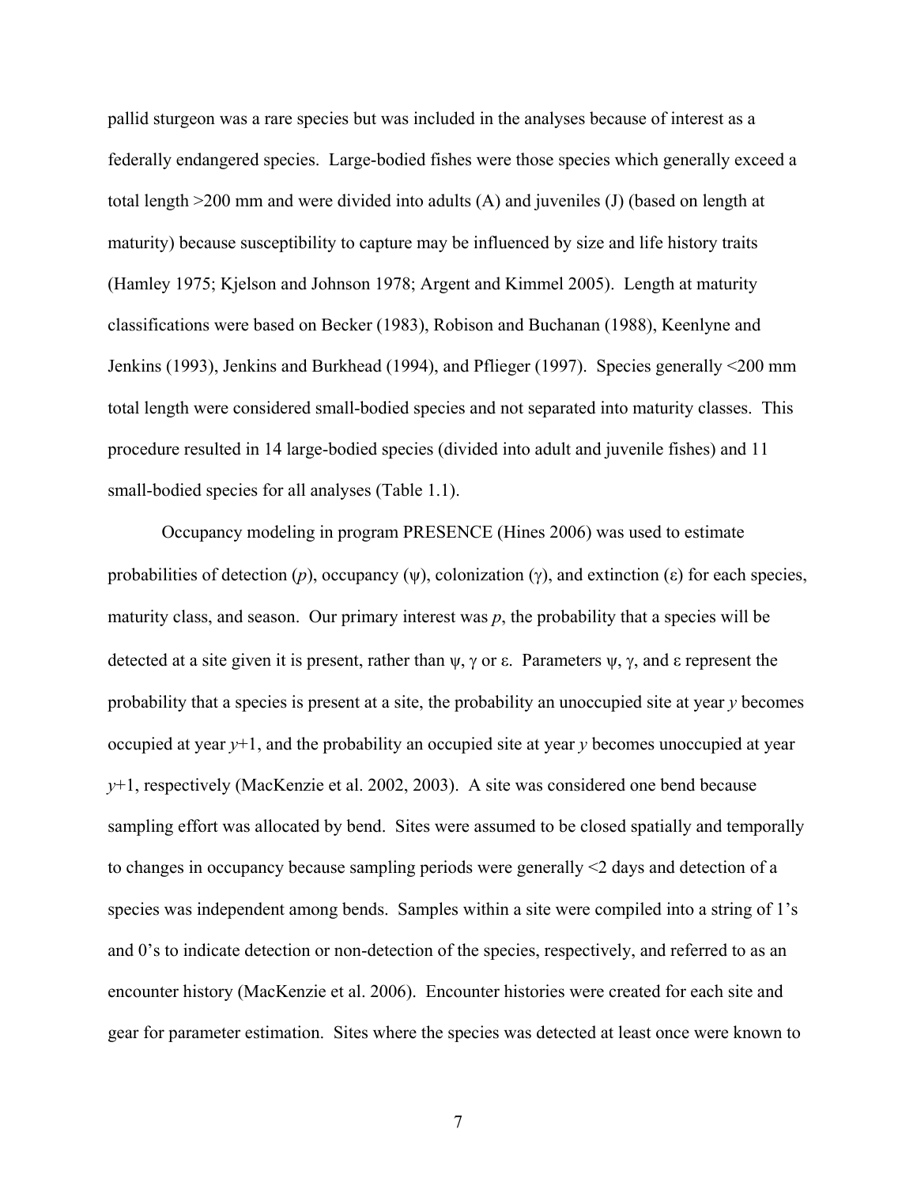pallid sturgeon was a rare species but was included in the analyses because of interest as a federally endangered species. Large-bodied fishes were those species which generally exceed a total length >200 mm and were divided into adults (A) and juveniles (J) (based on length at maturity) because susceptibility to capture may be influenced by size and life history traits (Hamley 1975; Kjelson and Johnson 1978; Argent and Kimmel 2005). Length at maturity classifications were based on Becker (1983), Robison and Buchanan (1988), Keenlyne and Jenkins (1993), Jenkins and Burkhead (1994), and Pflieger (1997). Species generally <200 mm total length were considered small-bodied species and not separated into maturity classes. This procedure resulted in 14 large-bodied species (divided into adult and juvenile fishes) and 11 small-bodied species for all analyses (Table 1.1).

Occupancy modeling in program PRESENCE (Hines 2006) was used to estimate probabilities of detection ($p$), occupancy ($\psi$), colonization ($\gamma$), and extinction ($\varepsilon$) for each species, maturity class, and season. Our primary interest was $p$, the probability that a species will be detected at a site given it is present, rather than $\psi$, $\gamma$ or $\varepsilon$. Parameters $\psi$, $\gamma$, and $\varepsilon$ represent the probability that a species is present at a site, the probability an unoccupied site at year $y$ becomes occupied at year $y$+1, and the probability an occupied site at year $y$ becomes unoccupied at year $y$+1, respectively (MacKenzie et al. 2002, 2003). A site was considered one bend because sampling effort was allocated by bend. Sites were assumed to be closed spatially and temporally to changes in occupancy because sampling periods were generally <2 days and detection of a species was independent among bends. Samples within a site were compiled into a string of 1's and 0's to indicate detection or non-detection of the species, respectively, and referred to as an encounter history (MacKenzie et al. 2006). Encounter histories were created for each site and gear for parameter estimation. Sites where the species was detected at least once were known to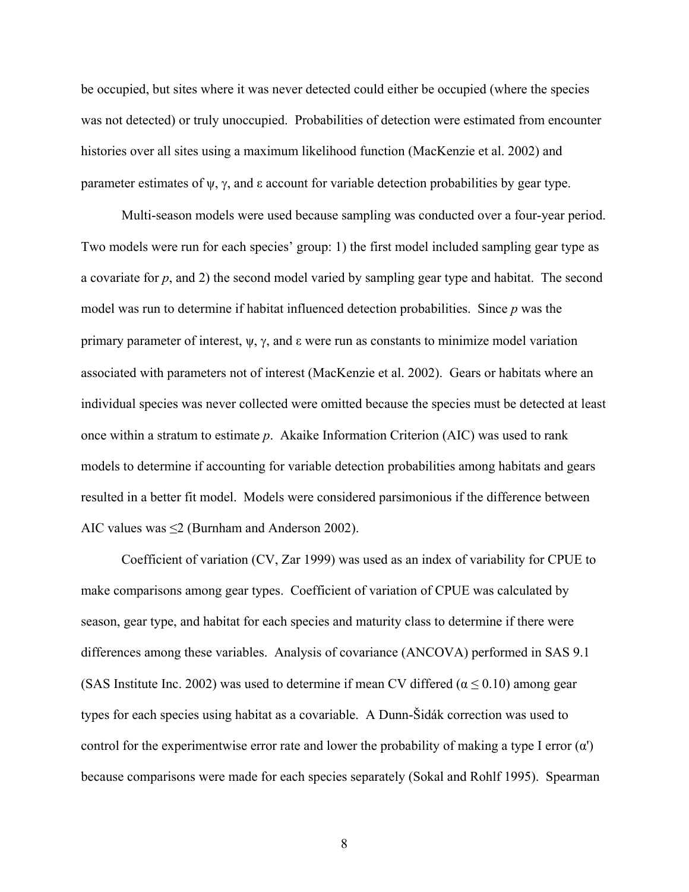be occupied, but sites where it was never detected could either be occupied (where the species was not detected) or truly unoccupied. Probabilities of detection were estimated from encounter histories over all sites using a maximum likelihood function (MacKenzie et al. 2002) and parameter estimates of $\psi$, $\gamma$, and $\varepsilon$ account for variable detection probabilities by gear type.

Multi-season models were used because sampling was conducted over a four-year period. Two models were run for each species' group: 1) the first model included sampling gear type as a covariate for $p$, and 2) the second model varied by sampling gear type and habitat. The second model was run to determine if habitat influenced detection probabilities. Since $p$ was the primary parameter of interest, $\psi$, $\gamma$, and $\varepsilon$ were run as constants to minimize model variation associated with parameters not of interest (MacKenzie et al. 2002). Gears or habitats where an individual species was never collected were omitted because the species must be detected at least once within a stratum to estimate $p$. Akaike Information Criterion (AIC) was used to rank models to determine if accounting for variable detection probabilities among habitats and gears resulted in a better fit model. Models were considered parsimonious if the difference between AIC values was $\leq 2$ (Burnham and Anderson 2002).

Coefficient of variation (CV, Zar 1999) was used as an index of variability for CPUE to make comparisons among gear types. Coefficient of variation of CPUE was calculated by season, gear type, and habitat for each species and maturity class to determine if there were differences among these variables. Analysis of covariance (ANCOVA) performed in SAS 9.1 (SAS Institute Inc. 2002) was used to determine if mean CV differed ($\alpha \leq 0.10$) among gear types for each species using habitat as a covariable. A Dunn-Šidák correction was used to control for the experimentwise error rate and lower the probability of making a type I error ($\alpha'$) because comparisons were made for each species separately (Sokal and Rohlf 1995). Spearman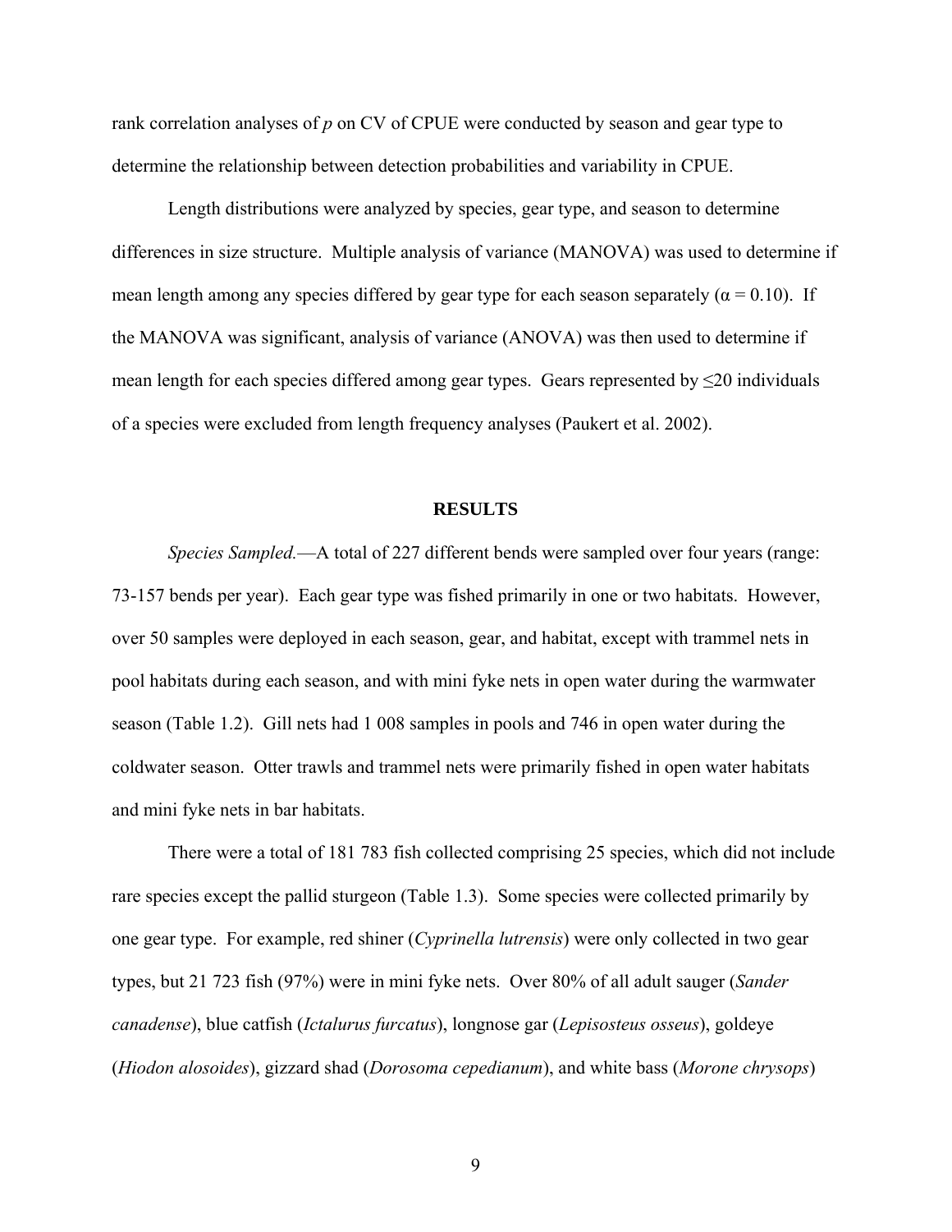rank correlation analyses of *p* on CV of CPUE were conducted by season and gear type to determine the relationship between detection probabilities and variability in CPUE.

Length distributions were analyzed by species, gear type, and season to determine differences in size structure. Multiple analysis of variance (MANOVA) was used to determine if mean length among any species differed by gear type for each season separately ($\alpha = 0.10$). If the MANOVA was significant, analysis of variance (ANOVA) was then used to determine if mean length for each species differed among gear types. Gears represented by ≤20 individuals of a species were excluded from length frequency analyses (Paukert et al. 2002).

## RESULTS

*Species Sampled.*—A total of 227 different bends were sampled over four years (range: 73-157 bends per year). Each gear type was fished primarily in one or two habitats. However, over 50 samples were deployed in each season, gear, and habitat, except with trammel nets in pool habitats during each season, and with mini fyke nets in open water during the warmwater season (Table 1.2). Gill nets had 1 008 samples in pools and 746 in open water during the coldwater season. Otter trawls and trammel nets were primarily fished in open water habitats and mini fyke nets in bar habitats.

There were a total of 181 783 fish collected comprising 25 species, which did not include rare species except the pallid sturgeon (Table 1.3). Some species were collected primarily by one gear type. For example, red shiner (*Cyprinella lutrensis*) were only collected in two gear types, but 21 723 fish (97%) were in mini fyke nets. Over 80% of all adult sauger (*Sander canadense*), blue catfish (*Ictalurus furcatus*), longnose gar (*Lepisosteus osseus*), goldeye (*Hiodon alosoides*), gizzard shad (*Dorosoma cepedianum*), and white bass (*Morone chrysops*)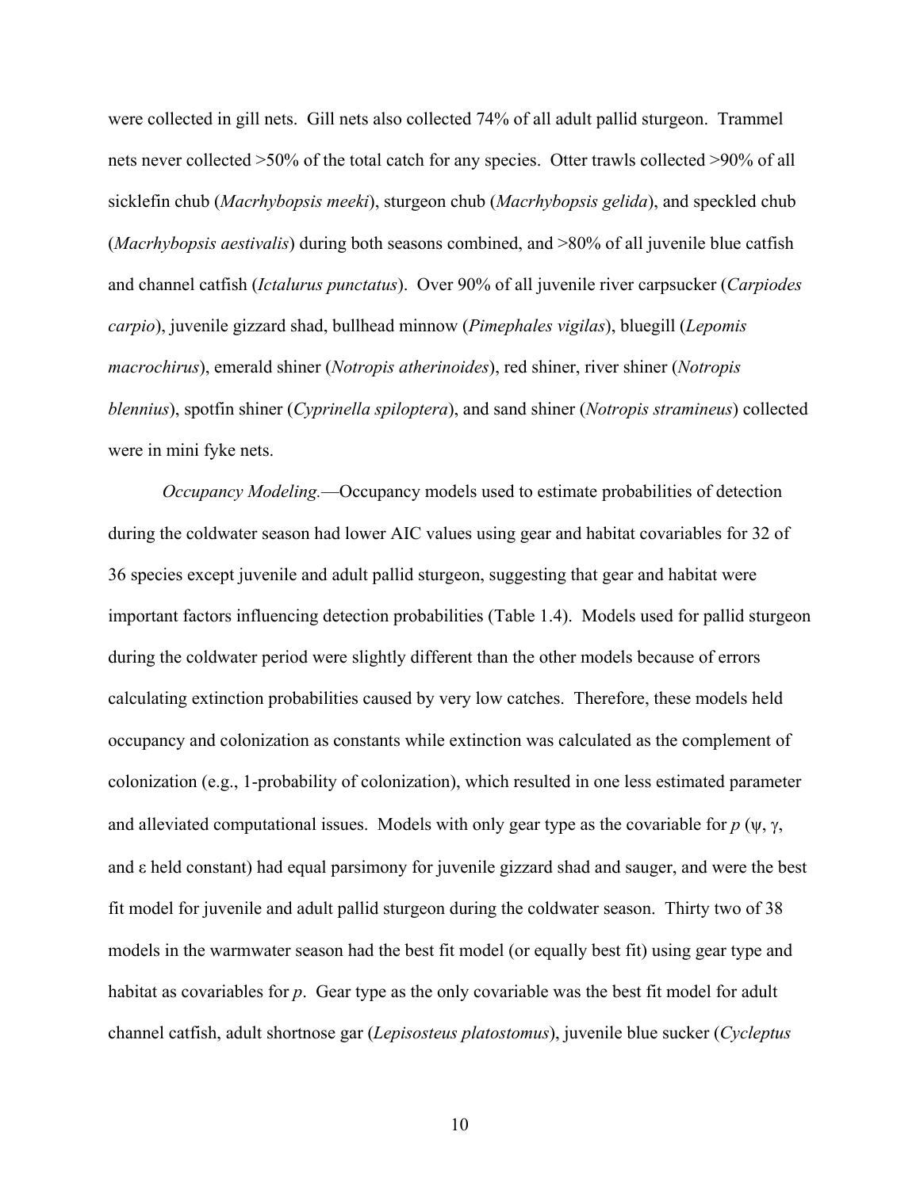were collected in gill nets. Gill nets also collected 74% of all adult pallid sturgeon. Trammel nets never collected >50% of the total catch for any species. Otter trawls collected >90% of all sicklefin chub (*Macrhybopsis meeki*), sturgeon chub (*Macrhybopsis gelida*), and speckled chub (*Macrhybopsis aestivalis*) during both seasons combined, and >80% of all juvenile blue catfish and channel catfish (*Ictalurus punctatus*). Over 90% of all juvenile river carpsucker (*Carpiodes carpio*), juvenile gizzard shad, bullhead minnow (*Pimephales vigilas*), bluegill (*Lepomis macrochirus*), emerald shiner (*Notropis atherinoides*), red shiner, river shiner (*Notropis blennius*), spotfin shiner (*Cyprinella spiloptera*), and sand shiner (*Notropis stramineus*) collected were in mini fyke nets.

*Occupancy Modeling.*—Occupancy models used to estimate probabilities of detection during the coldwater season had lower AIC values using gear and habitat covariables for 32 of 36 species except juvenile and adult pallid sturgeon, suggesting that gear and habitat were important factors influencing detection probabilities (Table 1.4). Models used for pallid sturgeon during the coldwater period were slightly different than the other models because of errors calculating extinction probabilities caused by very low catches. Therefore, these models held occupancy and colonization as constants while extinction was calculated as the complement of colonization (e.g., 1-probability of colonization), which resulted in one less estimated parameter and alleviated computational issues. Models with only gear type as the covariable for $p$ ($\psi$, $\gamma$, and $\varepsilon$ held constant) had equal parsimony for juvenile gizzard shad and sauger, and were the best fit model for juvenile and adult pallid sturgeon during the coldwater season. Thirty two of 38 models in the warmwater season had the best fit model (or equally best fit) using gear type and habitat as covariables for $p$. Gear type as the only covariable was the best fit model for adult channel catfish, adult shortnose gar (*Lepisosteus platostomus*), juvenile blue sucker (*Cycleptus*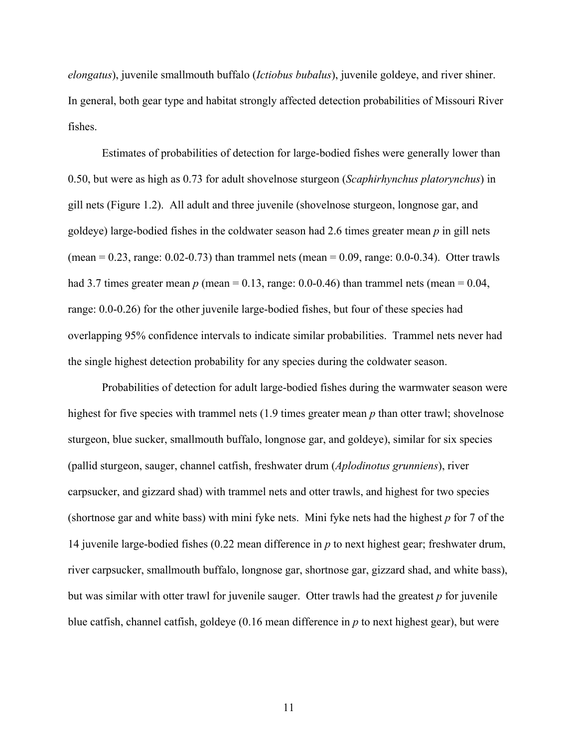*elongatus*), juvenile smallmouth buffalo (*Ictiobus bubalus*), juvenile goldeye, and river shiner. In general, both gear type and habitat strongly affected detection probabilities of Missouri River fishes.

Estimates of probabilities of detection for large-bodied fishes were generally lower than 0.50, but were as high as 0.73 for adult shovelnose sturgeon (*Scaphirhynchus platorynchus*) in gill nets (Figure 1.2). All adult and three juvenile (shovelnose sturgeon, longnose gar, and goldeye) large-bodied fishes in the coldwater season had 2.6 times greater mean $p$ in gill nets (mean = 0.23, range: 0.02-0.73) than trammel nets (mean = 0.09, range: 0.0-0.34). Otter trawls had 3.7 times greater mean $p$ (mean = 0.13, range: 0.0-0.46) than trammel nets (mean = 0.04, range: 0.0-0.26) for the other juvenile large-bodied fishes, but four of these species had overlapping 95% confidence intervals to indicate similar probabilities. Trammel nets never had the single highest detection probability for any species during the coldwater season.

Probabilities of detection for adult large-bodied fishes during the warmwater season were highest for five species with trammel nets (1.9 times greater mean $p$ than otter trawl; shovelnose sturgeon, blue sucker, smallmouth buffalo, longnose gar, and goldeye), similar for six species (pallid sturgeon, sauger, channel catfish, freshwater drum (*Aplodinotus grunniens*), river carpsucker, and gizzard shad) with trammel nets and otter trawls, and highest for two species (shortnose gar and white bass) with mini fyke nets. Mini fyke nets had the highest $p$ for 7 of the 14 juvenile large-bodied fishes (0.22 mean difference in $p$ to next highest gear; freshwater drum, river carpsucker, smallmouth buffalo, longnose gar, shortnose gar, gizzard shad, and white bass), but was similar with otter trawl for juvenile sauger. Otter trawls had the greatest $p$ for juvenile blue catfish, channel catfish, goldeye (0.16 mean difference in $p$ to next highest gear), but were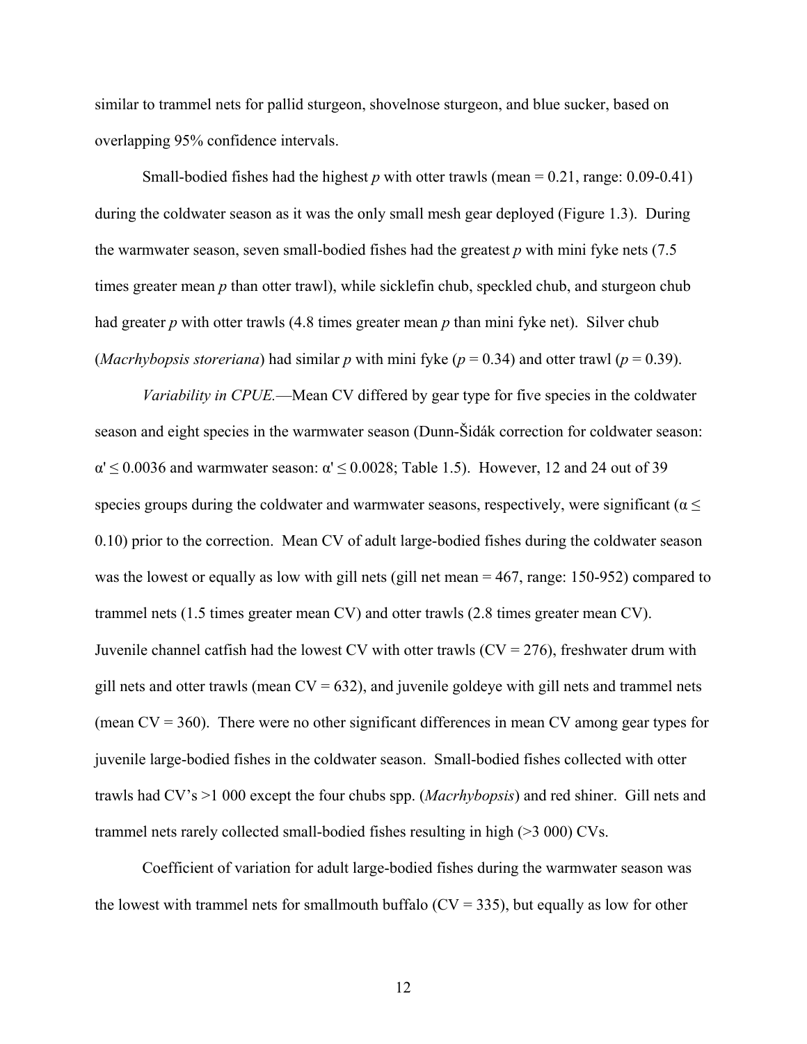similar to trammel nets for pallid sturgeon, shovelnose sturgeon, and blue sucker, based on overlapping 95% confidence intervals.

Small-bodied fishes had the highest $p$ with otter trawls (mean = 0.21, range: 0.09-0.41) during the coldwater season as it was the only small mesh gear deployed (Figure 1.3). During the warmwater season, seven small-bodied fishes had the greatest $p$ with mini fyke nets (7.5 times greater mean $p$ than otter trawl), while sicklefin chub, speckled chub, and sturgeon chub had greater $p$ with otter trawls (4.8 times greater mean $p$ than mini fyke net). Silver chub (*Macrhybopsis storeriana*) had similar $p$ with mini fyke ($p = 0.34$) and otter trawl ($p = 0.39$).

*Variability in CPUE.*—Mean CV differed by gear type for five species in the coldwater season and eight species in the warmwater season (Dunn-Šidák correction for coldwater season: $\alpha' \leq 0.0036$ and warmwater season: $\alpha' \leq 0.0028$; Table 1.5). However, 12 and 24 out of 39 species groups during the coldwater and warmwater seasons, respectively, were significant ($\alpha \leq 0.10$) prior to the correction. Mean CV of adult large-bodied fishes during the coldwater season was the lowest or equally as low with gill nets (gill net mean = 467, range: 150-952) compared to trammel nets (1.5 times greater mean CV) and otter trawls (2.8 times greater mean CV). Juvenile channel catfish had the lowest CV with otter trawls (CV = 276), freshwater drum with gill nets and otter trawls (mean CV = 632), and juvenile goldeye with gill nets and trammel nets (mean CV = 360). There were no other significant differences in mean CV among gear types for juvenile large-bodied fishes in the coldwater season. Small-bodied fishes collected with otter trawls had CV's >1 000 except the four chubs spp. (*Macrhybopsis*) and red shiner. Gill nets and trammel nets rarely collected small-bodied fishes resulting in high (>3 000) CVs.

Coefficient of variation for adult large-bodied fishes during the warmwater season was the lowest with trammel nets for smallmouth buffalo (CV = 335), but equally as low for other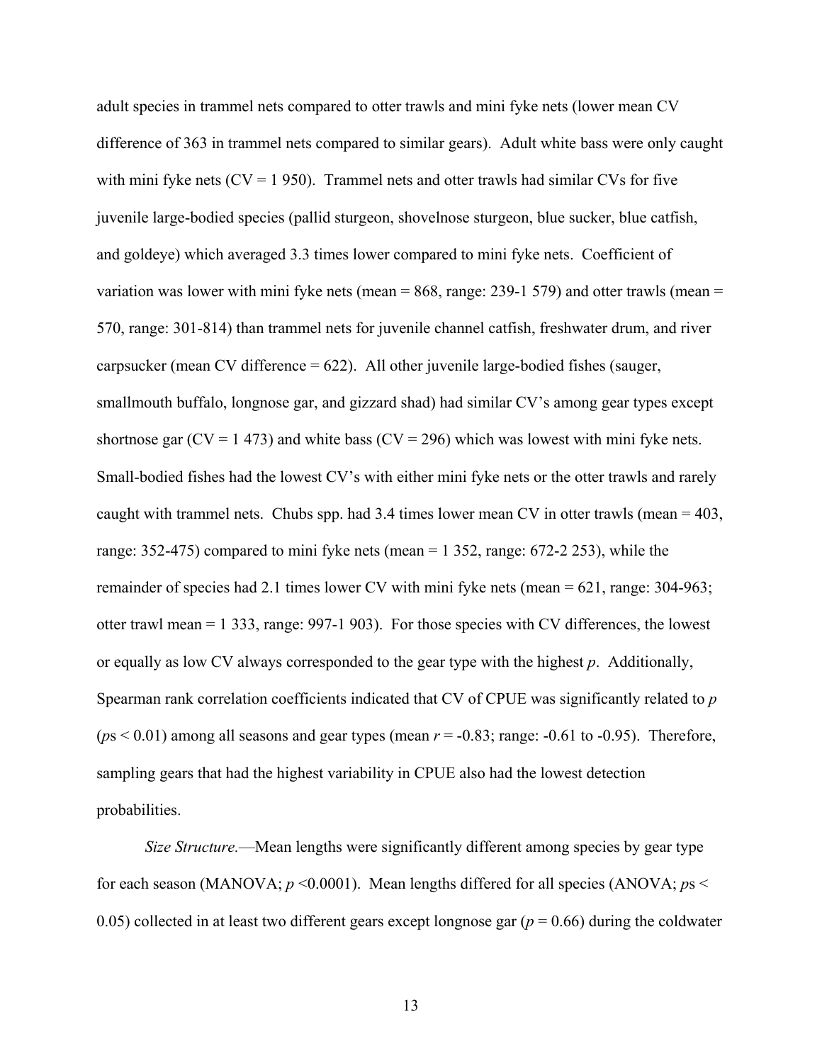adult species in trammel nets compared to otter trawls and mini fyke nets (lower mean CV difference of 363 in trammel nets compared to similar gears). Adult white bass were only caught with mini fyke nets (CV = 1 950). Trammel nets and otter trawls had similar CVs for five juvenile large-bodied species (pallid sturgeon, shovelnose sturgeon, blue sucker, blue catfish, and goldeye) which averaged 3.3 times lower compared to mini fyke nets. Coefficient of variation was lower with mini fyke nets (mean = 868, range: 239-1 579) and otter trawls (mean = 570, range: 301-814) than trammel nets for juvenile channel catfish, freshwater drum, and river carpsucker (mean CV difference = 622). All other juvenile large-bodied fishes (sauger, smallmouth buffalo, longnose gar, and gizzard shad) had similar CV's among gear types except shortnose gar (CV = 1 473) and white bass (CV = 296) which was lowest with mini fyke nets. Small-bodied fishes had the lowest CV's with either mini fyke nets or the otter trawls and rarely caught with trammel nets. Chubs spp. had 3.4 times lower mean CV in otter trawls (mean = 403, range: 352-475) compared to mini fyke nets (mean = 1 352, range: 672-2 253), while the remainder of species had 2.1 times lower CV with mini fyke nets (mean = 621, range: 304-963; otter trawl mean = 1 333, range: 997-1 903). For those species with CV differences, the lowest or equally as low CV always corresponded to the gear type with the highest $p$. Additionally, Spearman rank correlation coefficients indicated that CV of CPUE was significantly related to $p$ ($p$s < 0.01) among all seasons and gear types (mean $r = -0.83$; range: -0.61 to -0.95). Therefore, sampling gears that had the highest variability in CPUE also had the lowest detection probabilities.

*Size Structure.*—Mean lengths were significantly different among species by gear type for each season (MANOVA; $p < 0.0001$). Mean lengths differed for all species (ANOVA; $p$s < 0.05) collected in at least two different gears except longnose gar ($p = 0.66$) during the coldwater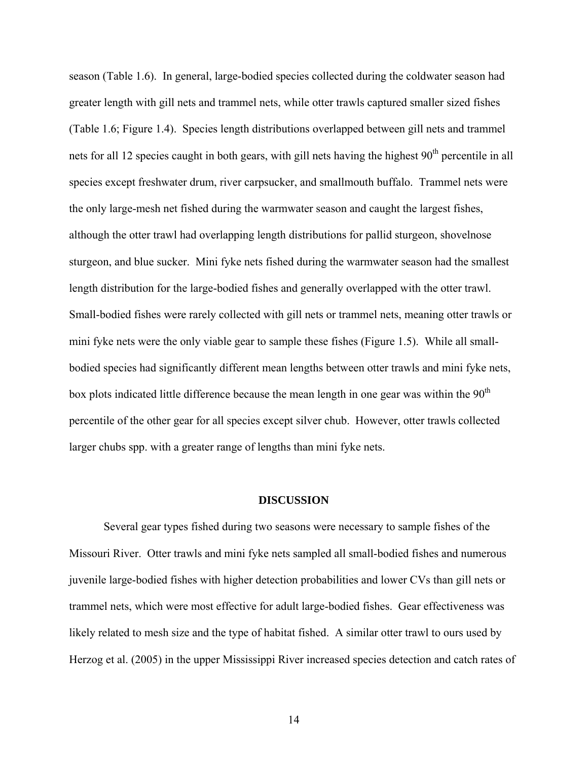season (Table 1.6). In general, large-bodied species collected during the coldwater season had greater length with gill nets and trammel nets, while otter trawls captured smaller sized fishes (Table 1.6; Figure 1.4). Species length distributions overlapped between gill nets and trammel nets for all 12 species caught in both gears, with gill nets having the highest 90th percentile in all species except freshwater drum, river carpsucker, and smallmouth buffalo. Trammel nets were the only large-mesh net fished during the warmwater season and caught the largest fishes, although the otter trawl had overlapping length distributions for pallid sturgeon, shovelnose sturgeon, and blue sucker. Mini fyke nets fished during the warmwater season had the smallest length distribution for the large-bodied fishes and generally overlapped with the otter trawl. Small-bodied fishes were rarely collected with gill nets or trammel nets, meaning otter trawls or mini fyke nets were the only viable gear to sample these fishes (Figure 1.5). While all small-bodied species had significantly different mean lengths between otter trawls and mini fyke nets, box plots indicated little difference because the mean length in one gear was within the 90th percentile of the other gear for all species except silver chub. However, otter trawls collected larger chubs spp. with a greater range of lengths than mini fyke nets.

## DISCUSSION

Several gear types fished during two seasons were necessary to sample fishes of the Missouri River. Otter trawls and mini fyke nets sampled all small-bodied fishes and numerous juvenile large-bodied fishes with higher detection probabilities and lower CVs than gill nets or trammel nets, which were most effective for adult large-bodied fishes. Gear effectiveness was likely related to mesh size and the type of habitat fished. A similar otter trawl to ours used by Herzog et al. (2005) in the upper Mississippi River increased species detection and catch rates of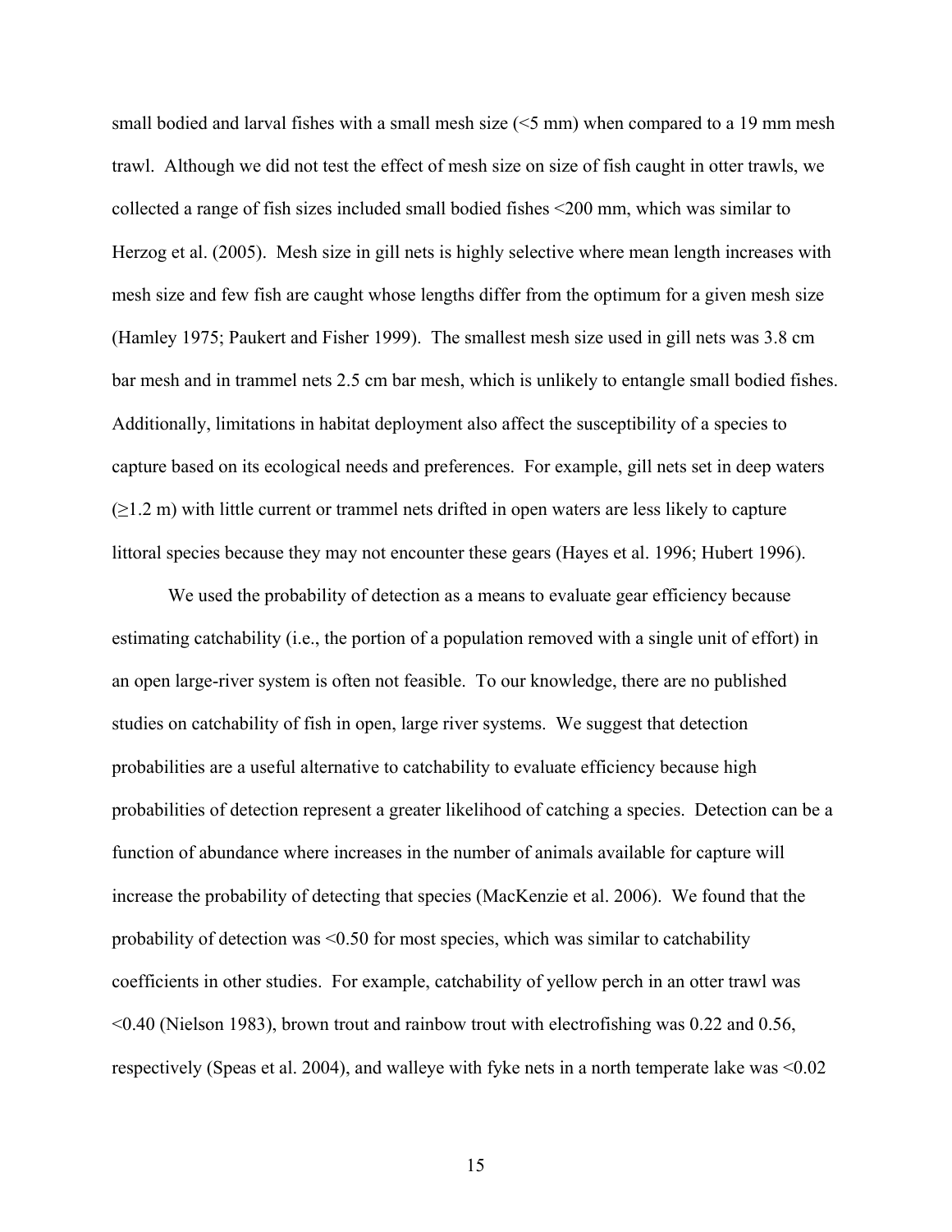small bodied and larval fishes with a small mesh size (<5 mm) when compared to a 19 mm mesh trawl. Although we did not test the effect of mesh size on size of fish caught in otter trawls, we collected a range of fish sizes included small bodied fishes <200 mm, which was similar to Herzog et al. (2005). Mesh size in gill nets is highly selective where mean length increases with mesh size and few fish are caught whose lengths differ from the optimum for a given mesh size (Hamley 1975; Paukert and Fisher 1999). The smallest mesh size used in gill nets was 3.8 cm bar mesh and in trammel nets 2.5 cm bar mesh, which is unlikely to entangle small bodied fishes. Additionally, limitations in habitat deployment also affect the susceptibility of a species to capture based on its ecological needs and preferences. For example, gill nets set in deep waters (≥1.2 m) with little current or trammel nets drifted in open waters are less likely to capture littoral species because they may not encounter these gears (Hayes et al. 1996; Hubert 1996).

We used the probability of detection as a means to evaluate gear efficiency because estimating catchability (i.e., the portion of a population removed with a single unit of effort) in an open large-river system is often not feasible. To our knowledge, there are no published studies on catchability of fish in open, large river systems. We suggest that detection probabilities are a useful alternative to catchability to evaluate efficiency because high probabilities of detection represent a greater likelihood of catching a species. Detection can be a function of abundance where increases in the number of animals available for capture will increase the probability of detecting that species (MacKenzie et al. 2006). We found that the probability of detection was <0.50 for most species, which was similar to catchability coefficients in other studies. For example, catchability of yellow perch in an otter trawl was <0.40 (Nielson 1983), brown trout and rainbow trout with electrofishing was 0.22 and 0.56, respectively (Speas et al. 2004), and walleye with fyke nets in a north temperate lake was <0.02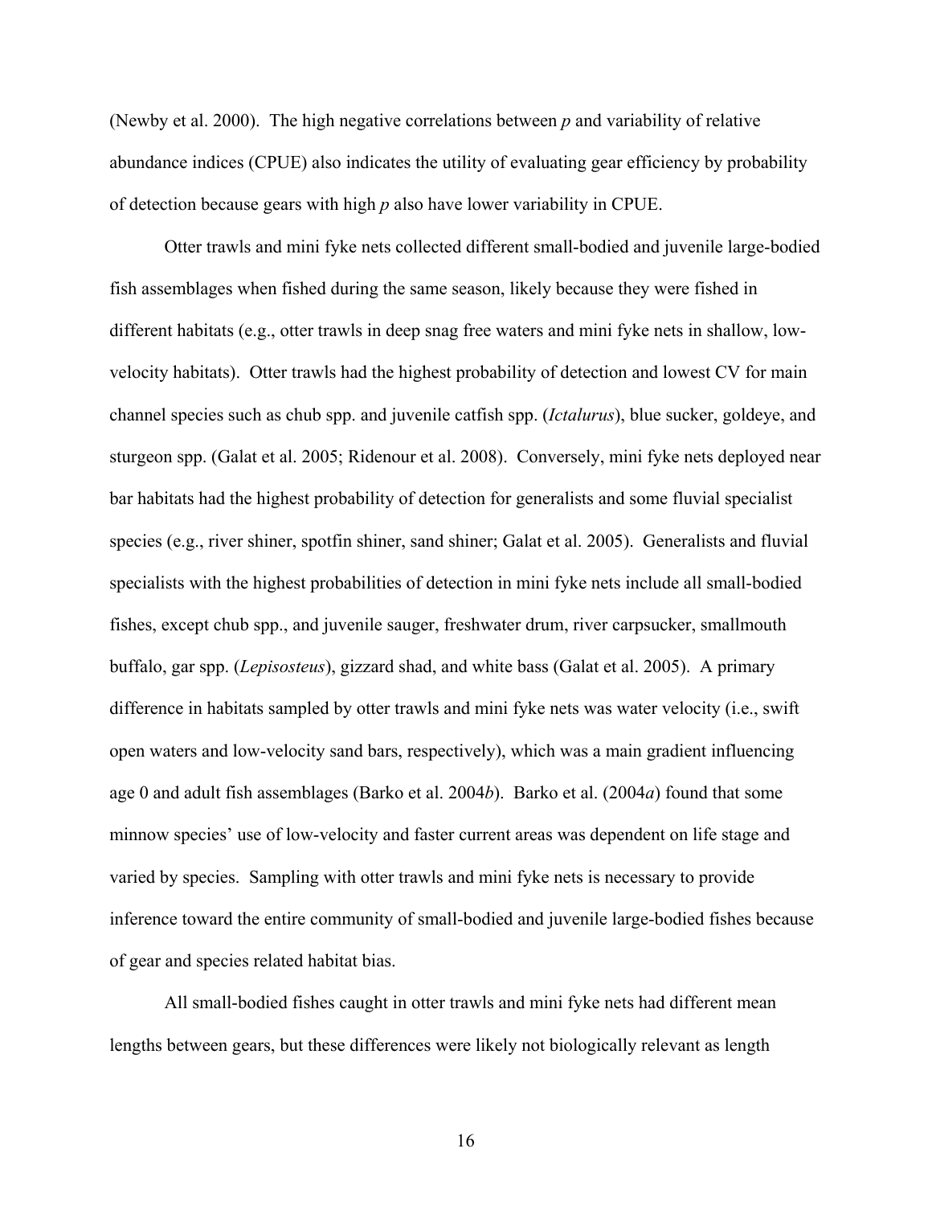(Newby et al. 2000). The high negative correlations between $p$ and variability of relative abundance indices (CPUE) also indicates the utility of evaluating gear efficiency by probability of detection because gears with high $p$ also have lower variability in CPUE.

Otter trawls and mini fyke nets collected different small-bodied and juvenile large-bodied fish assemblages when fished during the same season, likely because they were fished in different habitats (e.g., otter trawls in deep snag free waters and mini fyke nets in shallow, low-velocity habitats). Otter trawls had the highest probability of detection and lowest CV for main channel species such as chub spp. and juvenile catfish spp. (*Ictalurus*), blue sucker, goldeye, and sturgeon spp. (Galat et al. 2005; Ridenour et al. 2008). Conversely, mini fyke nets deployed near bar habitats had the highest probability of detection for generalists and some fluvial specialist species (e.g., river shiner, spotfin shiner, sand shiner; Galat et al. 2005). Generalists and fluvial specialists with the highest probabilities of detection in mini fyke nets include all small-bodied fishes, except chub spp., and juvenile sauger, freshwater drum, river carpsucker, smallmouth buffalo, gar spp. (*Lepisosteus*), gizzard shad, and white bass (Galat et al. 2005). A primary difference in habitats sampled by otter trawls and mini fyke nets was water velocity (i.e., swift open waters and low-velocity sand bars, respectively), which was a main gradient influencing age 0 and adult fish assemblages (Barko et al. 2004*b*). Barko et al. (2004*a*) found that some minnow species' use of low-velocity and faster current areas was dependent on life stage and varied by species. Sampling with otter trawls and mini fyke nets is necessary to provide inference toward the entire community of small-bodied and juvenile large-bodied fishes because of gear and species related habitat bias.

All small-bodied fishes caught in otter trawls and mini fyke nets had different mean lengths between gears, but these differences were likely not biologically relevant as length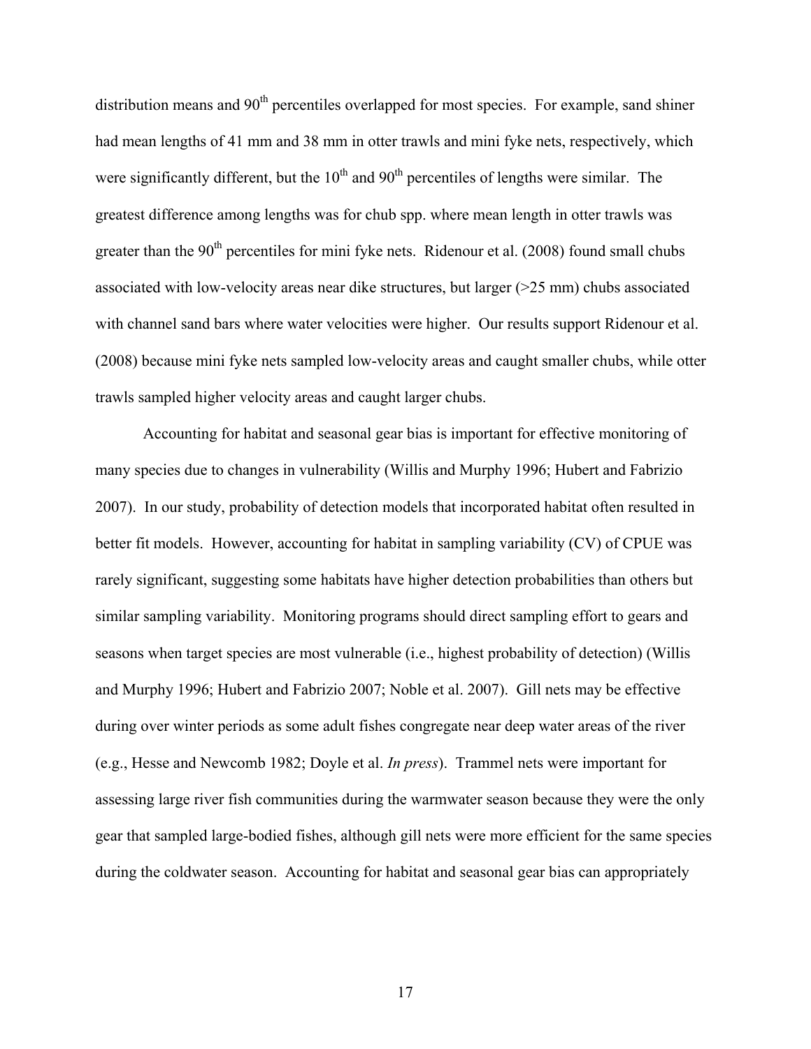distribution means and 90$^{th}$ percentiles overlapped for most species. For example, sand shiner had mean lengths of 41 mm and 38 mm in otter trawls and mini fyke nets, respectively, which were significantly different, but the 10$^{th}$ and 90$^{th}$ percentiles of lengths were similar. The greatest difference among lengths was for chub spp. where mean length in otter trawls was greater than the 90$^{th}$ percentiles for mini fyke nets. Ridenour et al. (2008) found small chubs associated with low-velocity areas near dike structures, but larger (>25 mm) chubs associated with channel sand bars where water velocities were higher. Our results support Ridenour et al. (2008) because mini fyke nets sampled low-velocity areas and caught smaller chubs, while otter trawls sampled higher velocity areas and caught larger chubs.

Accounting for habitat and seasonal gear bias is important for effective monitoring of many species due to changes in vulnerability (Willis and Murphy 1996; Hubert and Fabrizio 2007). In our study, probability of detection models that incorporated habitat often resulted in better fit models. However, accounting for habitat in sampling variability (CV) of CPUE was rarely significant, suggesting some habitats have higher detection probabilities than others but similar sampling variability. Monitoring programs should direct sampling effort to gears and seasons when target species are most vulnerable (i.e., highest probability of detection) (Willis and Murphy 1996; Hubert and Fabrizio 2007; Noble et al. 2007). Gill nets may be effective during over winter periods as some adult fishes congregate near deep water areas of the river (e.g., Hesse and Newcomb 1982; Doyle et al. *In press*). Trammel nets were important for assessing large river fish communities during the warmwater season because they were the only gear that sampled large-bodied fishes, although gill nets were more efficient for the same species during the coldwater season. Accounting for habitat and seasonal gear bias can appropriately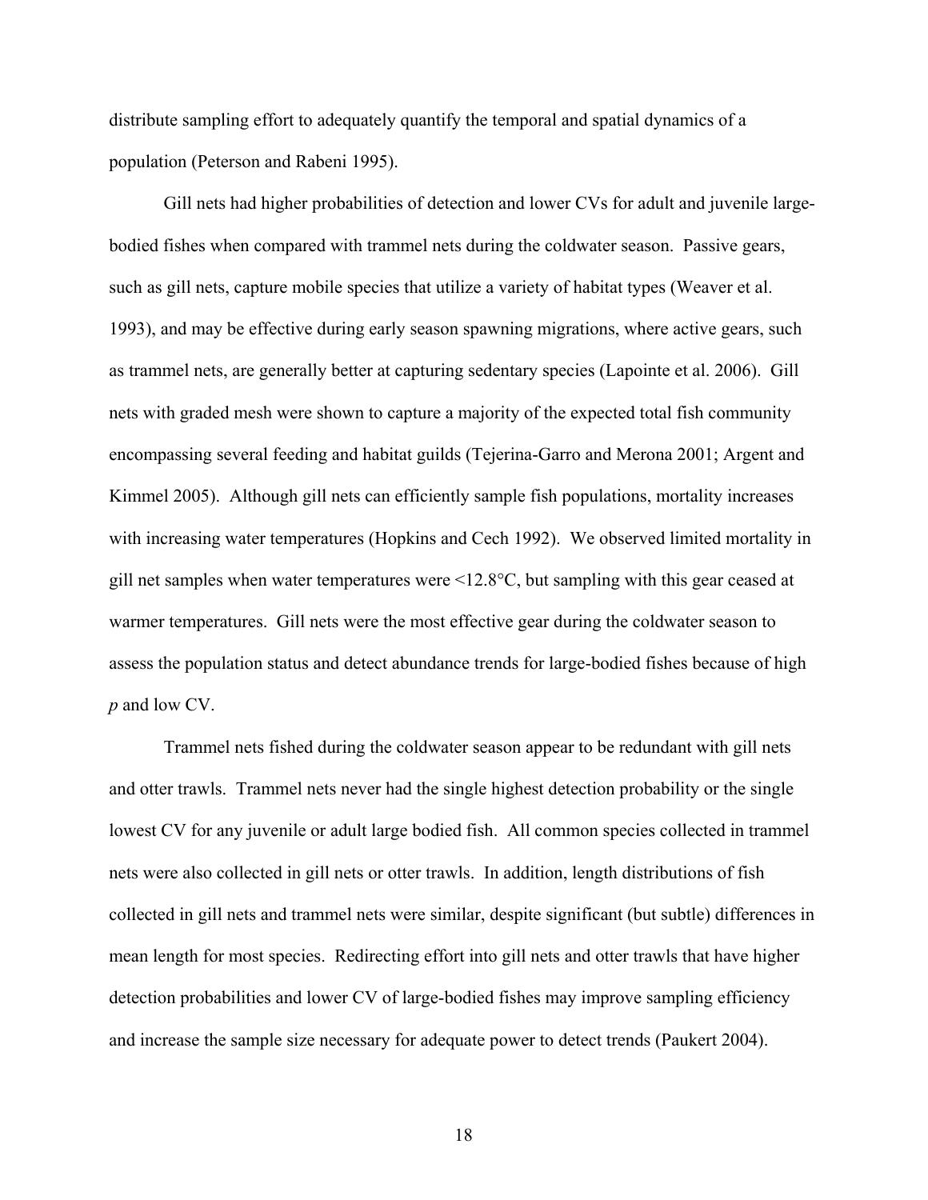distribute sampling effort to adequately quantify the temporal and spatial dynamics of a population (Peterson and Rabeni 1995).

Gill nets had higher probabilities of detection and lower CVs for adult and juvenile large-bodied fishes when compared with trammel nets during the coldwater season. Passive gears, such as gill nets, capture mobile species that utilize a variety of habitat types (Weaver et al. 1993), and may be effective during early season spawning migrations, where active gears, such as trammel nets, are generally better at capturing sedentary species (Lapointe et al. 2006). Gill nets with graded mesh were shown to capture a majority of the expected total fish community encompassing several feeding and habitat guilds (Tejerina-Garro and Merona 2001; Argent and Kimmel 2005). Although gill nets can efficiently sample fish populations, mortality increases with increasing water temperatures (Hopkins and Cech 1992). We observed limited mortality in gill net samples when water temperatures were <12.8°C, but sampling with this gear ceased at warmer temperatures. Gill nets were the most effective gear during the coldwater season to assess the population status and detect abundance trends for large-bodied fishes because of high $p$ and low CV.

Trammel nets fished during the coldwater season appear to be redundant with gill nets and otter trawls. Trammel nets never had the single highest detection probability or the single lowest CV for any juvenile or adult large bodied fish. All common species collected in trammel nets were also collected in gill nets or otter trawls. In addition, length distributions of fish collected in gill nets and trammel nets were similar, despite significant (but subtle) differences in mean length for most species. Redirecting effort into gill nets and otter trawls that have higher detection probabilities and lower CV of large-bodied fishes may improve sampling efficiency and increase the sample size necessary for adequate power to detect trends (Paukert 2004).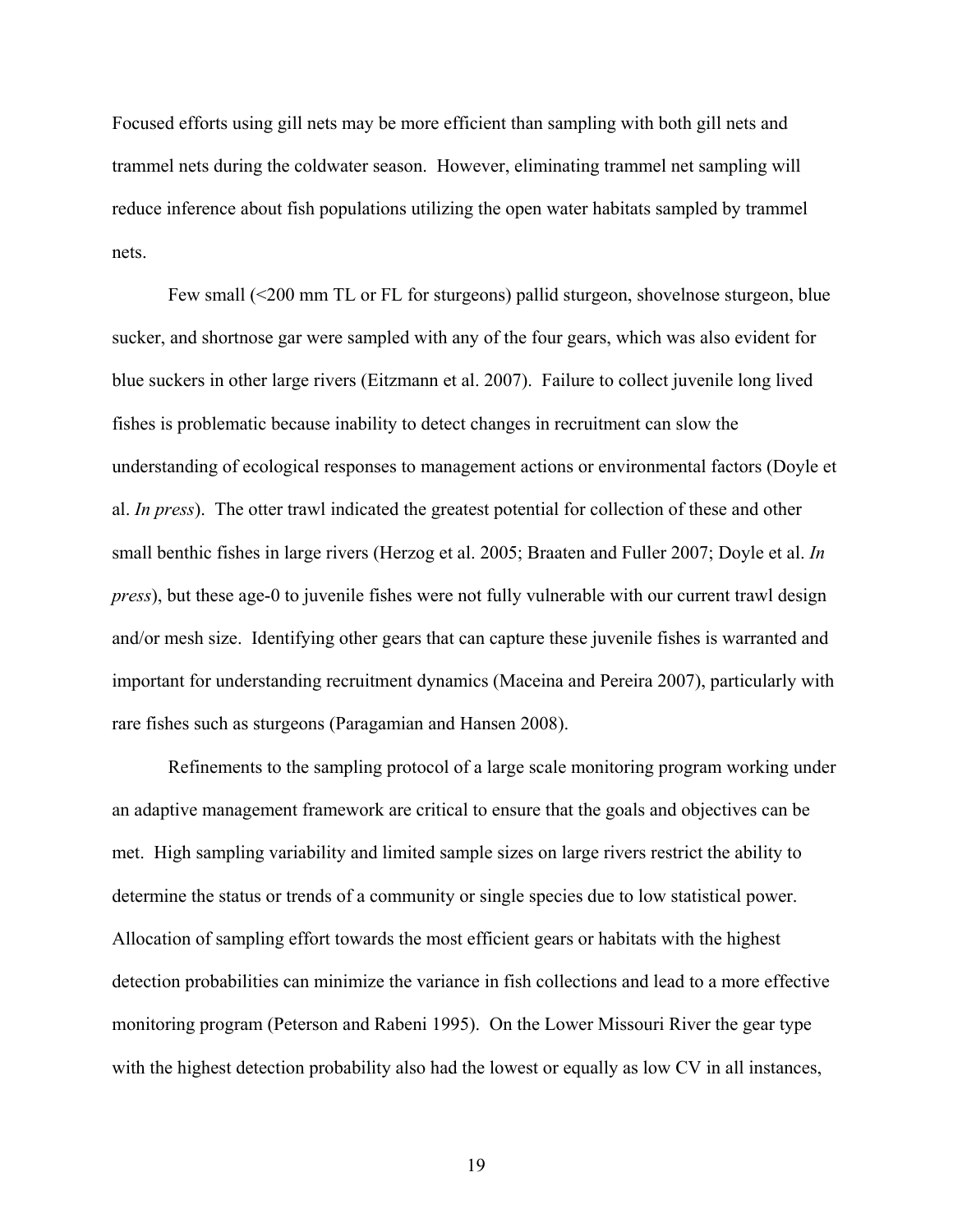Focused efforts using gill nets may be more efficient than sampling with both gill nets and trammel nets during the coldwater season. However, eliminating trammel net sampling will reduce inference about fish populations utilizing the open water habitats sampled by trammel nets.

Few small (<200 mm TL or FL for sturgeons) pallid sturgeon, shovelnose sturgeon, blue sucker, and shortnose gar were sampled with any of the four gears, which was also evident for blue suckers in other large rivers (Eitzmann et al. 2007). Failure to collect juvenile long lived fishes is problematic because inability to detect changes in recruitment can slow the understanding of ecological responses to management actions or environmental factors (Doyle et al. *In press*). The otter trawl indicated the greatest potential for collection of these and other small benthic fishes in large rivers (Herzog et al. 2005; Braaten and Fuller 2007; Doyle et al. *In press*), but these age-0 to juvenile fishes were not fully vulnerable with our current trawl design and/or mesh size. Identifying other gears that can capture these juvenile fishes is warranted and important for understanding recruitment dynamics (Maceina and Pereira 2007), particularly with rare fishes such as sturgeons (Paragamian and Hansen 2008).

Refinements to the sampling protocol of a large scale monitoring program working under an adaptive management framework are critical to ensure that the goals and objectives can be met. High sampling variability and limited sample sizes on large rivers restrict the ability to determine the status or trends of a community or single species due to low statistical power. Allocation of sampling effort towards the most efficient gears or habitats with the highest detection probabilities can minimize the variance in fish collections and lead to a more effective monitoring program (Peterson and Rabeni 1995). On the Lower Missouri River the gear type with the highest detection probability also had the lowest or equally as low CV in all instances,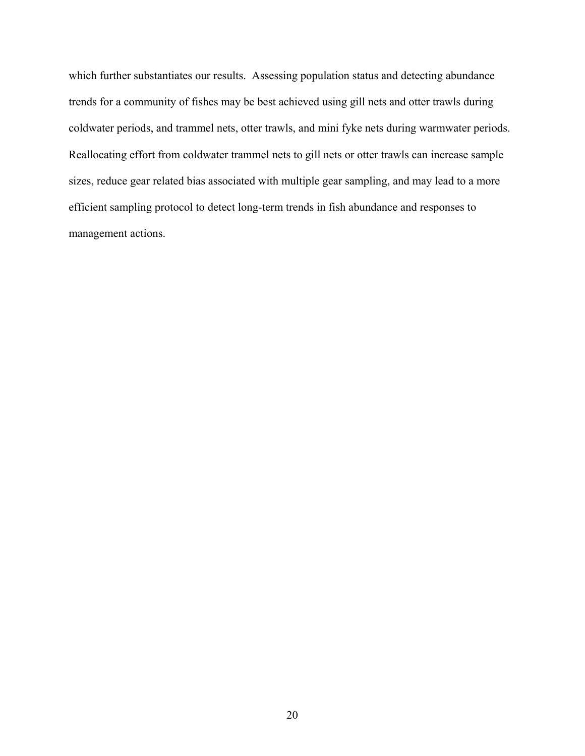which further substantiates our results. Assessing population status and detecting abundance trends for a community of fishes may be best achieved using gill nets and otter trawls during coldwater periods, and trammel nets, otter trawls, and mini fyke nets during warmwater periods. Reallocating effort from coldwater trammel nets to gill nets or otter trawls can increase sample sizes, reduce gear related bias associated with multiple gear sampling, and may lead to a more efficient sampling protocol to detect long-term trends in fish abundance and responses to management actions.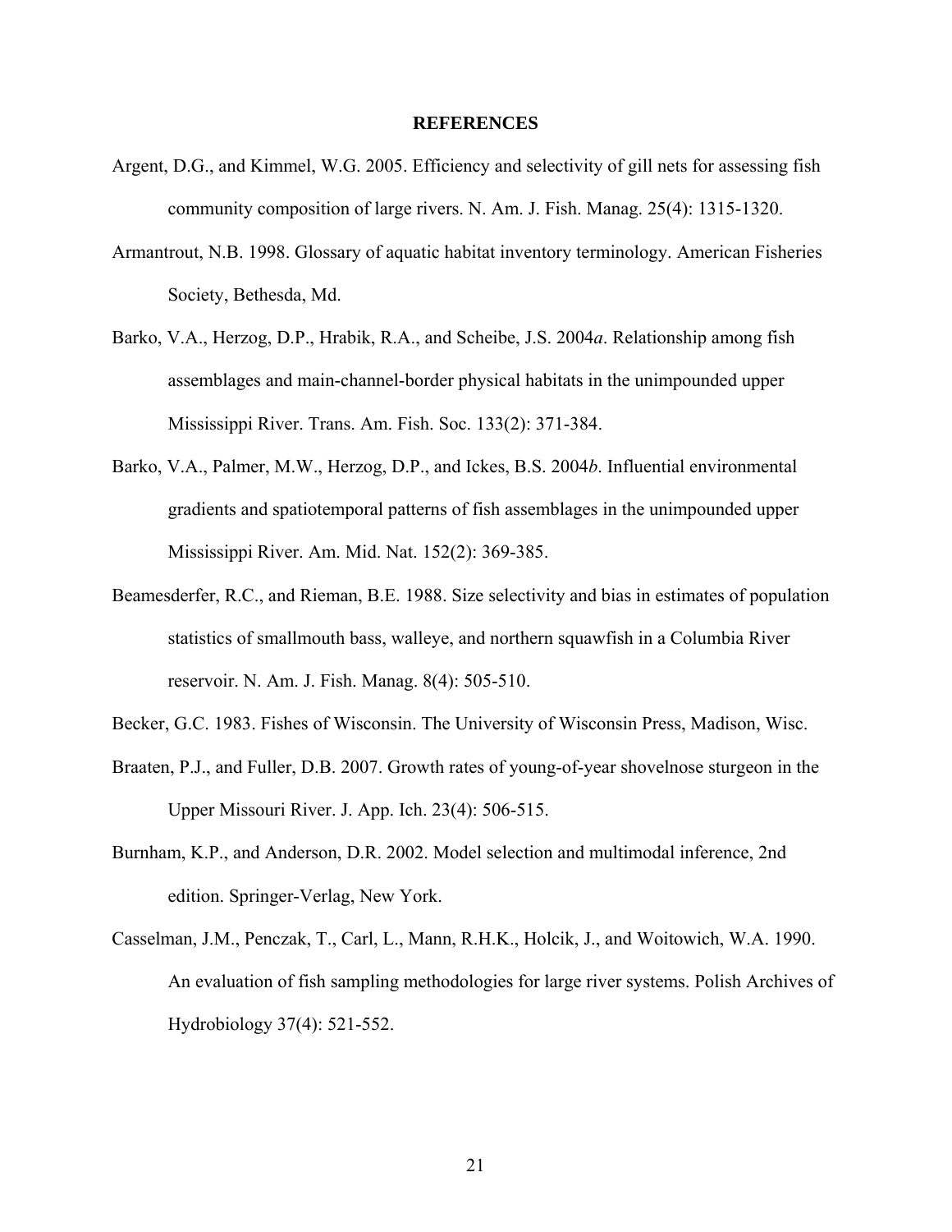## REFERENCES

Argent, D.G., and Kimmel, W.G. 2005. Efficiency and selectivity of gill nets for assessing fish community composition of large rivers. N. Am. J. Fish. Manag. 25(4): 1315-1320.

Armantrout, N.B. 1998. Glossary of aquatic habitat inventory terminology. American Fisheries Society, Bethesda, Md.

Barko, V.A., Herzog, D.P., Hrabik, R.A., and Scheibe, J.S. 2004*a*. Relationship among fish assemblages and main-channel-border physical habitats in the unimpounded upper Mississippi River. Trans. Am. Fish. Soc. 133(2): 371-384.

Barko, V.A., Palmer, M.W., Herzog, D.P., and Ickes, B.S. 2004*b*. Influential environmental gradients and spatiotemporal patterns of fish assemblages in the unimpounded upper Mississippi River. Am. Mid. Nat. 152(2): 369-385.

Beamesderfer, R.C., and Rieman, B.E. 1988. Size selectivity and bias in estimates of population statistics of smallmouth bass, walleye, and northern squawfish in a Columbia River reservoir. N. Am. J. Fish. Manag. 8(4): 505-510.

Becker, G.C. 1983. Fishes of Wisconsin. The University of Wisconsin Press, Madison, Wisc.

Braaten, P.J., and Fuller, D.B. 2007. Growth rates of young-of-year shovelnose sturgeon in the Upper Missouri River. J. App. Ich. 23(4): 506-515.

Burnham, K.P., and Anderson, D.R. 2002. Model selection and multimodal inference, 2nd edition. Springer-Verlag, New York.

Casselman, J.M., Penczak, T., Carl, L., Mann, R.H.K., Holcik, J., and Woitowich, W.A. 1990. An evaluation of fish sampling methodologies for large river systems. Polish Archives of Hydrobiology 37(4): 521-552.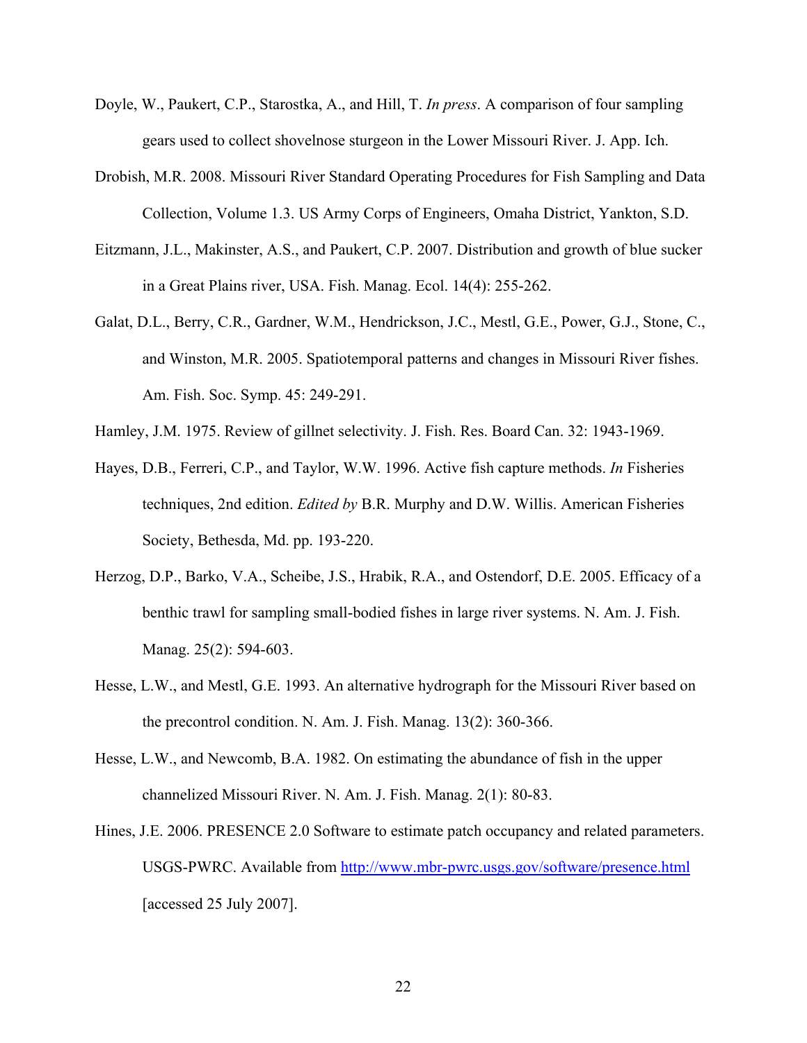Doyle, W., Paukert, C.P., Starostka, A., and Hill, T. *In press*. A comparison of four sampling gears used to collect shovelnose sturgeon in the Lower Missouri River. J. App. Ich.

Drobish, M.R. 2008. Missouri River Standard Operating Procedures for Fish Sampling and Data Collection, Volume 1.3. US Army Corps of Engineers, Omaha District, Yankton, S.D.

Eitzmann, J.L., Makinster, A.S., and Paukert, C.P. 2007. Distribution and growth of blue sucker in a Great Plains river, USA. Fish. Manag. Ecol. 14(4): 255-262.

Galat, D.L., Berry, C.R., Gardner, W.M., Hendrickson, J.C., Mestl, G.E., Power, G.J., Stone, C., and Winston, M.R. 2005. Spatiotemporal patterns and changes in Missouri River fishes. Am. Fish. Soc. Symp. 45: 249-291.

Hamley, J.M. 1975. Review of gillnet selectivity. J. Fish. Res. Board Can. 32: 1943-1969.

Hayes, D.B., Ferreri, C.P., and Taylor, W.W. 1996. Active fish capture methods. *In* Fisheries techniques, 2nd edition. *Edited by* B.R. Murphy and D.W. Willis. American Fisheries Society, Bethesda, Md. pp. 193-220.

Herzog, D.P., Barko, V.A., Scheibe, J.S., Hrabik, R.A., and Ostendorf, D.E. 2005. Efficacy of a benthic trawl for sampling small-bodied fishes in large river systems. N. Am. J. Fish. Manag. 25(2): 594-603.

Hesse, L.W., and Mestl, G.E. 1993. An alternative hydrograph for the Missouri River based on the precontrol condition. N. Am. J. Fish. Manag. 13(2): 360-366.

Hesse, L.W., and Newcomb, B.A. 1982. On estimating the abundance of fish in the upper channelized Missouri River. N. Am. J. Fish. Manag. 2(1): 80-83.

Hines, J.E. 2006. PRESENCE 2.0 Software to estimate patch occupancy and related parameters. USGS-PWRC. Available from http://www.mbr-pwrc.usgs.gov/software/presence.html [accessed 25 July 2007].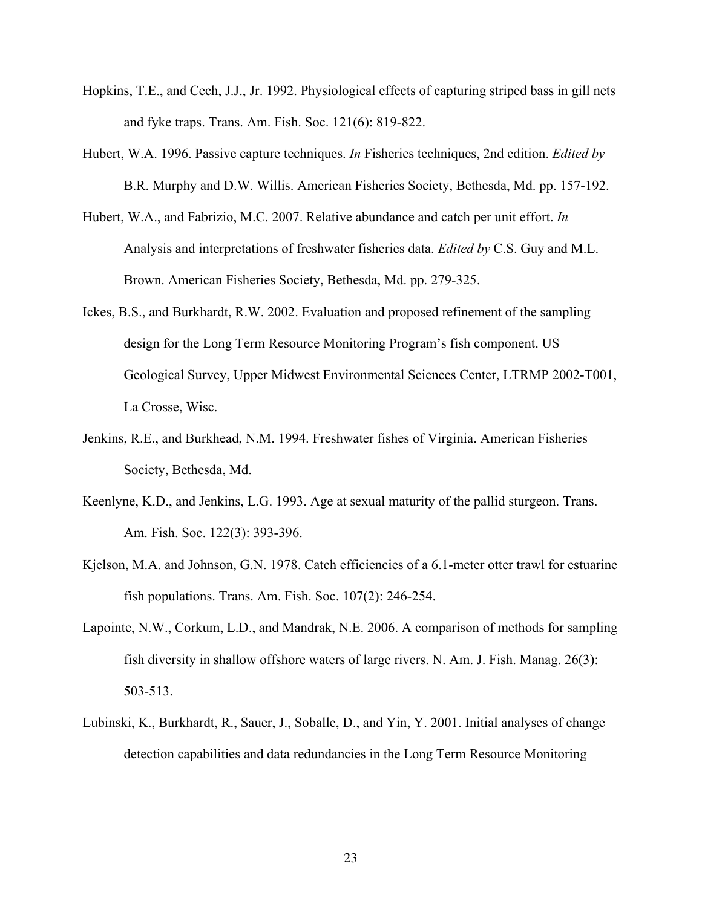Hopkins, T.E., and Cech, J.J., Jr. 1992. Physiological effects of capturing striped bass in gill nets and fyke traps. Trans. Am. Fish. Soc. 121(6): 819-822.

Hubert, W.A. 1996. Passive capture techniques. *In* Fisheries techniques, 2nd edition. *Edited by* B.R. Murphy and D.W. Willis. American Fisheries Society, Bethesda, Md. pp. 157-192.

Hubert, W.A., and Fabrizio, M.C. 2007. Relative abundance and catch per unit effort. *In* Analysis and interpretations of freshwater fisheries data. *Edited by* C.S. Guy and M.L. Brown. American Fisheries Society, Bethesda, Md. pp. 279-325.

Ickes, B.S., and Burkhardt, R.W. 2002. Evaluation and proposed refinement of the sampling design for the Long Term Resource Monitoring Program's fish component. US Geological Survey, Upper Midwest Environmental Sciences Center, LTRMP 2002-T001, La Crosse, Wisc.

Jenkins, R.E., and Burkhead, N.M. 1994. Freshwater fishes of Virginia. American Fisheries Society, Bethesda, Md.

Keenlyne, K.D., and Jenkins, L.G. 1993. Age at sexual maturity of the pallid sturgeon. Trans. Am. Fish. Soc. 122(3): 393-396.

Kjelson, M.A. and Johnson, G.N. 1978. Catch efficiencies of a 6.1-meter otter trawl for estuarine fish populations. Trans. Am. Fish. Soc. 107(2): 246-254.

Lapointe, N.W., Corkum, L.D., and Mandrak, N.E. 2006. A comparison of methods for sampling fish diversity in shallow offshore waters of large rivers. N. Am. J. Fish. Manag. 26(3): 503-513.

Lubinski, K., Burkhardt, R., Sauer, J., Soballe, D., and Yin, Y. 2001. Initial analyses of change detection capabilities and data redundancies in the Long Term Resource Monitoring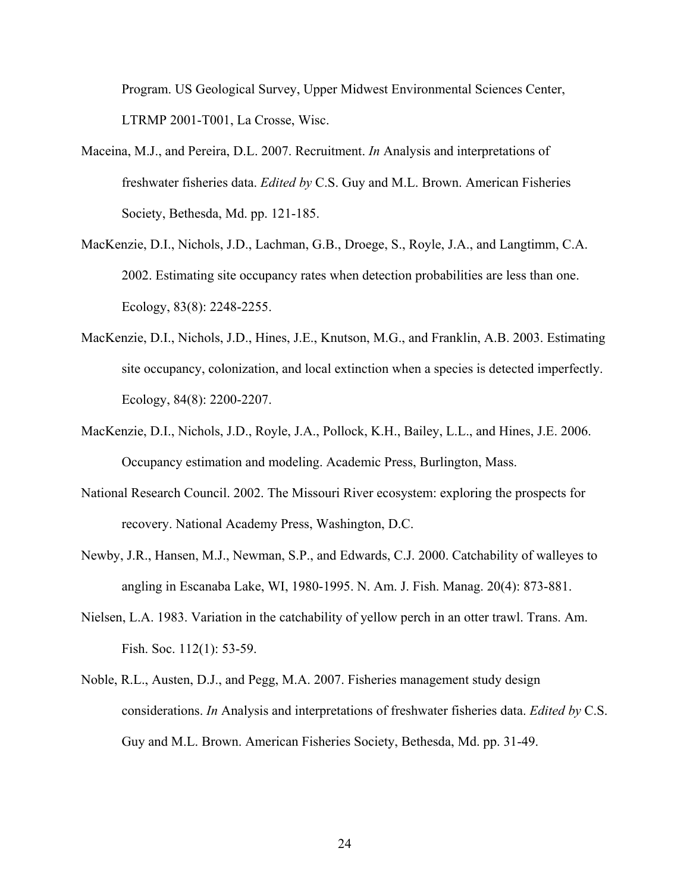Program. US Geological Survey, Upper Midwest Environmental Sciences Center, LTRMP 2001-T001, La Crosse, Wisc.

Maceina, M.J., and Pereira, D.L. 2007. Recruitment. *In* Analysis and interpretations of freshwater fisheries data. *Edited by* C.S. Guy and M.L. Brown. American Fisheries Society, Bethesda, Md. pp. 121-185.

MacKenzie, D.I., Nichols, J.D., Lachman, G.B., Droege, S., Royle, J.A., and Langtimm, C.A. 2002. Estimating site occupancy rates when detection probabilities are less than one. Ecology, 83(8): 2248-2255.

MacKenzie, D.I., Nichols, J.D., Hines, J.E., Knutson, M.G., and Franklin, A.B. 2003. Estimating site occupancy, colonization, and local extinction when a species is detected imperfectly. Ecology, 84(8): 2200-2207.

MacKenzie, D.I., Nichols, J.D., Royle, J.A., Pollock, K.H., Bailey, L.L., and Hines, J.E. 2006. Occupancy estimation and modeling. Academic Press, Burlington, Mass.

National Research Council. 2002. The Missouri River ecosystem: exploring the prospects for recovery. National Academy Press, Washington, D.C.

Newby, J.R., Hansen, M.J., Newman, S.P., and Edwards, C.J. 2000. Catchability of walleyes to angling in Escanaba Lake, WI, 1980-1995. N. Am. J. Fish. Manag. 20(4): 873-881.

Nielsen, L.A. 1983. Variation in the catchability of yellow perch in an otter trawl. Trans. Am. Fish. Soc. 112(1): 53-59.

Noble, R.L., Austen, D.J., and Pegg, M.A. 2007. Fisheries management study design considerations. *In* Analysis and interpretations of freshwater fisheries data. *Edited by* C.S. Guy and M.L. Brown. American Fisheries Society, Bethesda, Md. pp. 31-49.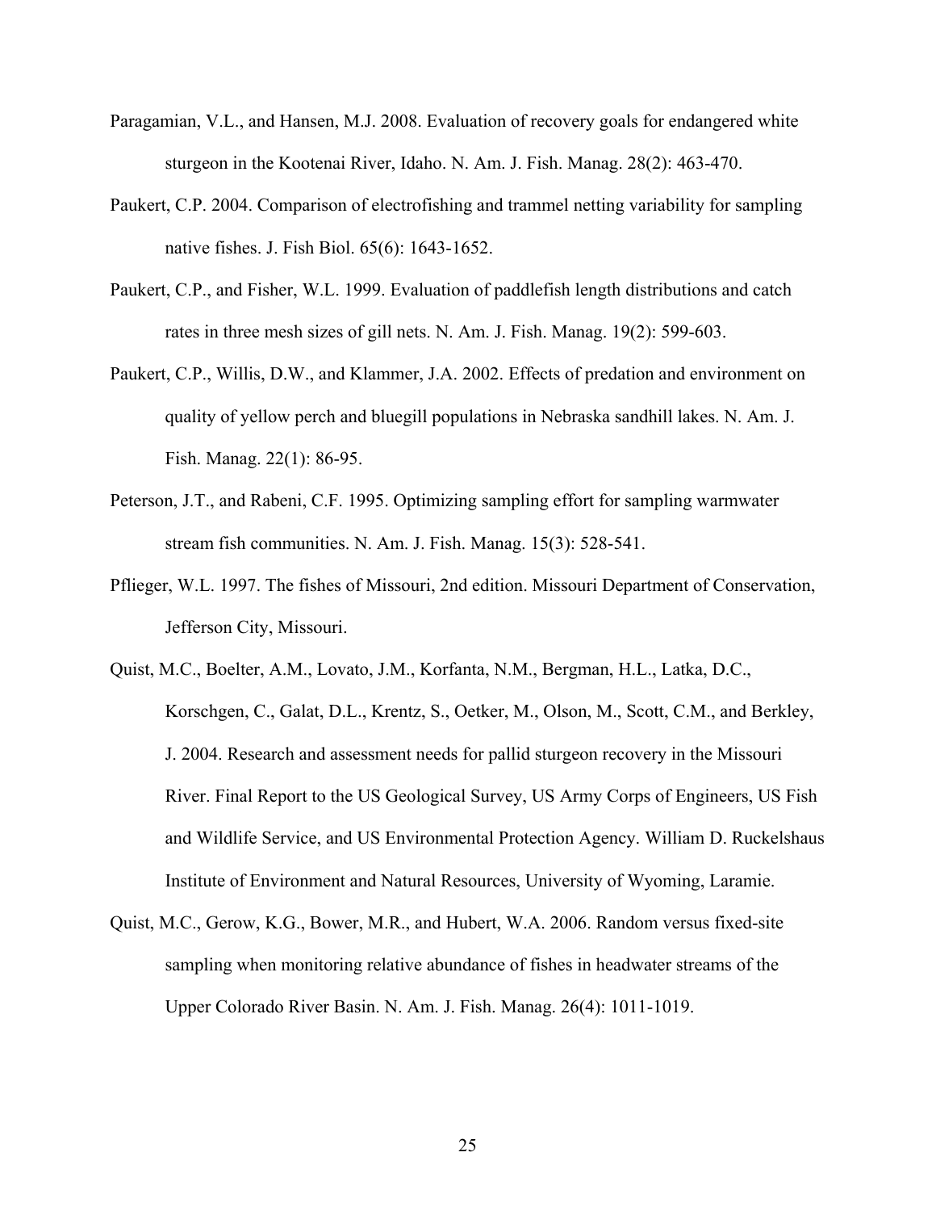Paragamian, V.L., and Hansen, M.J. 2008. Evaluation of recovery goals for endangered white sturgeon in the Kootenai River, Idaho. N. Am. J. Fish. Manag. 28(2): 463-470.

Paukert, C.P. 2004. Comparison of electrofishing and trammel netting variability for sampling native fishes. J. Fish Biol. 65(6): 1643-1652.

Paukert, C.P., and Fisher, W.L. 1999. Evaluation of paddlefish length distributions and catch rates in three mesh sizes of gill nets. N. Am. J. Fish. Manag. 19(2): 599-603.

Paukert, C.P., Willis, D.W., and Klammer, J.A. 2002. Effects of predation and environment on quality of yellow perch and bluegill populations in Nebraska sandhill lakes. N. Am. J. Fish. Manag. 22(1): 86-95.

Peterson, J.T., and Rabeni, C.F. 1995. Optimizing sampling effort for sampling warmwater stream fish communities. N. Am. J. Fish. Manag. 15(3): 528-541.

Pflieger, W.L. 1997. The fishes of Missouri, 2nd edition. Missouri Department of Conservation, Jefferson City, Missouri.

Quist, M.C., Boelter, A.M., Lovato, J.M., Korfanta, N.M., Bergman, H.L., Latka, D.C., Korschgen, C., Galat, D.L., Krentz, S., Oetker, M., Olson, M., Scott, C.M., and Berkley, J. 2004. Research and assessment needs for pallid sturgeon recovery in the Missouri River. Final Report to the US Geological Survey, US Army Corps of Engineers, US Fish and Wildlife Service, and US Environmental Protection Agency. William D. Ruckelshaus Institute of Environment and Natural Resources, University of Wyoming, Laramie.

Quist, M.C., Gerow, K.G., Bower, M.R., and Hubert, W.A. 2006. Random versus fixed-site sampling when monitoring relative abundance of fishes in headwater streams of the Upper Colorado River Basin. N. Am. J. Fish. Manag. 26(4): 1011-1019.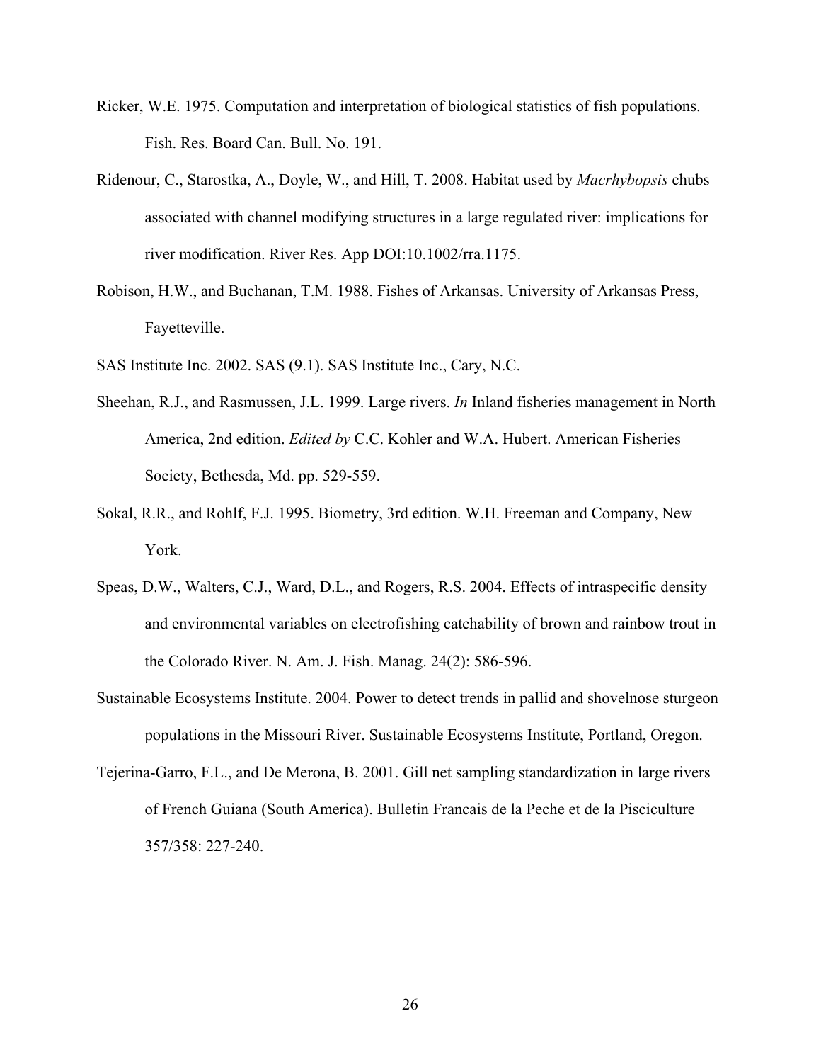Ricker, W.E. 1975. Computation and interpretation of biological statistics of fish populations. Fish. Res. Board Can. Bull. No. 191.

Ridenour, C., Starostka, A., Doyle, W., and Hill, T. 2008. Habitat used by *Macrhybopsis* chubs associated with channel modifying structures in a large regulated river: implications for river modification. River Res. App DOI:10.1002/rra.1175.

Robison, H.W., and Buchanan, T.M. 1988. Fishes of Arkansas. University of Arkansas Press, Fayetteville.

SAS Institute Inc. 2002. SAS (9.1). SAS Institute Inc., Cary, N.C.

Sheehan, R.J., and Rasmussen, J.L. 1999. Large rivers. *In* Inland fisheries management in North America, 2nd edition. *Edited by* C.C. Kohler and W.A. Hubert. American Fisheries Society, Bethesda, Md. pp. 529-559.

Sokal, R.R., and Rohlf, F.J. 1995. Biometry, 3rd edition. W.H. Freeman and Company, New York.

Speas, D.W., Walters, C.J., Ward, D.L., and Rogers, R.S. 2004. Effects of intraspecific density and environmental variables on electrofishing catchability of brown and rainbow trout in the Colorado River. N. Am. J. Fish. Manag. 24(2): 586-596.

Sustainable Ecosystems Institute. 2004. Power to detect trends in pallid and shovelnose sturgeon populations in the Missouri River. Sustainable Ecosystems Institute, Portland, Oregon.

Tejerina-Garro, F.L., and De Merona, B. 2001. Gill net sampling standardization in large rivers of French Guiana (South America). Bulletin Francais de la Peche et de la Pisciculture 357/358: 227-240.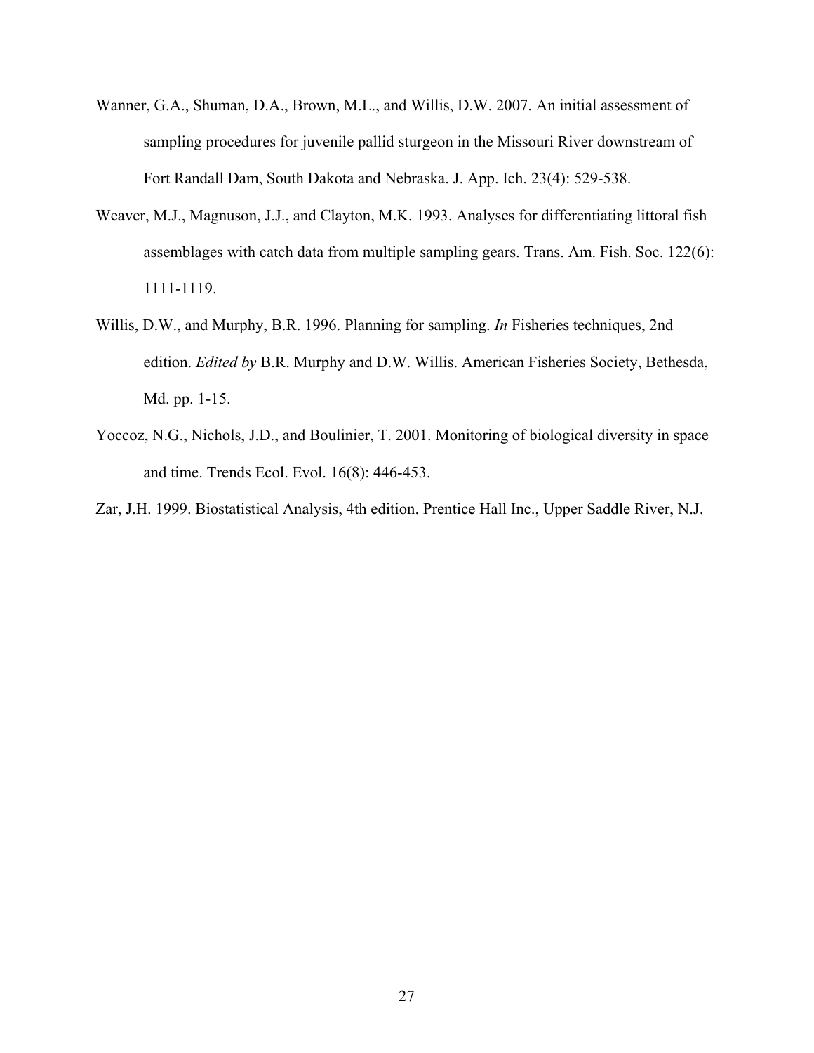Wanner, G.A., Shuman, D.A., Brown, M.L., and Willis, D.W. 2007. An initial assessment of sampling procedures for juvenile pallid sturgeon in the Missouri River downstream of Fort Randall Dam, South Dakota and Nebraska. J. App. Ich. 23(4): 529-538.

Weaver, M.J., Magnuson, J.J., and Clayton, M.K. 1993. Analyses for differentiating littoral fish assemblages with catch data from multiple sampling gears. Trans. Am. Fish. Soc. 122(6): 1111-1119.

Willis, D.W., and Murphy, B.R. 1996. Planning for sampling. *In* Fisheries techniques, 2nd edition. *Edited by* B.R. Murphy and D.W. Willis. American Fisheries Society, Bethesda, Md. pp. 1-15.

Yoccoz, N.G., Nichols, J.D., and Boulinier, T. 2001. Monitoring of biological diversity in space and time. Trends Ecol. Evol. 16(8): 446-453.

Zar, J.H. 1999. Biostatistical Analysis, 4th edition. Prentice Hall Inc., Upper Saddle River, N.J.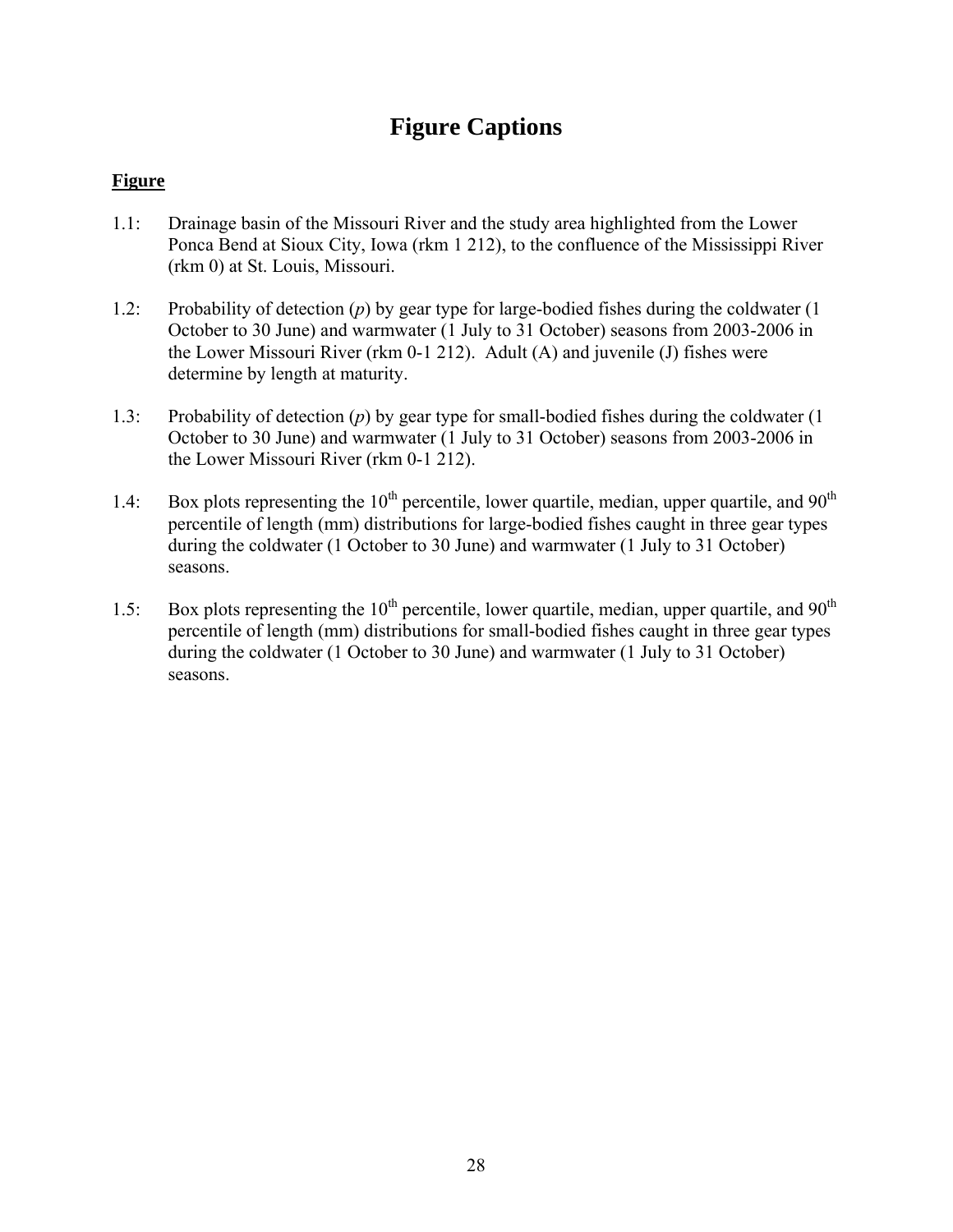# Figure Captions

**Figure**

1.1: Drainage basin of the Missouri River and the study area highlighted from the Lower Ponca Bend at Sioux City, Iowa (rkm 1 212), to the confluence of the Mississippi River (rkm 0) at St. Louis, Missouri.

1.2: Probability of detection ($p$) by gear type for large-bodied fishes during the coldwater (1 October to 30 June) and warmwater (1 July to 31 October) seasons from 2003-2006 in the Lower Missouri River (rkm 0-1 212). Adult (A) and juvenile (J) fishes were determine by length at maturity.

1.3: Probability of detection ($p$) by gear type for small-bodied fishes during the coldwater (1 October to 30 June) and warmwater (1 July to 31 October) seasons from 2003-2006 in the Lower Missouri River (rkm 0-1 212).

1.4: Box plots representing the $10^{th}$ percentile, lower quartile, median, upper quartile, and $90^{th}$ percentile of length (mm) distributions for large-bodied fishes caught in three gear types during the coldwater (1 October to 30 June) and warmwater (1 July to 31 October) seasons.

1.5: Box plots representing the $10^{th}$ percentile, lower quartile, median, upper quartile, and $90^{th}$ percentile of length (mm) distributions for small-bodied fishes caught in three gear types during the coldwater (1 October to 30 June) and warmwater (1 July to 31 October) seasons.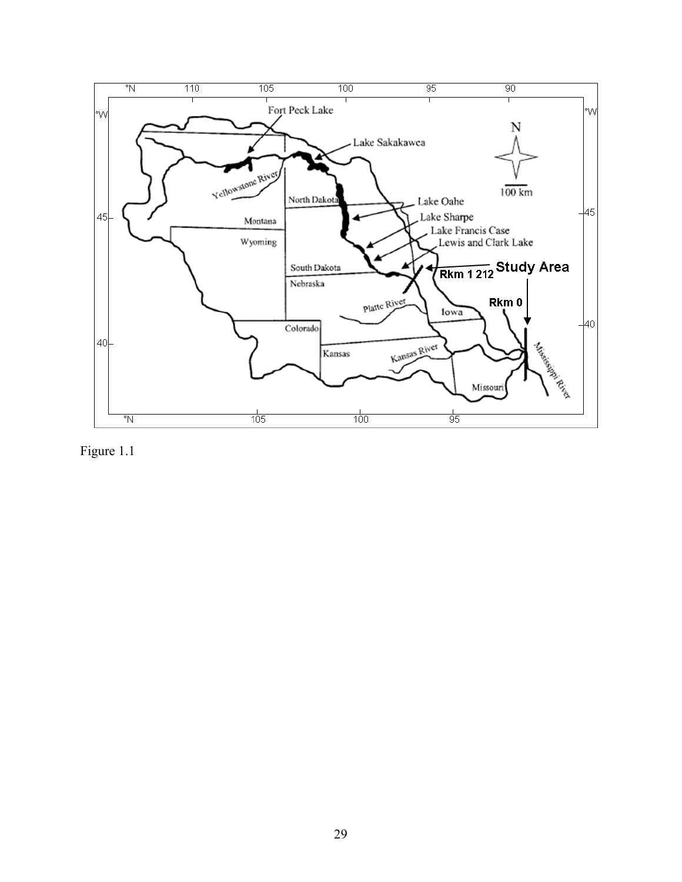Figure 1.1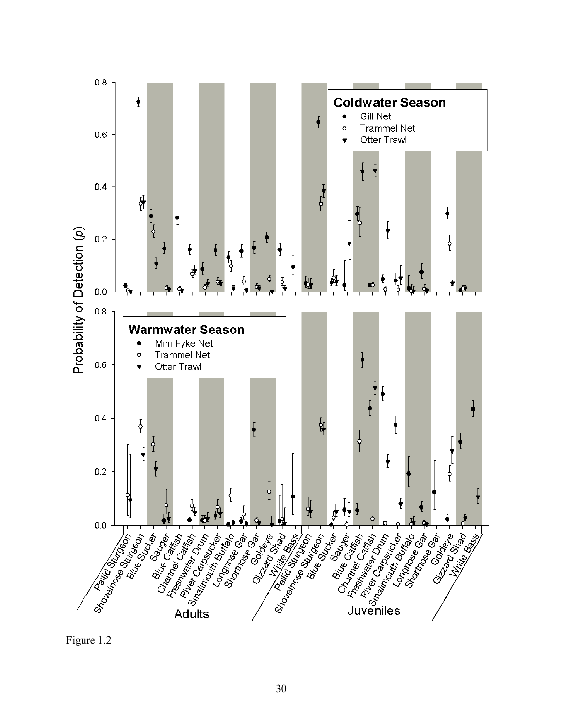Figure 1.2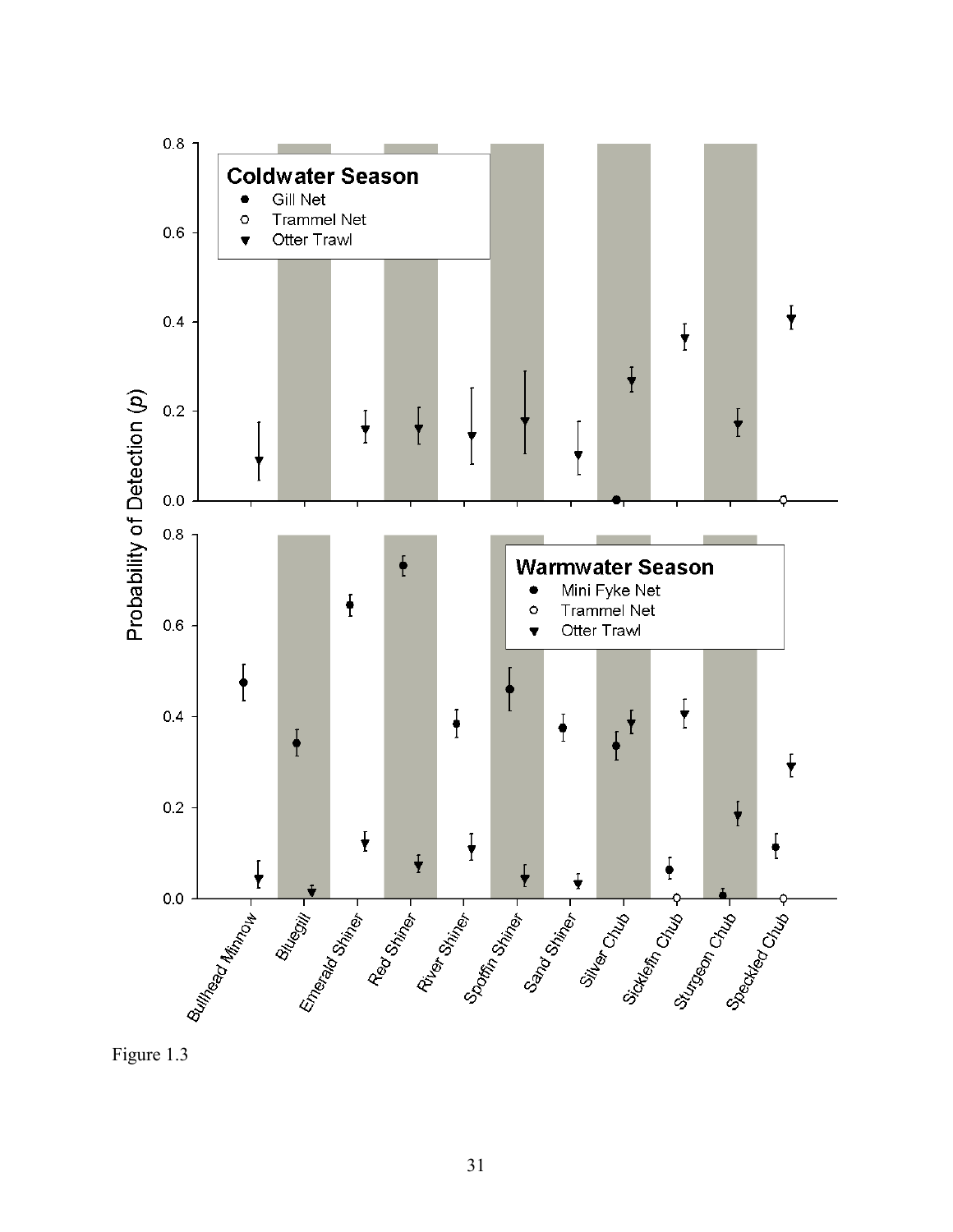Figure 1.3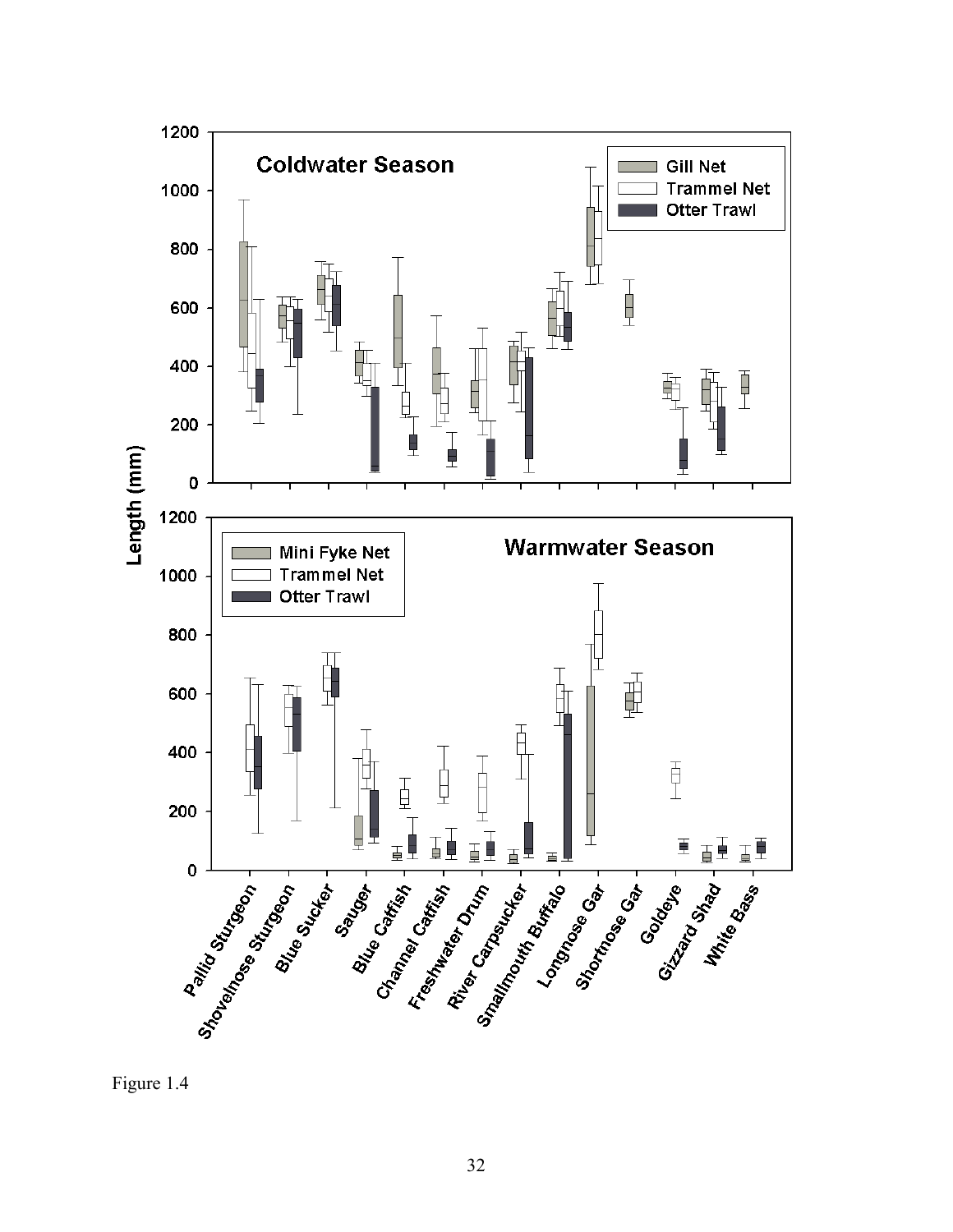Figure 1.4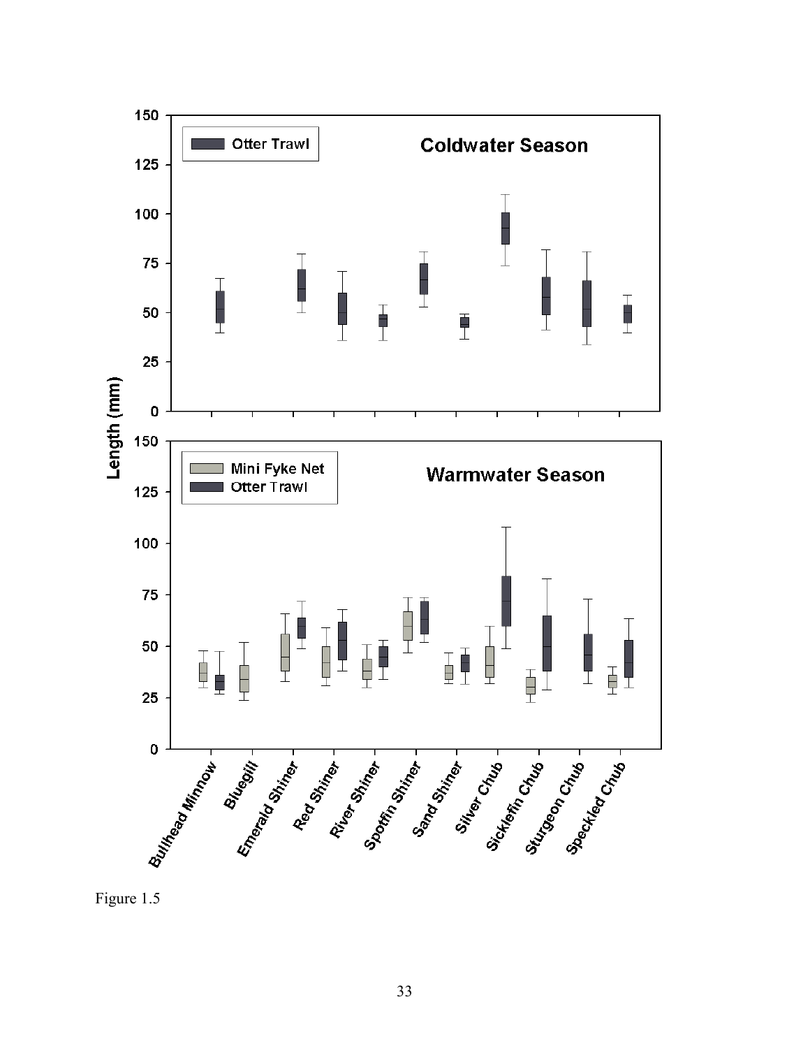Figure 1.5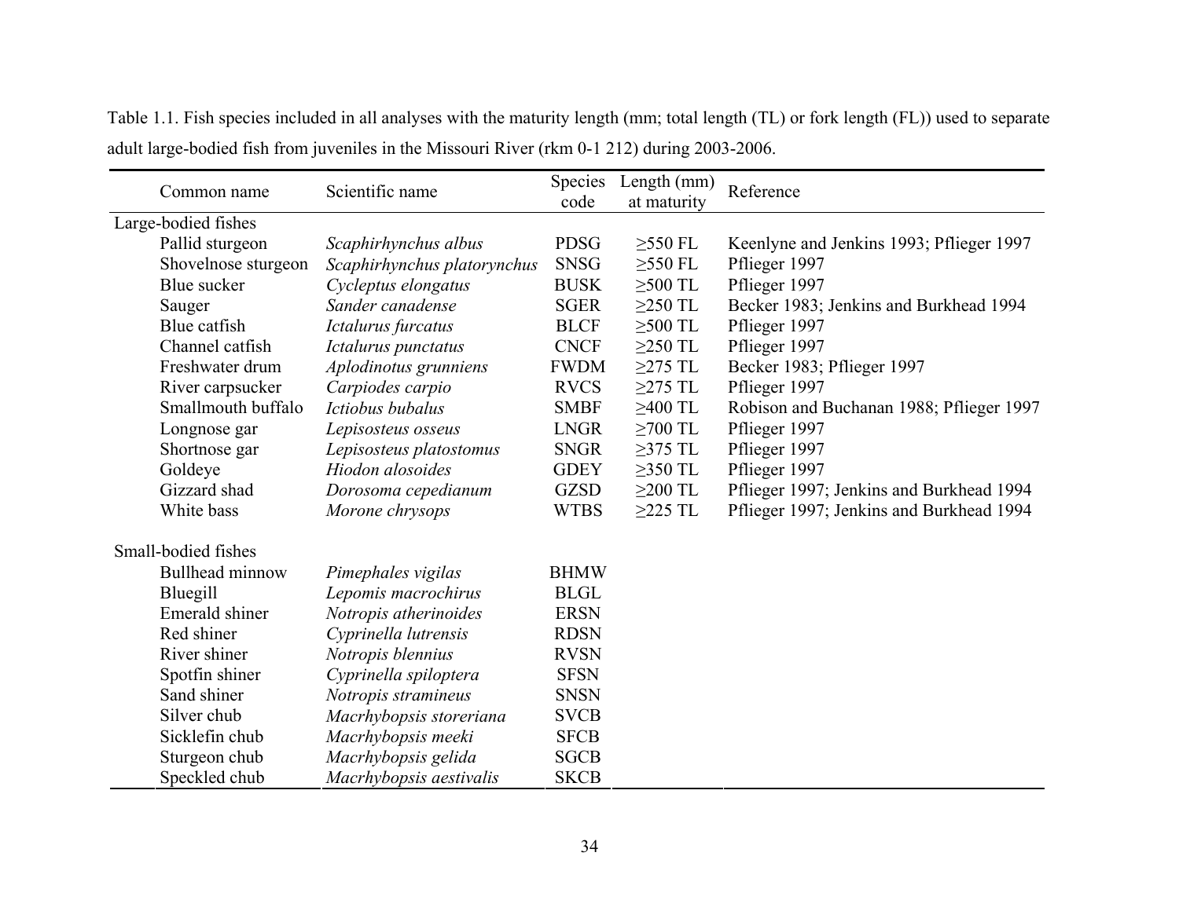Table 1.1. Fish species included in all analyses with the maturity length (mm; total length (TL) or fork length (FL)) used to separate adult large-bodied fish from juveniles in the Missouri River (rkm 0-1 212) during 2003-2006.

| Common name | Scientific name | Species code | Length (mm) at maturity | Reference |
|---|---|---|---|---|
| Large-bodied fishes | | | | |
| Pallid sturgeon | *Scaphirhynchus albus* | PDSG | ≥550 FL | Keenlyne and Jenkins 1993; Pflieger 1997 |
| Shovelnose sturgeon | *Scaphirhynchus platorynchus* | SNSG | ≥550 FL | Pflieger 1997 |
| Blue sucker | *Cycleptus elongatus* | BUSK | ≥500 TL | Pflieger 1997 |
| Sauger | *Sander canadense* | SGER | ≥250 TL | Becker 1983; Jenkins and Burkhead 1994 |
| Blue catfish | *Ictalurus furcatus* | BLCF | ≥500 TL | Pflieger 1997 |
| Channel catfish | *Ictalurus punctatus* | CNCF | ≥250 TL | Pflieger 1997 |
| Freshwater drum | *Aplodinotus grunniens* | FWDM | ≥275 TL | Becker 1983; Pflieger 1997 |
| River carpsucker | *Carpiodes carpio* | RVCS | ≥275 TL | Pflieger 1997 |
| Smallmouth buffalo | *Ictiobus bubalus* | SMBF | ≥400 TL | Robison and Buchanan 1988; Pflieger 1997 |
| Longnose gar | *Lepisosteus osseus* | LNGR | ≥700 TL | Pflieger 1997 |
| Shortnose gar | *Lepisosteus platostomus* | SNGR | ≥375 TL | Pflieger 1997 |
| Goldeye | *Hiodon alosoides* | GDEY | ≥350 TL | Pflieger 1997 |
| Gizzard shad | *Dorosoma cepedianum* | GZSD | ≥200 TL | Pflieger 1997; Jenkins and Burkhead 1994 |
| White bass | *Morone chrysops* | WTBS | ≥225 TL | Pflieger 1997; Jenkins and Burkhead 1994 |
| Small-bodied fishes | | | | |
| Bullhead minnow | *Pimephales vigilas* | BHMW | | |
| Bluegill | *Lepomis macrochirus* | BLGL | | |
| Emerald shiner | *Notropis atherinoides* | ERSN | | |
| Red shiner | *Cyprinella lutrensis* | RDSN | | |
| River shiner | *Notropis blennius* | RVSN | | |
| Spotfin shiner | *Cyprinella spiloptera* | SFSN | | |
| Sand shiner | *Notropis stramineus* | SNSN | | |
| Silver chub | *Macrhybopsis storeriana* | SVCB | | |
| Sicklefin chub | *Macrhybopsis meeki* | SFCB | | |
| Sturgeon chub | *Macrhybopsis gelida* | SGCB | | |
| Speckled chub | *Macrhybopsis aestivalis* | SKCB | | |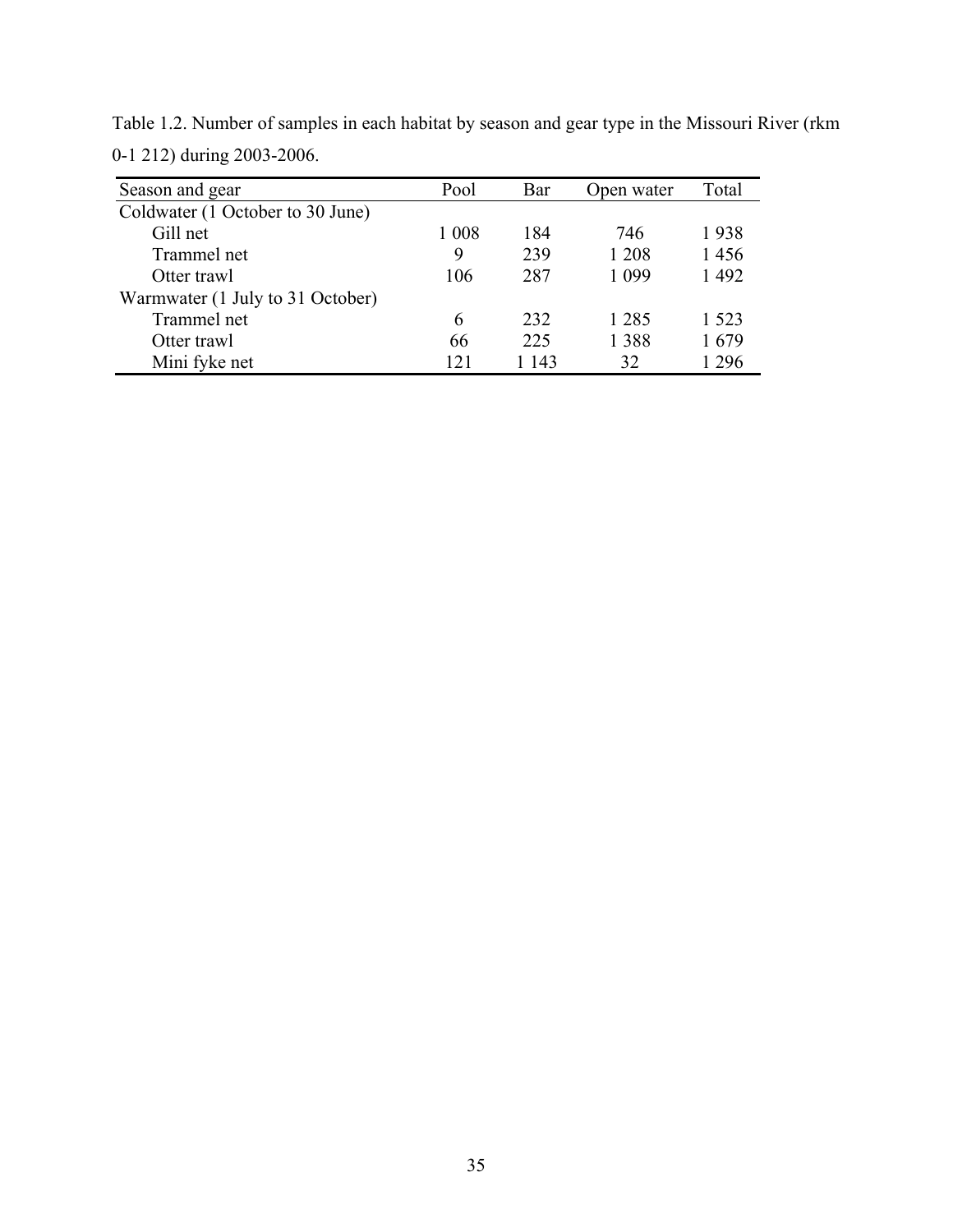Table 1.2. Number of samples in each habitat by season and gear type in the Missouri River (rkm 0-1 212) during 2003-2006.

| Season and gear | Pool | Bar | Open water | Total |
|---|---|---|---|---|
| Coldwater (1 October to 30 June) | | | | |
| Gill net | 1 008 | 184 | 746 | 1 938 |
| Trammel net | 9 | 239 | 1 208 | 1 456 |
| Otter trawl | 106 | 287 | 1 099 | 1 492 |
| Warmwater (1 July to 31 October) | | | | |
| Trammel net | 6 | 232 | 1 285 | 1 523 |
| Otter trawl | 66 | 225 | 1 388 | 1 679 |
| Mini fyke net | 121 | 1 143 | 32 | 1 296 |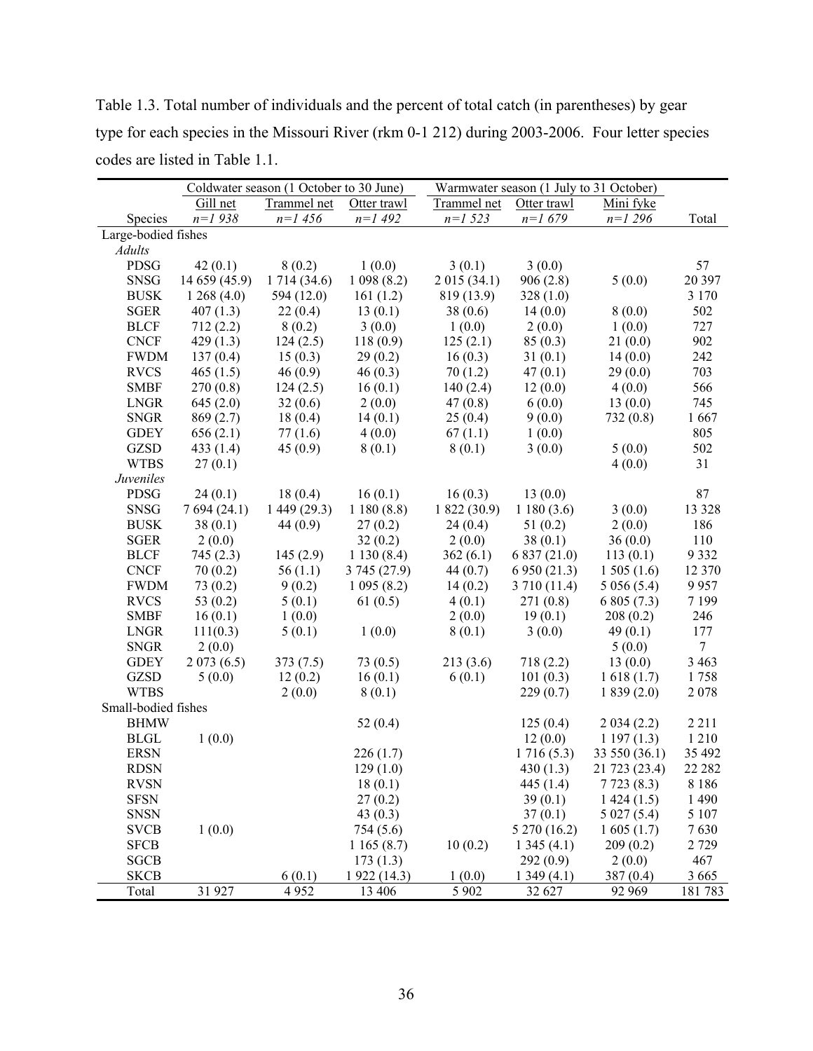Table 1.3. Total number of individuals and the percent of total catch (in parentheses) by gear type for each species in the Missouri River (rkm 0-1 212) during 2003-2006. Four letter species codes are listed in Table 1.1.

| | Coldwater season (1 October to 30 June) | | | Warmwater season (1 July to 31 October) | | | |
|---|---|---|---|---|---|---|---|
| | Gill net | Trammel net | Otter trawl | Trammel net | Otter trawl | Mini fyke | |
| Species | *n=1 938* | *n=1 456* | *n=1 492* | *n=1 523* | *n=1 679* | *n=1 296* | Total |
| Large-bodied fishes | | | | | | | |
| *Adults* | | | | | | | |
| PDSG | 42 (0.1) | 8 (0.2) | 1 (0.0) | 3 (0.1) | 3 (0.0) | | 57 |
| SNSG | 14 659 (45.9) | 1 714 (34.6) | 1 098 (8.2) | 2 015 (34.1) | 906 (2.8) | 5 (0.0) | 20 397 |
| BUSK | 1 268 (4.0) | 594 (12.0) | 161 (1.2) | 819 (13.9) | 328 (1.0) | | 3 170 |
| SGER | 407 (1.3) | 22 (0.4) | 13 (0.1) | 38 (0.6) | 14 (0.0) | 8 (0.0) | 502 |
| BLCF | 712 (2.2) | 8 (0.2) | 3 (0.0) | 1 (0.0) | 2 (0.0) | 1 (0.0) | 727 |
| CNCF | 429 (1.3) | 124 (2.5) | 118 (0.9) | 125 (2.1) | 85 (0.3) | 21 (0.0) | 902 |
| FWDM | 137 (0.4) | 15 (0.3) | 29 (0.2) | 16 (0.3) | 31 (0.1) | 14 (0.0) | 242 |
| RVCS | 465 (1.5) | 46 (0.9) | 46 (0.3) | 70 (1.2) | 47 (0.1) | 29 (0.0) | 703 |
| SMBF | 270 (0.8) | 124 (2.5) | 16 (0.1) | 140 (2.4) | 12 (0.0) | 4 (0.0) | 566 |
| LNGR | 645 (2.0) | 32 (0.6) | 2 (0.0) | 47 (0.8) | 6 (0.0) | 13 (0.0) | 745 |
| SNGR | 869 (2.7) | 18 (0.4) | 14 (0.1) | 25 (0.4) | 9 (0.0) | 732 (0.8) | 1 667 |
| GDEY | 656 (2.1) | 77 (1.6) | 4 (0.0) | 67 (1.1) | 1 (0.0) | | 805 |
| GZSD | 433 (1.4) | 45 (0.9) | 8 (0.1) | 8 (0.1) | 3 (0.0) | 5 (0.0) | 502 |
| WTBS | 27 (0.1) | | | | | 4 (0.0) | 31 |
| *Juveniles* | | | | | | | |
| PDSG | 24 (0.1) | 18 (0.4) | 16 (0.1) | 16 (0.3) | 13 (0.0) | | 87 |
| SNSG | 7 694 (24.1) | 1 449 (29.3) | 1 180 (8.8) | 1 822 (30.9) | 1 180 (3.6) | 3 (0.0) | 13 328 |
| BUSK | 38 (0.1) | 44 (0.9) | 27 (0.2) | 24 (0.4) | 51 (0.2) | 2 (0.0) | 186 |
| SGER | 2 (0.0) | | 32 (0.2) | 2 (0.0) | 38 (0.1) | 36 (0.0) | 110 |
| BLCF | 745 (2.3) | 145 (2.9) | 1 130 (8.4) | 362 (6.1) | 6 837 (21.0) | 113 (0.1) | 9 332 |
| CNCF | 70 (0.2) | 56 (1.1) | 3 745 (27.9) | 44 (0.7) | 6 950 (21.3) | 1 505 (1.6) | 12 370 |
| FWDM | 73 (0.2) | 9 (0.2) | 1 095 (8.2) | 14 (0.2) | 3 710 (11.4) | 5 056 (5.4) | 9 957 |
| RVCS | 53 (0.2) | 5 (0.1) | 61 (0.5) | 4 (0.1) | 271 (0.8) | 6 805 (7.3) | 7 199 |
| SMBF | 16 (0.1) | 1 (0.0) | | 2 (0.0) | 19 (0.1) | 208 (0.2) | 246 |
| LNGR | 111(0.3) | 5 (0.1) | 1 (0.0) | 8 (0.1) | 3 (0.0) | 49 (0.1) | 177 |
| SNGR | 2 (0.0) | | | | | 5 (0.0) | 7 |
| GDEY | 2 073 (6.5) | 373 (7.5) | 73 (0.5) | 213 (3.6) | 718 (2.2) | 13 (0.0) | 3 463 |
| GZSD | 5 (0.0) | 12 (0.2) | 16 (0.1) | 6 (0.1) | 101 (0.3) | 1 618 (1.7) | 1 758 |
| WTBS | | 2 (0.0) | 8 (0.1) | | 229 (0.7) | 1 839 (2.0) | 2 078 |
| Small-bodied fishes | | | | | | | |
| BHMW | | | 52 (0.4) | | 125 (0.4) | 2 034 (2.2) | 2 211 |
| BLGL | 1 (0.0) | | | | 12 (0.0) | 1 197 (1.3) | 1 210 |
| ERSN | | | 226 (1.7) | | 1 716 (5.3) | 33 550 (36.1) | 35 492 |
| RDSN | | | 129 (1.0) | | 430 (1.3) | 21 723 (23.4) | 22 282 |
| RVSN | | | 18 (0.1) | | 445 (1.4) | 7 723 (8.3) | 8 186 |
| SFSN | | | 27 (0.2) | | 39 (0.1) | 1 424 (1.5) | 1 490 |
| SNSN | | | 43 (0.3) | | 37 (0.1) | 5 027 (5.4) | 5 107 |
| SVCB | 1 (0.0) | | 754 (5.6) | | 5 270 (16.2) | 1 605 (1.7) | 7 630 |
| SFCB | | | 1 165 (8.7) | 10 (0.2) | 1 345 (4.1) | 209 (0.2) | 2 729 |
| SGCB | | | 173 (1.3) | | 292 (0.9) | 2 (0.0) | 467 |
| SKCB | | 6 (0.1) | 1 922 (14.3) | 1 (0.0) | 1 349 (4.1) | 387 (0.4) | 3 665 |
| Total | 31 927 | 4 952 | 13 406 | 5 902 | 32 627 | 92 969 | 181 783 |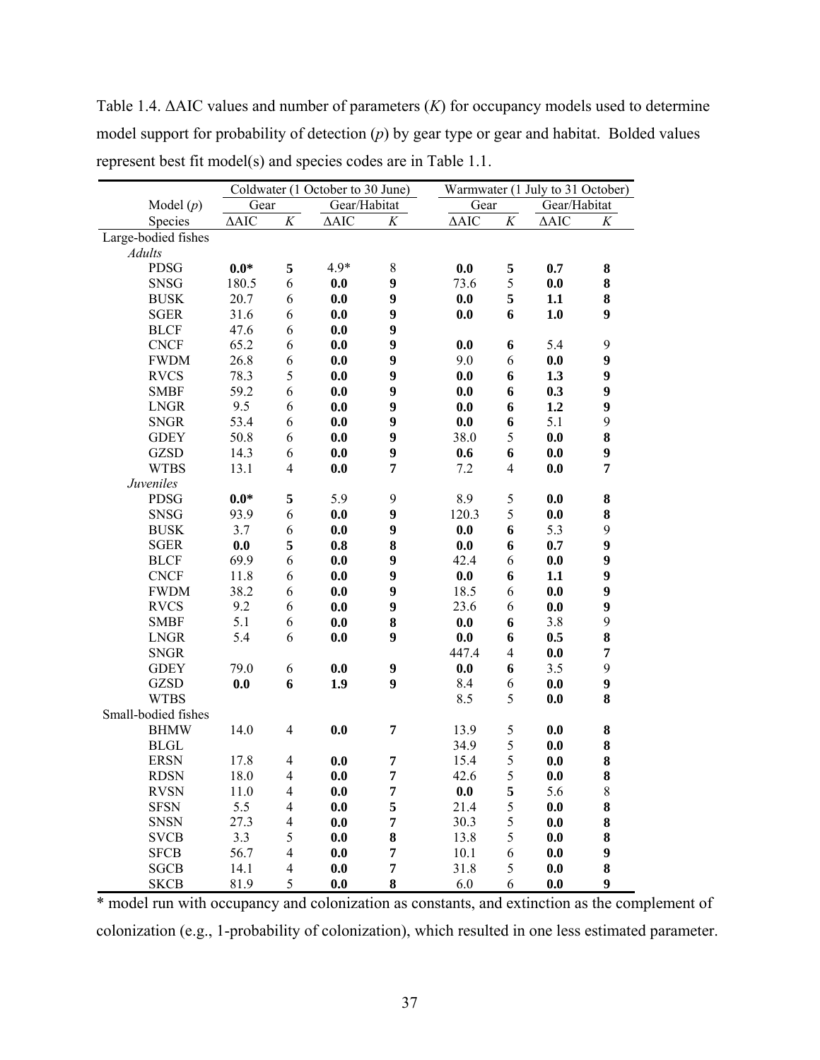Table 1.4. ΔAIC values and number of parameters (*K*) for occupancy models used to determine model support for probability of detection (*p*) by gear type or gear and habitat. Bolded values represent best fit model(s) and species codes are in Table 1.1.

| | Coldwater (1 October to 30 June) | | | | Warmwater (1 July to 31 October) | | | |
|---|---|---|---|---|---|---|---|---|
| Model (*p*) | Gear | | Gear/Habitat | | Gear | | Gear/Habitat | |
| Species | ΔAIC | *K* | ΔAIC | *K* | ΔAIC | *K* | ΔAIC | *K* |
| Large-bodied fishes | | | | | | | | |
| *Adults* | | | | | | | | |
| PDSG | **0.0*** | **5** | 4.9* | 8 | **0.0** | **5** | **0.7** | **8** |
| SNSG | 180.5 | 6 | **0.0** | **9** | 73.6 | 5 | **0.0** | **8** |
| BUSK | 20.7 | 6 | **0.0** | **9** | **0.0** | **5** | **1.1** | **8** |
| SGER | 31.6 | 6 | **0.0** | **9** | **0.0** | **6** | **1.0** | **9** |
| BLCF | 47.6 | 6 | **0.0** | **9** | | | | |
| CNCF | 65.2 | 6 | **0.0** | **9** | **0.0** | **6** | 5.4 | 9 |
| FWDM | 26.8 | 6 | **0.0** | **9** | 9.0 | 6 | **0.0** | **9** |
| RVCS | 78.3 | 5 | **0.0** | **9** | **0.0** | **6** | **1.3** | **9** |
| SMBF | 59.2 | 6 | **0.0** | **9** | **0.0** | **6** | **0.3** | **9** |
| LNGR | 9.5 | 6 | **0.0** | **9** | **0.0** | **6** | **1.2** | **9** |
| SNGR | 53.4 | 6 | **0.0** | **9** | **0.0** | **6** | 5.1 | 9 |
| GDEY | 50.8 | 6 | **0.0** | **9** | 38.0 | 5 | **0.0** | **8** |
| GZSD | 14.3 | 6 | **0.0** | **9** | **0.6** | **6** | **0.0** | **9** |
| WTBS | 13.1 | 4 | **0.0** | **7** | 7.2 | 4 | **0.0** | **7** |
| *Juveniles* | | | | | | | | |
| PDSG | **0.0*** | **5** | 5.9 | 9 | 8.9 | 5 | **0.0** | **8** |
| SNSG | 93.9 | 6 | **0.0** | **9** | 120.3 | 5 | **0.0** | **8** |
| BUSK | 3.7 | 6 | **0.0** | **9** | **0.0** | **6** | 5.3 | 9 |
| SGER | **0.0** | **5** | **0.8** | **8** | **0.0** | **6** | **0.7** | **9** |
| BLCF | 69.9 | 6 | **0.0** | **9** | 42.4 | 6 | **0.0** | **9** |
| CNCF | 11.8 | 6 | **0.0** | **9** | **0.0** | **6** | **1.1** | **9** |
| FWDM | 38.2 | 6 | **0.0** | **9** | 18.5 | 6 | **0.0** | **9** |
| RVCS | 9.2 | 6 | **0.0** | **9** | 23.6 | 6 | **0.0** | **9** |
| SMBF | 5.1 | 6 | **0.0** | **8** | **0.0** | **6** | 3.8 | 9 |
| LNGR | 5.4 | 6 | **0.0** | **9** | **0.0** | **6** | **0.5** | **8** |
| SNGR | | | | | 447.4 | 4 | **0.0** | **7** |
| GDEY | 79.0 | 6 | **0.0** | **9** | **0.0** | **6** | 3.5 | 9 |
| GZSD | **0.0** | **6** | **1.9** | **9** | 8.4 | 6 | **0.0** | **9** |
| WTBS | | | | | 8.5 | 5 | **0.0** | **8** |
| Small-bodied fishes | | | | | | | | |
| BHMW | 14.0 | 4 | **0.0** | **7** | 13.9 | 5 | **0.0** | **8** |
| BLGL | | | | | 34.9 | 5 | **0.0** | **8** |
| ERSN | 17.8 | 4 | **0.0** | **7** | 15.4 | 5 | **0.0** | **8** |
| RDSN | 18.0 | 4 | **0.0** | **7** | 42.6 | 5 | **0.0** | **8** |
| RVSN | 11.0 | 4 | **0.0** | **7** | **0.0** | **5** | 5.6 | 8 |
| SFSN | 5.5 | 4 | **0.0** | **5** | 21.4 | 5 | **0.0** | **8** |
| SNSN | 27.3 | 4 | **0.0** | **7** | 30.3 | 5 | **0.0** | **8** |
| SVCB | 3.3 | 5 | **0.0** | **8** | 13.8 | 5 | **0.0** | **8** |
| SFCB | 56.7 | 4 | **0.0** | **7** | 10.1 | 6 | **0.0** | **9** |
| SGCB | 14.1 | 4 | **0.0** | **7** | 31.8 | 5 | **0.0** | **8** |
| SKCB | 81.9 | 5 | **0.0** | **8** | 6.0 | 6 | **0.0** | **9** |

* model run with occupancy and colonization as constants, and extinction as the complement of colonization (e.g., 1-probability of colonization), which resulted in one less estimated parameter.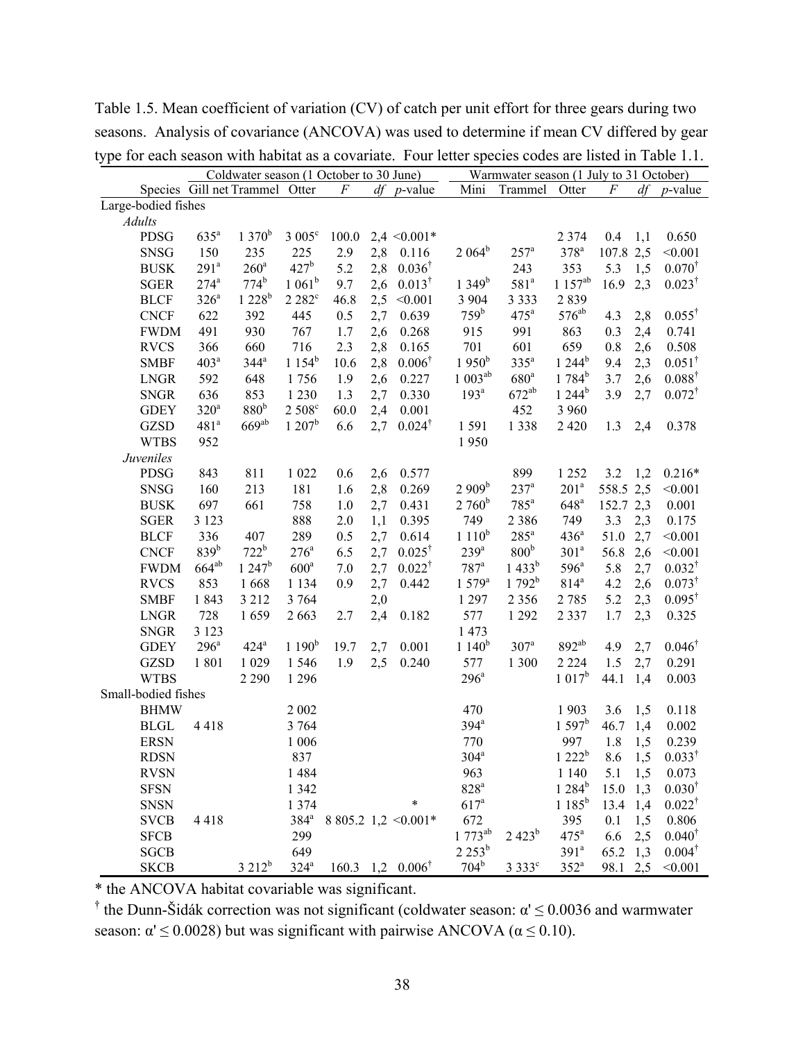Table 1.5. Mean coefficient of variation (CV) of catch per unit effort for three gears during two seasons. Analysis of covariance (ANCOVA) was used to determine if mean CV differed by gear type for each season with habitat as a covariate. Four letter species codes are listed in Table 1.1.

| | Coldwater season (1 October to 30 June) | | | | | | Warmwater season (1 July to 31 October) | | | | | |
|---|---|---|---|---|---|---|---|---|---|---|---|---|
| Species | Gill net | Trammel | Otter | *F* | *df* | *p*-value | Mini | Trammel | Otter | *F* | *df* | *p*-value |
| Large-bodied fishes | | | | | | | | | | | | |
| *Adults* | | | | | | | | | | | | |
| PDSG | 635[a] | 1 370[b] | 3 005[c] | 100.0 | 2,4 | <0.001* | | | 2 374 | 0.4 | 1,1 | 0.650 |
| SNSG | 150 | 235 | 225 | 2.9 | 2,8 | 0.116 | 2 064[b] | 257[a] | 378[a] | 107.8 | 2,5 | <0.001 |
| BUSK | 291[a] | 260[a] | 427[b] | 5.2 | 2,8 | 0.036[†] | | 243 | 353 | 5.3 | 1,5 | 0.070[†] |
| SGER | 274[a] | 774[b] | 1 061[b] | 9.7 | 2,6 | 0.013[†] | 1 349[b] | 581[a] | 1 157[ab] | 16.9 | 2,3 | 0.023[†] |
| BLCF | 326[a] | 1 228[b] | 2 282[c] | 46.8 | 2,5 | <0.001 | 3 904 | 3 333 | 2 839 | | | |
| CNCF | 622 | 392 | 445 | 0.5 | 2,7 | 0.639 | 759[b] | 475[a] | 576[ab] | 4.3 | 2,8 | 0.055[†] |
| FWDM | 491 | 930 | 767 | 1.7 | 2,6 | 0.268 | 915 | 991 | 863 | 0.3 | 2,4 | 0.741 |
| RVCS | 366 | 660 | 716 | 2.3 | 2,8 | 0.165 | 701 | 601 | 659 | 0.8 | 2,6 | 0.508 |
| SMBF | 403[a] | 344[a] | 1 154[b] | 10.6 | 2,8 | 0.006[†] | 1 950[b] | 335[a] | 1 244[b] | 9.4 | 2,3 | 0.051[†] |
| LNGR | 592 | 648 | 1 756 | 1.9 | 2,6 | 0.227 | 1 003[ab] | 680[a] | 1 784[b] | 3.7 | 2,6 | 0.088[†] |
| SNGR | 636 | 853 | 1 230 | 1.3 | 2,7 | 0.330 | 193[a] | 672[ab] | 1 244[b] | 3.9 | 2,7 | 0.072[†] |
| GDEY | 320[a] | 880[b] | 2 508[c] | 60.0 | 2,4 | 0.001 | | 452 | 3 960 | | | |
| GZSD | 481[a] | 669[ab] | 1 207[b] | 6.6 | 2,7 | 0.024[†] | 1 591 | 1 338 | 2 420 | 1.3 | 2,4 | 0.378 |
| WTBS | 952 | | | | | | 1 950 | | | | | |
| *Juveniles* | | | | | | | | | | | | |
| PDSG | 843 | 811 | 1 022 | 0.6 | 2,6 | 0.577 | | 899 | 1 252 | 3.2 | 1,2 | 0.216* |
| SNSG | 160 | 213 | 181 | 1.6 | 2,8 | 0.269 | 2 909[b] | 237[a] | 201[a] | 558.5 | 2,5 | <0.001 |
| BUSK | 697 | 661 | 758 | 1.0 | 2,7 | 0.431 | 2 760[b] | 785[a] | 648[a] | 152.7 | 2,3 | 0.001 |
| SGER | 3 123 | | 888 | 2.0 | 1,1 | 0.395 | 749 | 2 386 | 749 | 3.3 | 2,3 | 0.175 |
| BLCF | 336 | 407 | 289 | 0.5 | 2,7 | 0.614 | 1 110[b] | 285[a] | 436[a] | 51.0 | 2,7 | <0.001 |
| CNCF | 839[b] | 722[b] | 276[a] | 6.5 | 2,7 | 0.025[†] | 239[a] | 800[b] | 301[a] | 56.8 | 2,6 | <0.001 |
| FWDM | 664[ab] | 1 247[b] | 600[a] | 7.0 | 2,7 | 0.022[†] | 787[a] | 1 433[b] | 596[a] | 5.8 | 2,7 | 0.032[†] |
| RVCS | 853 | 1 668 | 1 134 | 0.9 | 2,7 | 0.442 | 1 579[a] | 1 792[b] | 814[a] | 4.2 | 2,6 | 0.073[†] |
| SMBF | 1 843 | 3 212 | 3 764 | | 2,0 | | 1 297 | 2 356 | 2 785 | 5.2 | 2,3 | 0.095[†] |
| LNGR | 728 | 1 659 | 2 663 | 2.7 | 2,4 | 0.182 | 577 | 1 292 | 2 337 | 1.7 | 2,3 | 0.325 |
| SNGR | 3 123 | | | | | | 1 473 | | | | | |
| GDEY | 296[a] | 424[a] | 1 190[b] | 19.7 | 2,7 | 0.001 | 1 140[b] | 307[a] | 892[ab] | 4.9 | 2,7 | 0.046[†] |
| GZSD | 1 801 | 1 029 | 1 546 | 1.9 | 2,5 | 0.240 | 577 | 1 300 | 2 224 | 1.5 | 2,7 | 0.291 |
| WTBS | | 2 290 | 1 296 | | | | 296[a] | | 1 017[b] | 44.1 | 1,4 | 0.003 |
| Small-bodied fishes | | | | | | | | | | | | |
| BHMW | | | 2 002 | | | | 470 | | 1 903 | 3.6 | 1,5 | 0.118 |
| BLGL | 4 418 | | 3 764 | | | | 394[a] | | 1 597[b] | 46.7 | 1,4 | 0.002 |
| ERSN | | | 1 006 | | | | 770 | | 997 | 1.8 | 1,5 | 0.239 |
| RDSN | | | 837 | | | | 304[a] | | 1 222[b] | 8.6 | 1,5 | 0.033[†] |
| RVSN | | | 1 484 | | | | 963 | | 1 140 | 5.1 | 1,5 | 0.073 |
| SFSN | | | 1 342 | | | | 828[a] | | 1 284[b] | 15.0 | 1,3 | 0.030[†] |
| SNSN | | | 1 374 | | | * | 617[a] | | 1 185[b] | 13.4 | 1,4 | 0.022[†] |
| SVCB | 4 418 | | 384[a] | 8 805.2 | 1,2 | <0.001* | 672 | | 395 | 0.1 | 1,5 | 0.806 |
| SFCB | | | 299 | | | | 1 773[ab] | 2 423[b] | 475[a] | 6.6 | 2,5 | 0.040[†] |
| SGCB | | | 649 | | | | 2 253[b] | | 391[a] | 65.2 | 1,3 | 0.004[†] |
| SKCB | | 3 212[b] | 324[a] | 160.3 | 1,2 | 0.006[†] | 704[b] | 3 333[c] | 352[a] | 98.1 | 2,5 | <0.001 |

\* the ANCOVA habitat covariable was significant.

[†] the Dunn-Šidák correction was not significant (coldwater season: $\alpha' \leq 0.0036$ and warmwater season: $\alpha' \leq 0.0028$) but was significant with pairwise ANCOVA ($\alpha \leq 0.10$).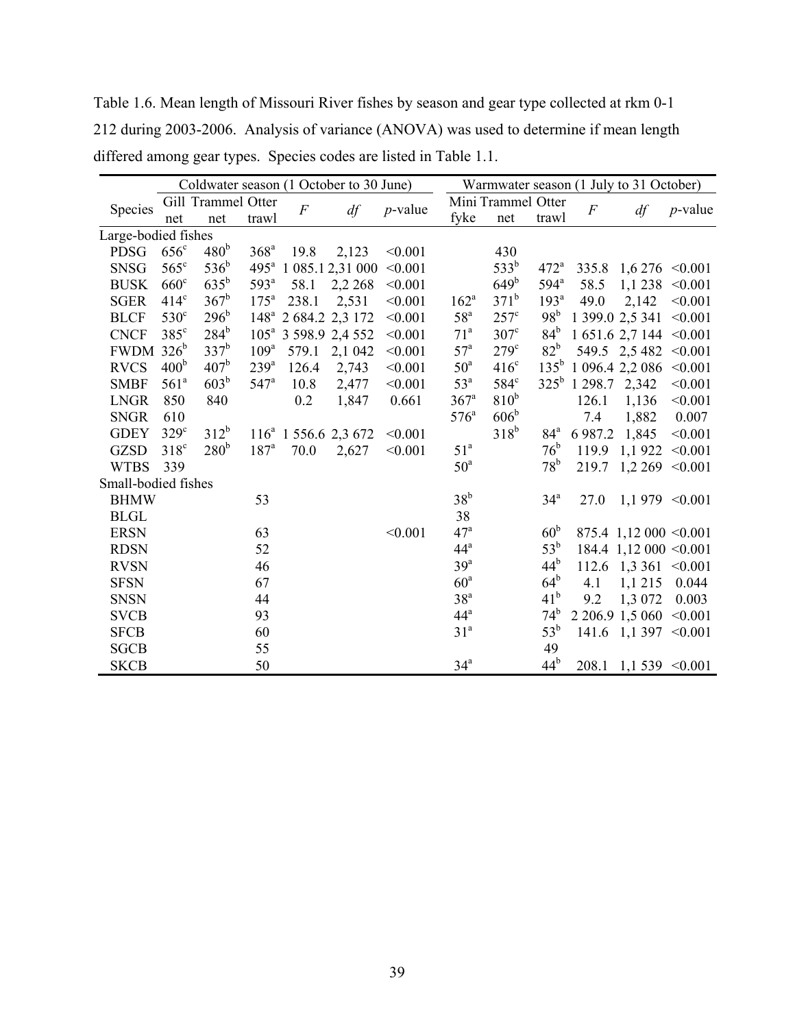Table 1.6. Mean length of Missouri River fishes by season and gear type collected at rkm 0-1 212 during 2003-2006. Analysis of variance (ANOVA) was used to determine if mean length differed among gear types. Species codes are listed in Table 1.1.

| Species | Coldwater season (1 October to 30 June) | | | | | | Warmwater season (1 July to 31 October) | | | | | |
|---|---|---|---|---|---|---|---|---|---|---|---|---|
| | Gill net | Trammel net | Otter trawl | $F$ | $df$ | $p$-value | Mini fyke | Trammel net | Otter trawl | $F$ | $df$ | $p$-value |
| Large-bodied fishes | | | | | | | | | | | | |
| PDSG | 656[c] | 480[b] | 368[a] | 19.8 | 2,123 | <0.001 | | 430 | | | | |
| SNSG | 565[c] | 536[b] | 495[a] | 1 085.1 | 2,31 000 | <0.001 | | 533[b] | 472[a] | 335.8 | 1,6 276 | <0.001 |
| BUSK | 660[c] | 635[b] | 593[a] | 58.1 | 2,2 268 | <0.001 | | 649[b] | 594[a] | 58.5 | 1,1 238 | <0.001 |
| SGER | 414[c] | 367[b] | 175[a] | 238.1 | 2,531 | <0.001 | 162[a] | 371[b] | 193[a] | 49.0 | 2,142 | <0.001 |
| BLCF | 530[c] | 296[b] | 148[a] | 2 684.2 | 2,3 172 | <0.001 | 58[a] | 257[c] | 98[b] | 1 399.0 | 2,5 341 | <0.001 |
| CNCF | 385[c] | 284[b] | 105[a] | 3 598.9 | 2,4 552 | <0.001 | 71[a] | 307[c] | 84[b] | 1 651.6 | 2,7 144 | <0.001 |
| FWDM | 326[b] | 337[b] | 109[a] | 579.1 | 2,1 042 | <0.001 | 57[a] | 279[c] | 82[b] | 549.5 | 2,5 482 | <0.001 |
| RVCS | 400[b] | 407[b] | 239[a] | 126.4 | 2,743 | <0.001 | 50[a] | 416[c] | 135[b] | 1 096.4 | 2,2 086 | <0.001 |
| SMBF | 561[a] | 603[b] | 547[a] | 10.8 | 2,477 | <0.001 | 53[a] | 584[c] | 325[b] | 1 298.7 | 2,342 | <0.001 |
| LNGR | 850 | 840 | | 0.2 | 1,847 | 0.661 | 367[a] | 810[b] | | 126.1 | 1,136 | <0.001 |
| SNGR | 610 | | | | | | 576[a] | 606[b] | | 7.4 | 1,882 | 0.007 |
| GDEY | 329[c] | 312[b] | 116[a] | 1 556.6 | 2,3 672 | <0.001 | | 318[b] | 84[a] | 6 987.2 | 1,845 | <0.001 |
| GZSD | 318[c] | 280[b] | 187[a] | 70.0 | 2,627 | <0.001 | 51[a] | | 76[b] | 119.9 | 1,1 922 | <0.001 |
| WTBS | 339 | | | | | | 50[a] | | 78[b] | 219.7 | 1,2 269 | <0.001 |
| Small-bodied fishes | | | | | | | | | | | | |
| BHMW | | | 53 | | | | 38[b] | | 34[a] | 27.0 | 1,1 979 | <0.001 |
| BLGL | | | | | | | 38 | | | | | |
| ERSN | | | 63 | | | <0.001 | 47[a] | | 60[b] | 875.4 | 1,12 000 | <0.001 |
| RDSN | | | 52 | | | | 44[a] | | 53[b] | 184.4 | 1,12 000 | <0.001 |
| RVSN | | | 46 | | | | 39[a] | | 44[b] | 112.6 | 1,3 361 | <0.001 |
| SFSN | | | 67 | | | | 60[a] | | 64[b] | 4.1 | 1,1 215 | 0.044 |
| SNSN | | | 44 | | | | 38[a] | | 41[b] | 9.2 | 1,3 072 | 0.003 |
| SVCB | | | 93 | | | | 44[a] | | 74[b] | 2 206.9 | 1,5 060 | <0.001 |
| SFCB | | | 60 | | | | 31[a] | | 53[b] | 141.6 | 1,1 397 | <0.001 |
| SGCB | | | 55 | | | | | | 49 | | | |
| SKCB | | | 50 | | | | 34[a] | | 44[b] | 208.1 | 1,1 539 | <0.001 |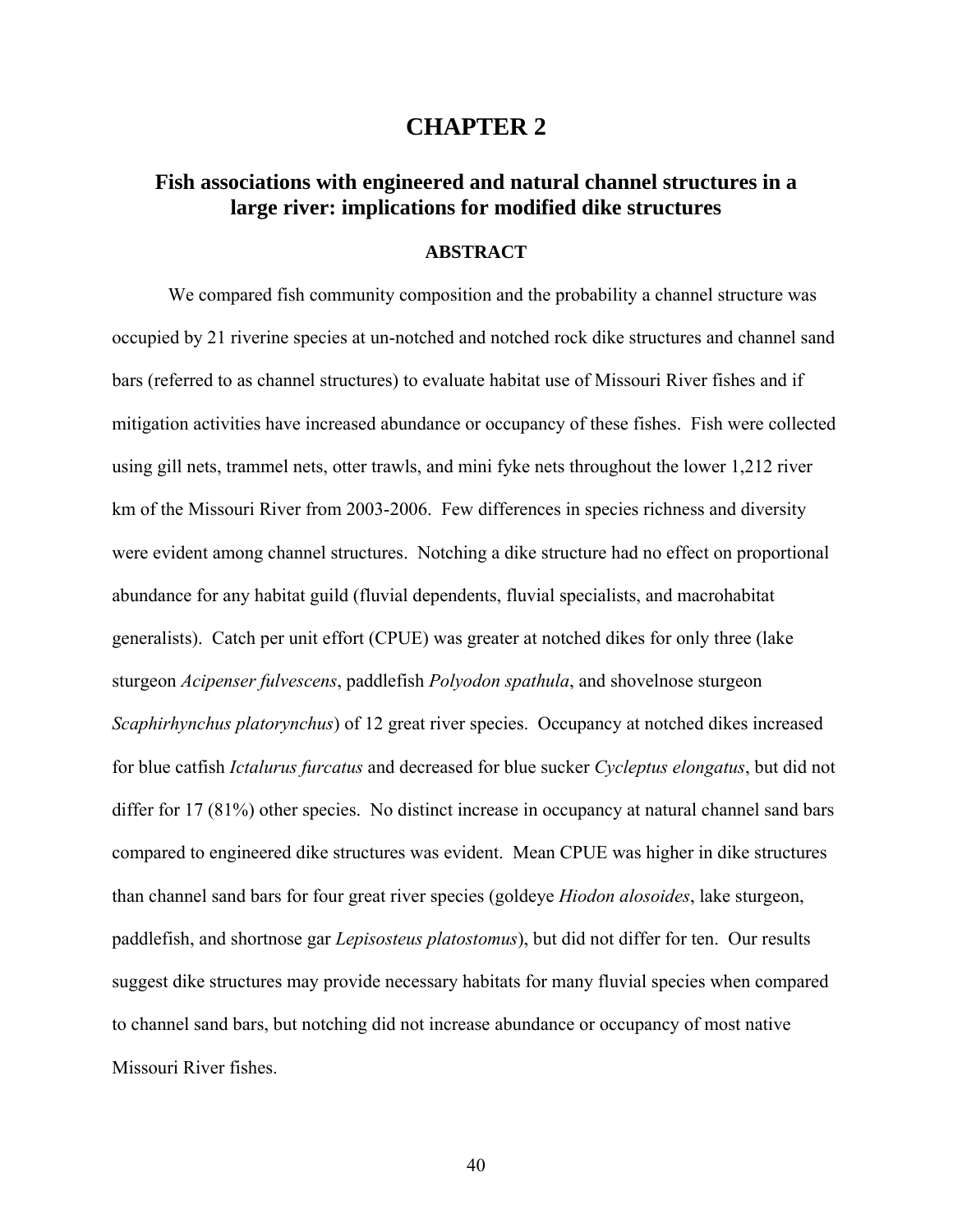# CHAPTER 2

## Fish associations with engineered and natural channel structures in a large river: implications for modified dike structures

### ABSTRACT

We compared fish community composition and the probability a channel structure was occupied by 21 riverine species at un-notched and notched rock dike structures and channel sand bars (referred to as channel structures) to evaluate habitat use of Missouri River fishes and if mitigation activities have increased abundance or occupancy of these fishes. Fish were collected using gill nets, trammel nets, otter trawls, and mini fyke nets throughout the lower 1,212 river km of the Missouri River from 2003-2006. Few differences in species richness and diversity were evident among channel structures. Notching a dike structure had no effect on proportional abundance for any habitat guild (fluvial dependents, fluvial specialists, and macrohabitat generalists). Catch per unit effort (CPUE) was greater at notched dikes for only three (lake sturgeon *Acipenser fulvescens*, paddlefish *Polyodon spathula*, and shovelnose sturgeon *Scaphirhynchus platorynchus*) of 12 great river species. Occupancy at notched dikes increased for blue catfish *Ictalurus furcatus* and decreased for blue sucker *Cycleptus elongatus*, but did not differ for 17 (81%) other species. No distinct increase in occupancy at natural channel sand bars compared to engineered dike structures was evident. Mean CPUE was higher in dike structures than channel sand bars for four great river species (goldeye *Hiodon alosoides*, lake sturgeon, paddlefish, and shortnose gar *Lepisosteus platostomus*), but did not differ for ten. Our results suggest dike structures may provide necessary habitats for many fluvial species when compared to channel sand bars, but notching did not increase abundance or occupancy of most native Missouri River fishes.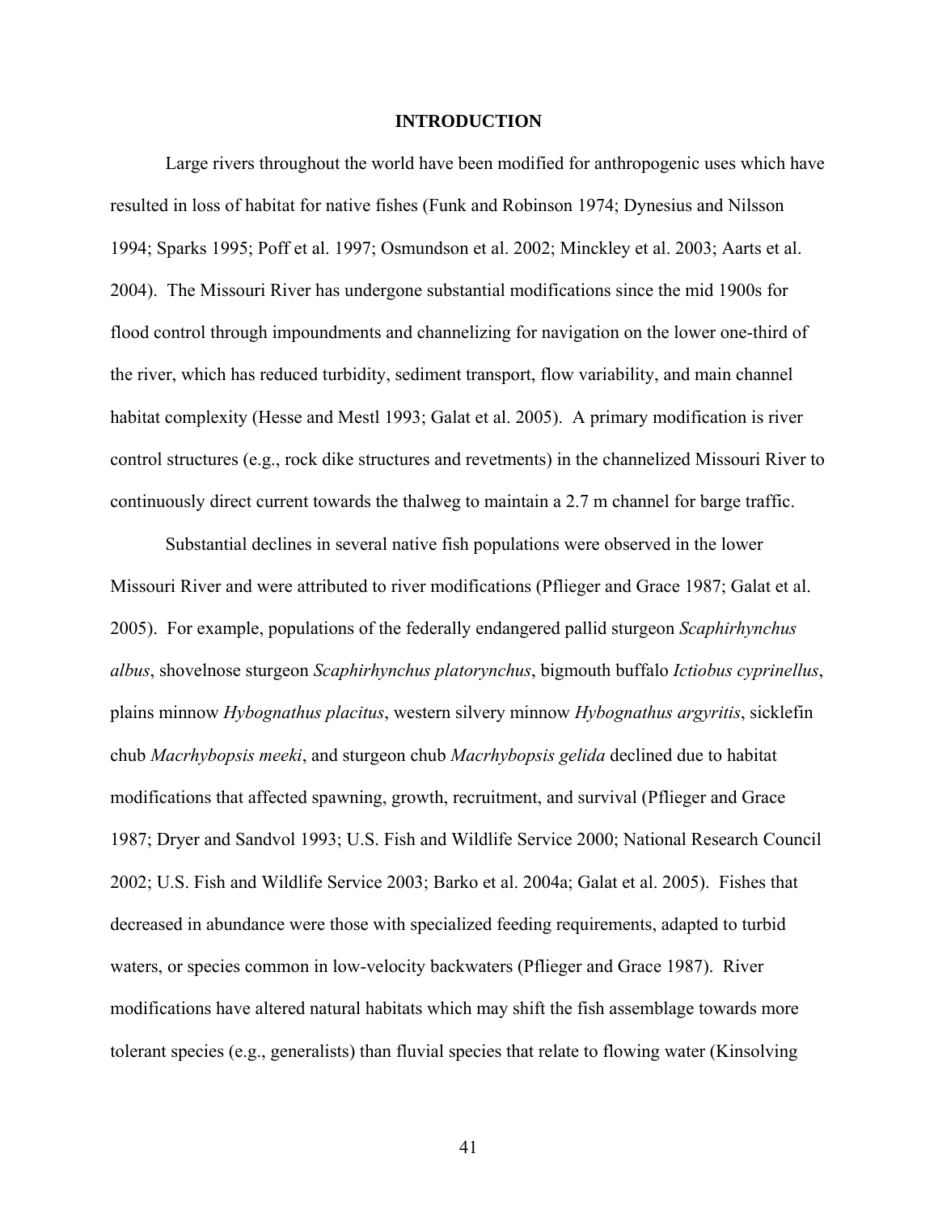## INTRODUCTION

Large rivers throughout the world have been modified for anthropogenic uses which have resulted in loss of habitat for native fishes (Funk and Robinson 1974; Dynesius and Nilsson 1994; Sparks 1995; Poff et al. 1997; Osmundson et al. 2002; Minckley et al. 2003; Aarts et al. 2004). The Missouri River has undergone substantial modifications since the mid 1900s for flood control through impoundments and channelizing for navigation on the lower one-third of the river, which has reduced turbidity, sediment transport, flow variability, and main channel habitat complexity (Hesse and Mestl 1993; Galat et al. 2005). A primary modification is river control structures (e.g., rock dike structures and revetments) in the channelized Missouri River to continuously direct current towards the thalweg to maintain a 2.7 m channel for barge traffic.

Substantial declines in several native fish populations were observed in the lower Missouri River and were attributed to river modifications (Pflieger and Grace 1987; Galat et al. 2005). For example, populations of the federally endangered pallid sturgeon *Scaphirhynchus albus*, shovelnose sturgeon *Scaphirhynchus platorynchus*, bigmouth buffalo *Ictiobus cyprinellus*, plains minnow *Hybognathus placitus*, western silvery minnow *Hybognathus argyritis*, sicklefin chub *Macrhybopsis meeki*, and sturgeon chub *Macrhybopsis gelida* declined due to habitat modifications that affected spawning, growth, recruitment, and survival (Pflieger and Grace 1987; Dryer and Sandvol 1993; U.S. Fish and Wildlife Service 2000; National Research Council 2002; U.S. Fish and Wildlife Service 2003; Barko et al. 2004a; Galat et al. 2005). Fishes that decreased in abundance were those with specialized feeding requirements, adapted to turbid waters, or species common in low-velocity backwaters (Pflieger and Grace 1987). River modifications have altered natural habitats which may shift the fish assemblage towards more tolerant species (e.g., generalists) than fluvial species that relate to flowing water (Kinsolving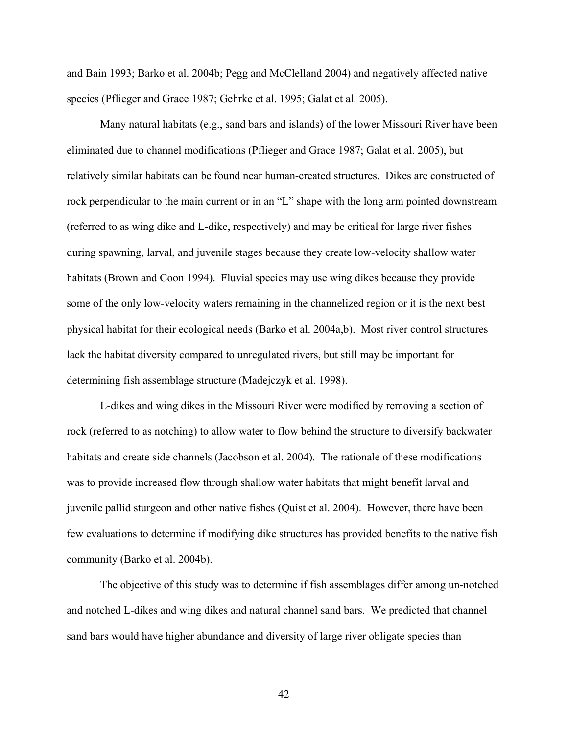and Bain 1993; Barko et al. 2004b; Pegg and McClelland 2004) and negatively affected native species (Pflieger and Grace 1987; Gehrke et al. 1995; Galat et al. 2005).

Many natural habitats (e.g., sand bars and islands) of the lower Missouri River have been eliminated due to channel modifications (Pflieger and Grace 1987; Galat et al. 2005), but relatively similar habitats can be found near human-created structures. Dikes are constructed of rock perpendicular to the main current or in an "L" shape with the long arm pointed downstream (referred to as wing dike and L-dike, respectively) and may be critical for large river fishes during spawning, larval, and juvenile stages because they create low-velocity shallow water habitats (Brown and Coon 1994). Fluvial species may use wing dikes because they provide some of the only low-velocity waters remaining in the channelized region or it is the next best physical habitat for their ecological needs (Barko et al. 2004a,b). Most river control structures lack the habitat diversity compared to unregulated rivers, but still may be important for determining fish assemblage structure (Madejczyk et al. 1998).

L-dikes and wing dikes in the Missouri River were modified by removing a section of rock (referred to as notching) to allow water to flow behind the structure to diversify backwater habitats and create side channels (Jacobson et al. 2004). The rationale of these modifications was to provide increased flow through shallow water habitats that might benefit larval and juvenile pallid sturgeon and other native fishes (Quist et al. 2004). However, there have been few evaluations to determine if modifying dike structures has provided benefits to the native fish community (Barko et al. 2004b).

The objective of this study was to determine if fish assemblages differ among un-notched and notched L-dikes and wing dikes and natural channel sand bars. We predicted that channel sand bars would have higher abundance and diversity of large river obligate species than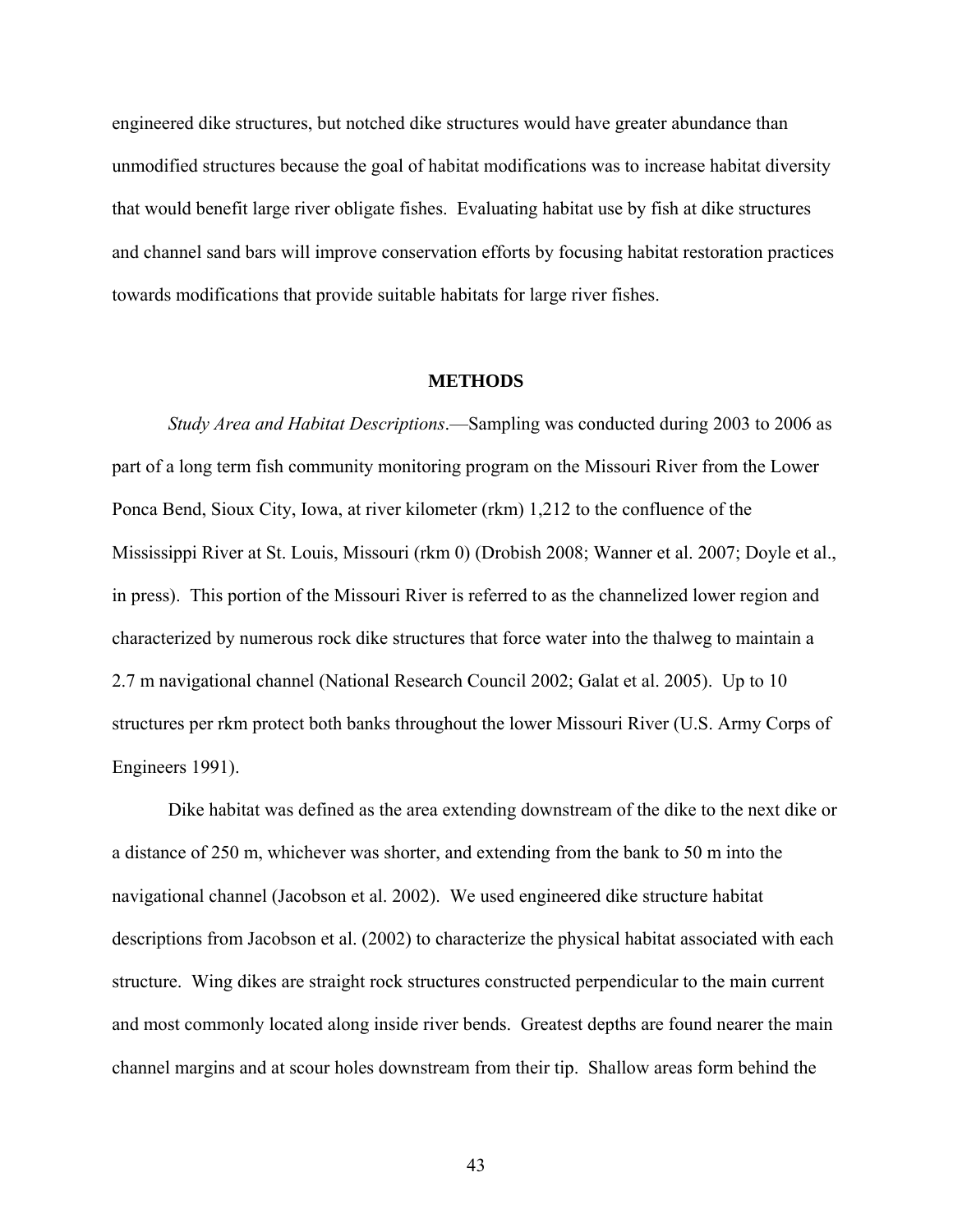engineered dike structures, but notched dike structures would have greater abundance than unmodified structures because the goal of habitat modifications was to increase habitat diversity that would benefit large river obligate fishes. Evaluating habitat use by fish at dike structures and channel sand bars will improve conservation efforts by focusing habitat restoration practices towards modifications that provide suitable habitats for large river fishes.

## METHODS

*Study Area and Habitat Descriptions*.—Sampling was conducted during 2003 to 2006 as part of a long term fish community monitoring program on the Missouri River from the Lower Ponca Bend, Sioux City, Iowa, at river kilometer (rkm) 1,212 to the confluence of the Mississippi River at St. Louis, Missouri (rkm 0) (Drobish 2008; Wanner et al. 2007; Doyle et al., in press). This portion of the Missouri River is referred to as the channelized lower region and characterized by numerous rock dike structures that force water into the thalweg to maintain a 2.7 m navigational channel (National Research Council 2002; Galat et al. 2005). Up to 10 structures per rkm protect both banks throughout the lower Missouri River (U.S. Army Corps of Engineers 1991).

Dike habitat was defined as the area extending downstream of the dike to the next dike or a distance of 250 m, whichever was shorter, and extending from the bank to 50 m into the navigational channel (Jacobson et al. 2002). We used engineered dike structure habitat descriptions from Jacobson et al. (2002) to characterize the physical habitat associated with each structure. Wing dikes are straight rock structures constructed perpendicular to the main current and most commonly located along inside river bends. Greatest depths are found nearer the main channel margins and at scour holes downstream from their tip. Shallow areas form behind the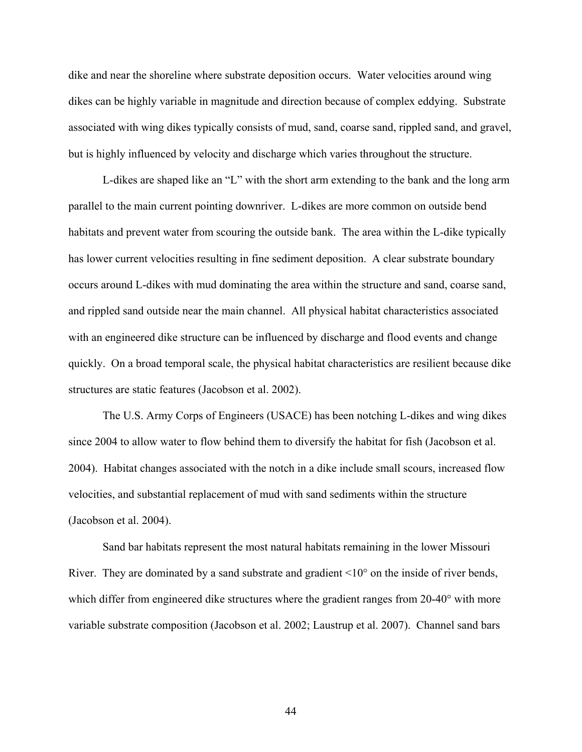dike and near the shoreline where substrate deposition occurs. Water velocities around wing dikes can be highly variable in magnitude and direction because of complex eddying. Substrate associated with wing dikes typically consists of mud, sand, coarse sand, rippled sand, and gravel, but is highly influenced by velocity and discharge which varies throughout the structure.

L-dikes are shaped like an "L" with the short arm extending to the bank and the long arm parallel to the main current pointing downriver. L-dikes are more common on outside bend habitats and prevent water from scouring the outside bank. The area within the L-dike typically has lower current velocities resulting in fine sediment deposition. A clear substrate boundary occurs around L-dikes with mud dominating the area within the structure and sand, coarse sand, and rippled sand outside near the main channel. All physical habitat characteristics associated with an engineered dike structure can be influenced by discharge and flood events and change quickly. On a broad temporal scale, the physical habitat characteristics are resilient because dike structures are static features (Jacobson et al. 2002).

The U.S. Army Corps of Engineers (USACE) has been notching L-dikes and wing dikes since 2004 to allow water to flow behind them to diversify the habitat for fish (Jacobson et al. 2004). Habitat changes associated with the notch in a dike include small scours, increased flow velocities, and substantial replacement of mud with sand sediments within the structure (Jacobson et al. 2004).

Sand bar habitats represent the most natural habitats remaining in the lower Missouri River. They are dominated by a sand substrate and gradient <10° on the inside of river bends, which differ from engineered dike structures where the gradient ranges from 20-40° with more variable substrate composition (Jacobson et al. 2002; Laustrup et al. 2007). Channel sand bars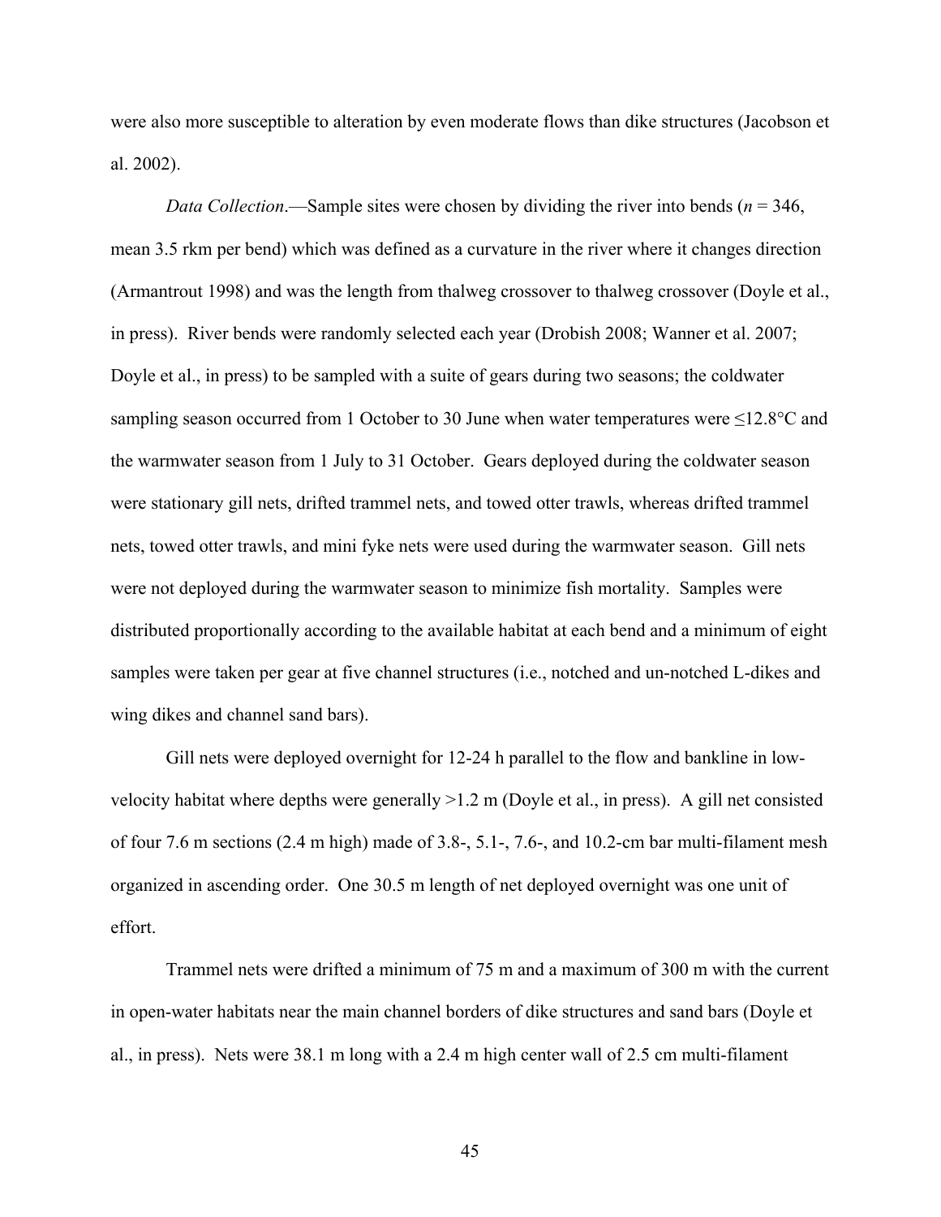were also more susceptible to alteration by even moderate flows than dike structures (Jacobson et al. 2002).

*Data Collection*.—Sample sites were chosen by dividing the river into bends ($n$ = 346, mean 3.5 rkm per bend) which was defined as a curvature in the river where it changes direction (Armantrout 1998) and was the length from thalweg crossover to thalweg crossover (Doyle et al., in press). River bends were randomly selected each year (Drobish 2008; Wanner et al. 2007; Doyle et al., in press) to be sampled with a suite of gears during two seasons; the coldwater sampling season occurred from 1 October to 30 June when water temperatures were ≤12.8°C and the warmwater season from 1 July to 31 October. Gears deployed during the coldwater season were stationary gill nets, drifted trammel nets, and towed otter trawls, whereas drifted trammel nets, towed otter trawls, and mini fyke nets were used during the warmwater season. Gill nets were not deployed during the warmwater season to minimize fish mortality. Samples were distributed proportionally according to the available habitat at each bend and a minimum of eight samples were taken per gear at five channel structures (i.e., notched and un-notched L-dikes and wing dikes and channel sand bars).

Gill nets were deployed overnight for 12-24 h parallel to the flow and bankline in low-velocity habitat where depths were generally >1.2 m (Doyle et al., in press). A gill net consisted of four 7.6 m sections (2.4 m high) made of 3.8-, 5.1-, 7.6-, and 10.2-cm bar multi-filament mesh organized in ascending order. One 30.5 m length of net deployed overnight was one unit of effort.

Trammel nets were drifted a minimum of 75 m and a maximum of 300 m with the current in open-water habitats near the main channel borders of dike structures and sand bars (Doyle et al., in press). Nets were 38.1 m long with a 2.4 m high center wall of 2.5 cm multi-filament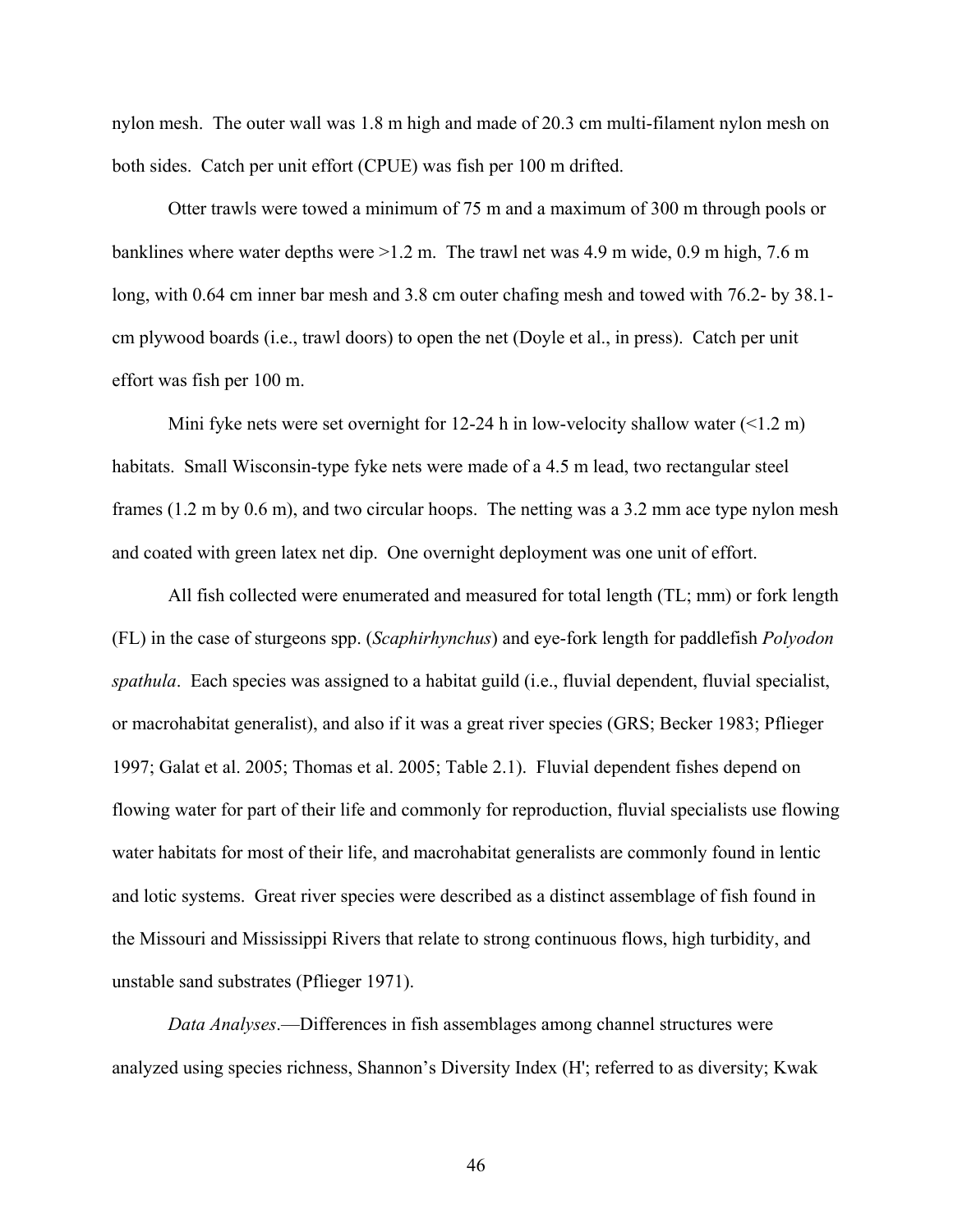nylon mesh. The outer wall was 1.8 m high and made of 20.3 cm multi-filament nylon mesh on both sides. Catch per unit effort (CPUE) was fish per 100 m drifted.

Otter trawls were towed a minimum of 75 m and a maximum of 300 m through pools or banklines where water depths were >1.2 m. The trawl net was 4.9 m wide, 0.9 m high, 7.6 m long, with 0.64 cm inner bar mesh and 3.8 cm outer chafing mesh and towed with 76.2- by 38.1-cm plywood boards (i.e., trawl doors) to open the net (Doyle et al., in press). Catch per unit effort was fish per 100 m.

Mini fyke nets were set overnight for 12-24 h in low-velocity shallow water (<1.2 m) habitats. Small Wisconsin-type fyke nets were made of a 4.5 m lead, two rectangular steel frames (1.2 m by 0.6 m), and two circular hoops. The netting was a 3.2 mm ace type nylon mesh and coated with green latex net dip. One overnight deployment was one unit of effort.

All fish collected were enumerated and measured for total length (TL; mm) or fork length (FL) in the case of sturgeons spp. (*Scaphirhynchus*) and eye-fork length for paddlefish *Polyodon spathula*. Each species was assigned to a habitat guild (i.e., fluvial dependent, fluvial specialist, or macrohabitat generalist), and also if it was a great river species (GRS; Becker 1983; Pflieger 1997; Galat et al. 2005; Thomas et al. 2005; Table 2.1). Fluvial dependent fishes depend on flowing water for part of their life and commonly for reproduction, fluvial specialists use flowing water habitats for most of their life, and macrohabitat generalists are commonly found in lentic and lotic systems. Great river species were described as a distinct assemblage of fish found in the Missouri and Mississippi Rivers that relate to strong continuous flows, high turbidity, and unstable sand substrates (Pflieger 1971).

*Data Analyses*.—Differences in fish assemblages among channel structures were analyzed using species richness, Shannon's Diversity Index (H'; referred to as diversity; Kwak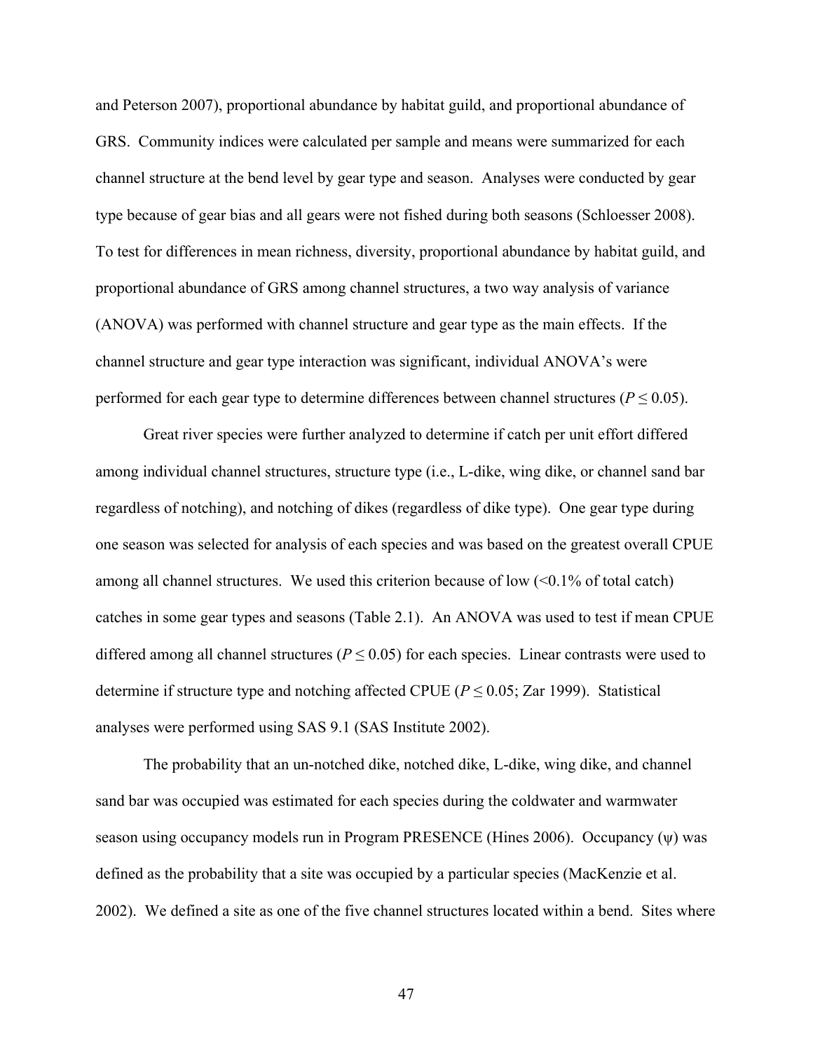and Peterson 2007), proportional abundance by habitat guild, and proportional abundance of GRS. Community indices were calculated per sample and means were summarized for each channel structure at the bend level by gear type and season. Analyses were conducted by gear type because of gear bias and all gears were not fished during both seasons (Schloesser 2008). To test for differences in mean richness, diversity, proportional abundance by habitat guild, and proportional abundance of GRS among channel structures, a two way analysis of variance (ANOVA) was performed with channel structure and gear type as the main effects. If the channel structure and gear type interaction was significant, individual ANOVA's were performed for each gear type to determine differences between channel structures ($P \leq 0.05$).

Great river species were further analyzed to determine if catch per unit effort differed among individual channel structures, structure type (i.e., L-dike, wing dike, or channel sand bar regardless of notching), and notching of dikes (regardless of dike type). One gear type during one season was selected for analysis of each species and was based on the greatest overall CPUE among all channel structures. We used this criterion because of low (<0.1% of total catch) catches in some gear types and seasons (Table 2.1). An ANOVA was used to test if mean CPUE differed among all channel structures ($P \leq 0.05$) for each species. Linear contrasts were used to determine if structure type and notching affected CPUE ($P \leq 0.05$; Zar 1999). Statistical analyses were performed using SAS 9.1 (SAS Institute 2002).

The probability that an un-notched dike, notched dike, L-dike, wing dike, and channel sand bar was occupied was estimated for each species during the coldwater and warmwater season using occupancy models run in Program PRESENCE (Hines 2006). Occupancy ($\psi$) was defined as the probability that a site was occupied by a particular species (MacKenzie et al. 2002). We defined a site as one of the five channel structures located within a bend. Sites where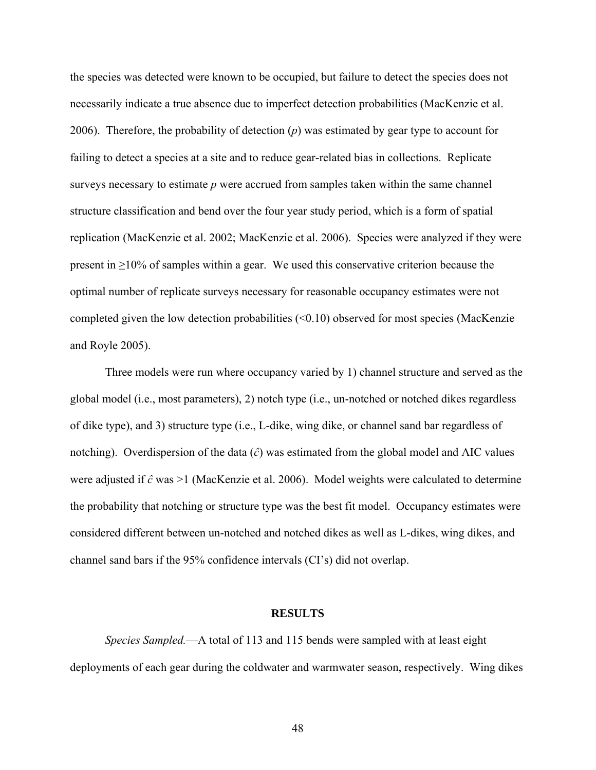the species was detected were known to be occupied, but failure to detect the species does not necessarily indicate a true absence due to imperfect detection probabilities (MacKenzie et al. 2006). Therefore, the probability of detection ($p$) was estimated by gear type to account for failing to detect a species at a site and to reduce gear-related bias in collections. Replicate surveys necessary to estimate $p$ were accrued from samples taken within the same channel structure classification and bend over the four year study period, which is a form of spatial replication (MacKenzie et al. 2002; MacKenzie et al. 2006). Species were analyzed if they were present in ≥10% of samples within a gear. We used this conservative criterion because the optimal number of replicate surveys necessary for reasonable occupancy estimates were not completed given the low detection probabilities (<0.10) observed for most species (MacKenzie and Royle 2005).

Three models were run where occupancy varied by 1) channel structure and served as the global model (i.e., most parameters), 2) notch type (i.e., un-notched or notched dikes regardless of dike type), and 3) structure type (i.e., L-dike, wing dike, or channel sand bar regardless of notching). Overdispersion of the data ($\hat{c}$) was estimated from the global model and AIC values were adjusted if $\hat{c}$ was >1 (MacKenzie et al. 2006). Model weights were calculated to determine the probability that notching or structure type was the best fit model. Occupancy estimates were considered different between un-notched and notched dikes as well as L-dikes, wing dikes, and channel sand bars if the 95% confidence intervals (CI's) did not overlap.

## RESULTS

*Species Sampled.*—A total of 113 and 115 bends were sampled with at least eight deployments of each gear during the coldwater and warmwater season, respectively. Wing dikes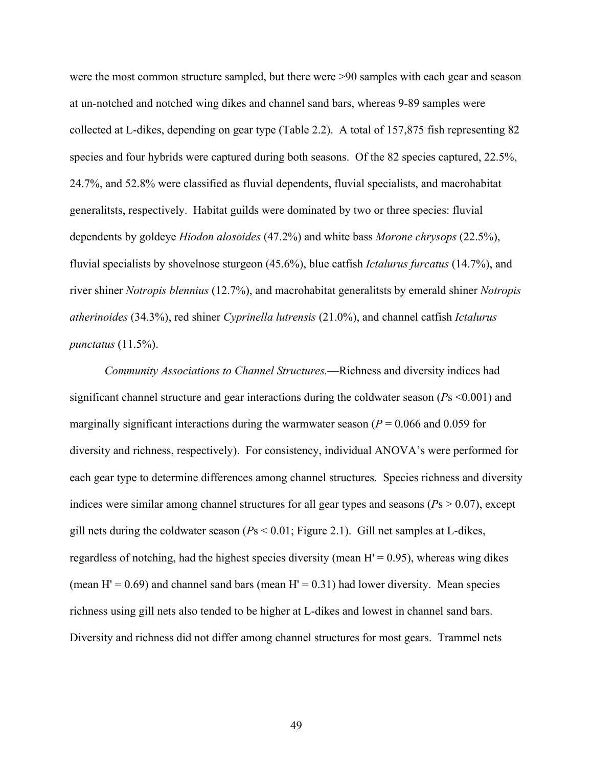were the most common structure sampled, but there were >90 samples with each gear and season at un-notched and notched wing dikes and channel sand bars, whereas 9-89 samples were collected at L-dikes, depending on gear type (Table 2.2). A total of 157,875 fish representing 82 species and four hybrids were captured during both seasons. Of the 82 species captured, 22.5%, 24.7%, and 52.8% were classified as fluvial dependents, fluvial specialists, and macrohabitat generalitsts, respectively. Habitat guilds were dominated by two or three species: fluvial dependents by goldeye *Hiodon alosoides* (47.2%) and white bass *Morone chrysops* (22.5%), fluvial specialists by shovelnose sturgeon (45.6%), blue catfish *Ictalurus furcatus* (14.7%), and river shiner *Notropis blennius* (12.7%), and macrohabitat generalitsts by emerald shiner *Notropis atherinoides* (34.3%), red shiner *Cyprinella lutrensis* (21.0%), and channel catfish *Ictalurus punctatus* (11.5%).

*Community Associations to Channel Structures.*—Richness and diversity indices had significant channel structure and gear interactions during the coldwater season ($P$s <0.001) and marginally significant interactions during the warmwater season ($P = 0.066$ and 0.059 for diversity and richness, respectively). For consistency, individual ANOVA's were performed for each gear type to determine differences among channel structures. Species richness and diversity indices were similar among channel structures for all gear types and seasons ($P$s > 0.07), except gill nets during the coldwater season ($P$s < 0.01; Figure 2.1). Gill net samples at L-dikes, regardless of notching, had the highest species diversity (mean $H' = 0.95$), whereas wing dikes (mean $H' = 0.69$) and channel sand bars (mean $H' = 0.31$) had lower diversity. Mean species richness using gill nets also tended to be higher at L-dikes and lowest in channel sand bars. Diversity and richness did not differ among channel structures for most gears. Trammel nets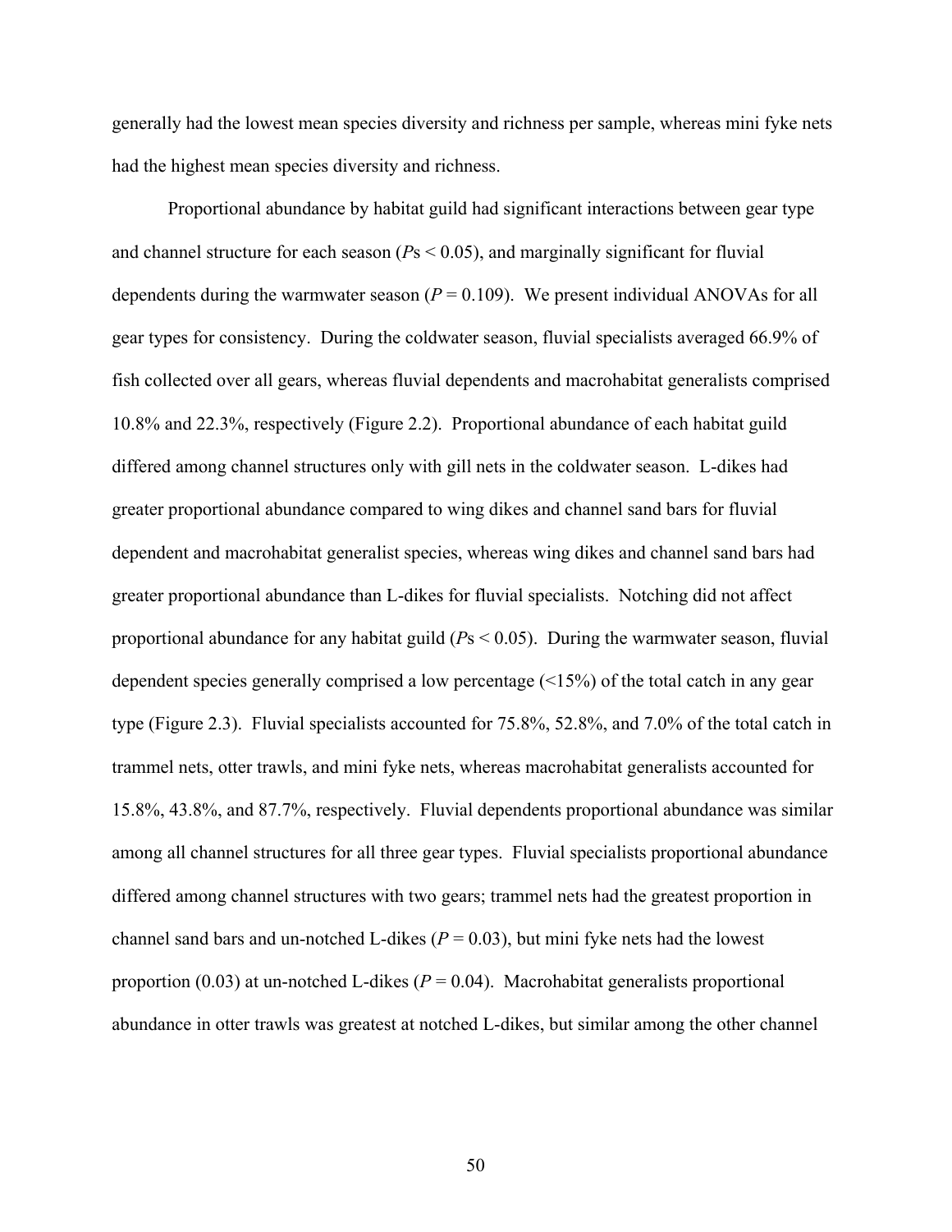generally had the lowest mean species diversity and richness per sample, whereas mini fyke nets had the highest mean species diversity and richness.

Proportional abundance by habitat guild had significant interactions between gear type and channel structure for each season (*P*s $< 0.05$), and marginally significant for fluvial dependents during the warmwater season ($P = 0.109$). We present individual ANOVAs for all gear types for consistency. During the coldwater season, fluvial specialists averaged 66.9% of fish collected over all gears, whereas fluvial dependents and macrohabitat generalists comprised 10.8% and 22.3%, respectively (Figure 2.2). Proportional abundance of each habitat guild differed among channel structures only with gill nets in the coldwater season. L-dikes had greater proportional abundance compared to wing dikes and channel sand bars for fluvial dependent and macrohabitat generalist species, whereas wing dikes and channel sand bars had greater proportional abundance than L-dikes for fluvial specialists. Notching did not affect proportional abundance for any habitat guild (*P*s $< 0.05$). During the warmwater season, fluvial dependent species generally comprised a low percentage (<15%) of the total catch in any gear type (Figure 2.3). Fluvial specialists accounted for 75.8%, 52.8%, and 7.0% of the total catch in trammel nets, otter trawls, and mini fyke nets, whereas macrohabitat generalists accounted for 15.8%, 43.8%, and 87.7%, respectively. Fluvial dependents proportional abundance was similar among all channel structures for all three gear types. Fluvial specialists proportional abundance differed among channel structures with two gears; trammel nets had the greatest proportion in channel sand bars and un-notched L-dikes ($P = 0.03$), but mini fyke nets had the lowest proportion (0.03) at un-notched L-dikes ($P = 0.04$). Macrohabitat generalists proportional abundance in otter trawls was greatest at notched L-dikes, but similar among the other channel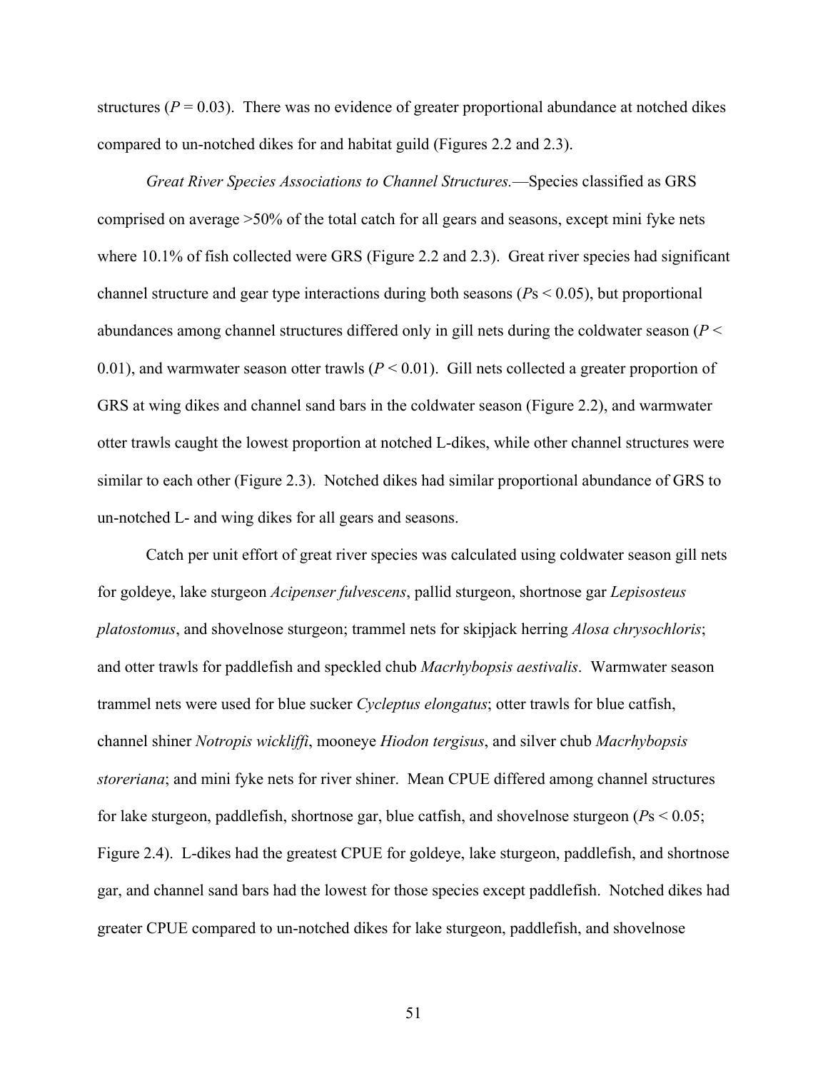structures ($P = 0.03$). There was no evidence of greater proportional abundance at notched dikes compared to un-notched dikes for and habitat guild (Figures 2.2 and 2.3).

*Great River Species Associations to Channel Structures.*—Species classified as GRS comprised on average >50% of the total catch for all gears and seasons, except mini fyke nets where 10.1% of fish collected were GRS (Figure 2.2 and 2.3). Great river species had significant channel structure and gear type interactions during both seasons ($P$s $< 0.05$), but proportional abundances among channel structures differed only in gill nets during the coldwater season ($P < 0.01$), and warmwater season otter trawls ($P < 0.01$). Gill nets collected a greater proportion of GRS at wing dikes and channel sand bars in the coldwater season (Figure 2.2), and warmwater otter trawls caught the lowest proportion at notched L-dikes, while other channel structures were similar to each other (Figure 2.3). Notched dikes had similar proportional abundance of GRS to un-notched L- and wing dikes for all gears and seasons.

Catch per unit effort of great river species was calculated using coldwater season gill nets for goldeye, lake sturgeon *Acipenser fulvescens*, pallid sturgeon, shortnose gar *Lepisosteus platostomus*, and shovelnose sturgeon; trammel nets for skipjack herring *Alosa chrysochloris*; and otter trawls for paddlefish and speckled chub *Macrhybopsis aestivalis*. Warmwater season trammel nets were used for blue sucker *Cycleptus elongatus*; otter trawls for blue catfish, channel shiner *Notropis wickliffi*, mooneye *Hiodon tergisus*, and silver chub *Macrhybopsis storeriana*; and mini fyke nets for river shiner. Mean CPUE differed among channel structures for lake sturgeon, paddlefish, shortnose gar, blue catfish, and shovelnose sturgeon ($P$s $< 0.05$; Figure 2.4). L-dikes had the greatest CPUE for goldeye, lake sturgeon, paddlefish, and shortnose gar, and channel sand bars had the lowest for those species except paddlefish. Notched dikes had greater CPUE compared to un-notched dikes for lake sturgeon, paddlefish, and shovelnose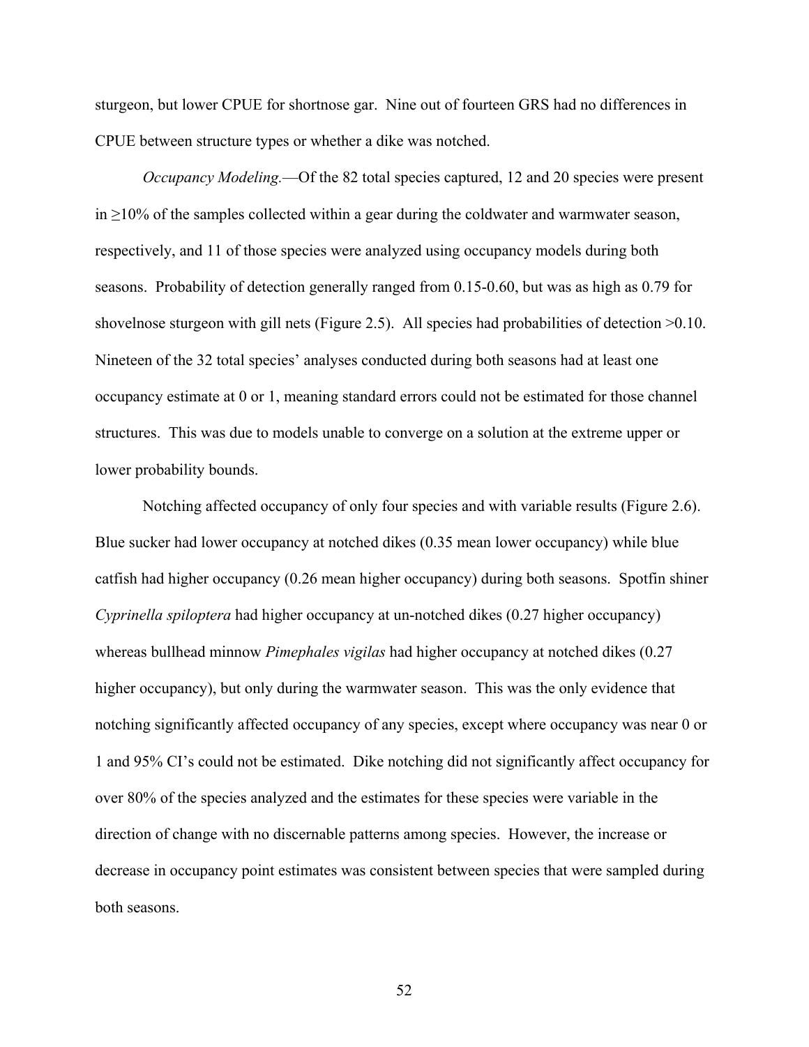sturgeon, but lower CPUE for shortnose gar. Nine out of fourteen GRS had no differences in CPUE between structure types or whether a dike was notched.

*Occupancy Modeling.*—Of the 82 total species captured, 12 and 20 species were present in ≥10% of the samples collected within a gear during the coldwater and warmwater season, respectively, and 11 of those species were analyzed using occupancy models during both seasons. Probability of detection generally ranged from 0.15-0.60, but was as high as 0.79 for shovelnose sturgeon with gill nets (Figure 2.5). All species had probabilities of detection >0.10. Nineteen of the 32 total species' analyses conducted during both seasons had at least one occupancy estimate at 0 or 1, meaning standard errors could not be estimated for those channel structures. This was due to models unable to converge on a solution at the extreme upper or lower probability bounds.

Notching affected occupancy of only four species and with variable results (Figure 2.6). Blue sucker had lower occupancy at notched dikes (0.35 mean lower occupancy) while blue catfish had higher occupancy (0.26 mean higher occupancy) during both seasons. Spotfin shiner *Cyprinella spiloptera* had higher occupancy at un-notched dikes (0.27 higher occupancy) whereas bullhead minnow *Pimephales vigilas* had higher occupancy at notched dikes (0.27 higher occupancy), but only during the warmwater season. This was the only evidence that notching significantly affected occupancy of any species, except where occupancy was near 0 or 1 and 95% CI's could not be estimated. Dike notching did not significantly affect occupancy for over 80% of the species analyzed and the estimates for these species were variable in the direction of change with no discernable patterns among species. However, the increase or decrease in occupancy point estimates was consistent between species that were sampled during both seasons.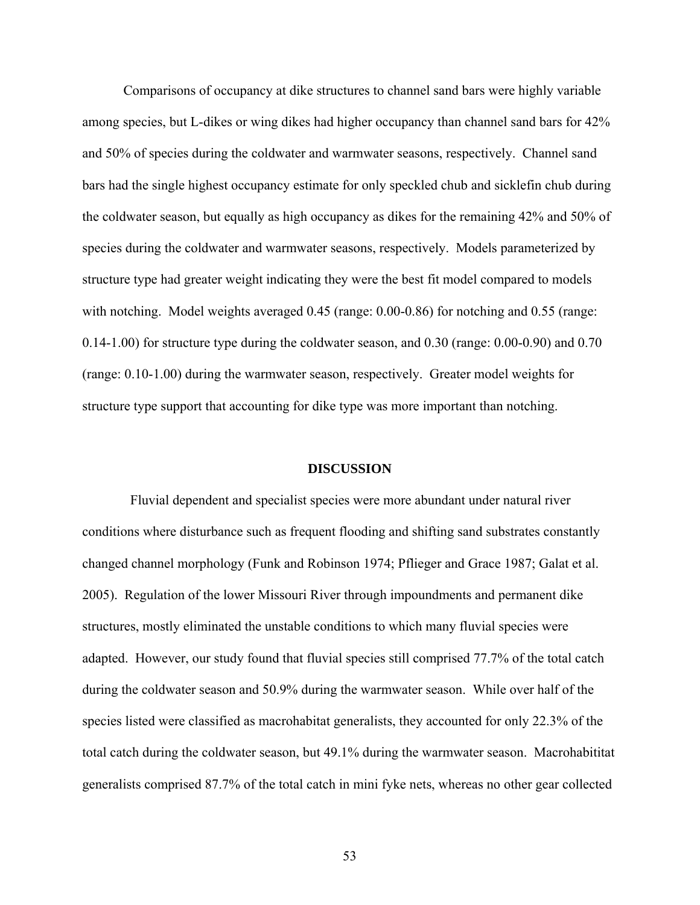Comparisons of occupancy at dike structures to channel sand bars were highly variable among species, but L-dikes or wing dikes had higher occupancy than channel sand bars for 42% and 50% of species during the coldwater and warmwater seasons, respectively. Channel sand bars had the single highest occupancy estimate for only speckled chub and sicklefin chub during the coldwater season, but equally as high occupancy as dikes for the remaining 42% and 50% of species during the coldwater and warmwater seasons, respectively. Models parameterized by structure type had greater weight indicating they were the best fit model compared to models with notching. Model weights averaged 0.45 (range: 0.00-0.86) for notching and 0.55 (range: 0.14-1.00) for structure type during the coldwater season, and 0.30 (range: 0.00-0.90) and 0.70 (range: 0.10-1.00) during the warmwater season, respectively. Greater model weights for structure type support that accounting for dike type was more important than notching.

## DISCUSSION

Fluvial dependent and specialist species were more abundant under natural river conditions where disturbance such as frequent flooding and shifting sand substrates constantly changed channel morphology (Funk and Robinson 1974; Pflieger and Grace 1987; Galat et al. 2005). Regulation of the lower Missouri River through impoundments and permanent dike structures, mostly eliminated the unstable conditions to which many fluvial species were adapted. However, our study found that fluvial species still comprised 77.7% of the total catch during the coldwater season and 50.9% during the warmwater season. While over half of the species listed were classified as macrohabitat generalists, they accounted for only 22.3% of the total catch during the coldwater season, but 49.1% during the warmwater season. Macrohabititat generalists comprised 87.7% of the total catch in mini fyke nets, whereas no other gear collected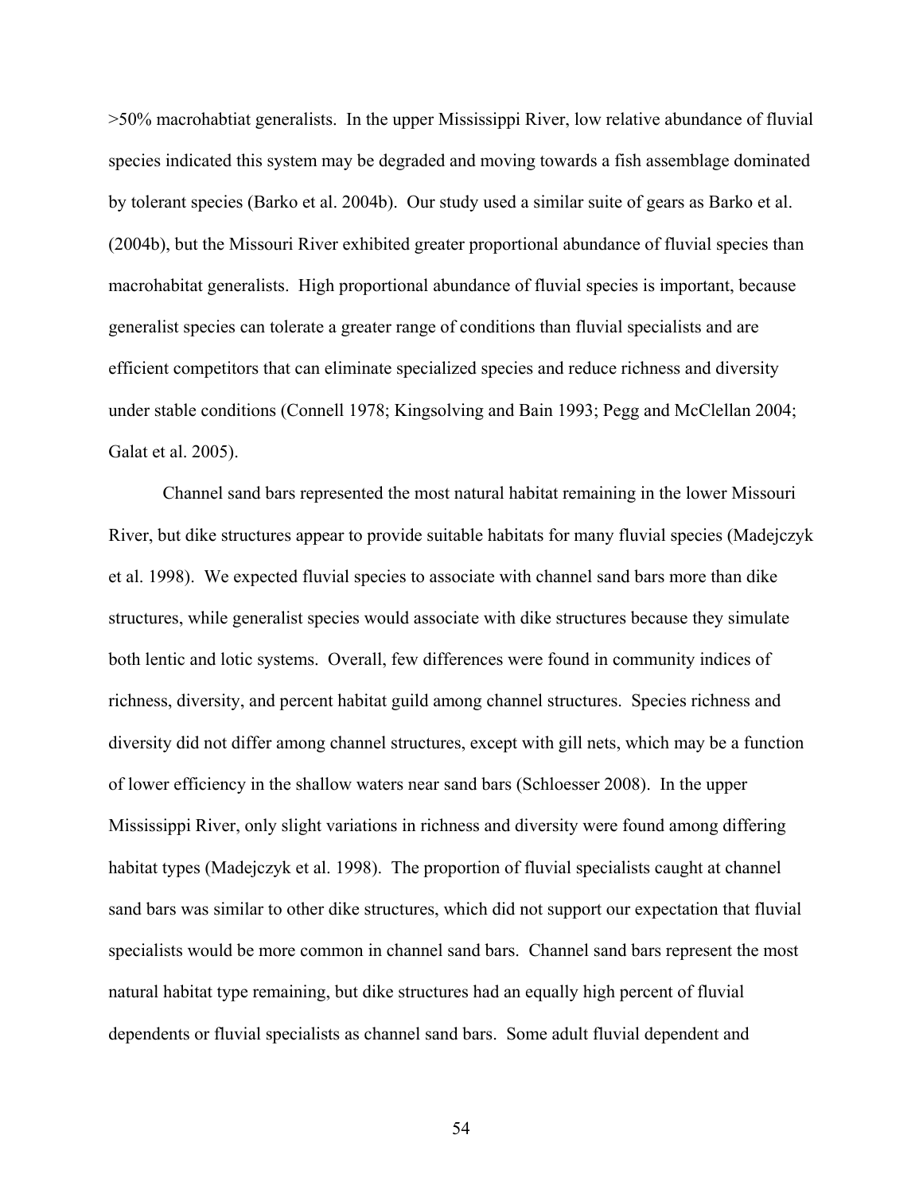>50% macrohabtiat generalists. In the upper Mississippi River, low relative abundance of fluvial species indicated this system may be degraded and moving towards a fish assemblage dominated by tolerant species (Barko et al. 2004b). Our study used a similar suite of gears as Barko et al. (2004b), but the Missouri River exhibited greater proportional abundance of fluvial species than macrohabitat generalists. High proportional abundance of fluvial species is important, because generalist species can tolerate a greater range of conditions than fluvial specialists and are efficient competitors that can eliminate specialized species and reduce richness and diversity under stable conditions (Connell 1978; Kingsolving and Bain 1993; Pegg and McClellan 2004; Galat et al. 2005).

Channel sand bars represented the most natural habitat remaining in the lower Missouri River, but dike structures appear to provide suitable habitats for many fluvial species (Madejczyk et al. 1998). We expected fluvial species to associate with channel sand bars more than dike structures, while generalist species would associate with dike structures because they simulate both lentic and lotic systems. Overall, few differences were found in community indices of richness, diversity, and percent habitat guild among channel structures. Species richness and diversity did not differ among channel structures, except with gill nets, which may be a function of lower efficiency in the shallow waters near sand bars (Schloesser 2008). In the upper Mississippi River, only slight variations in richness and diversity were found among differing habitat types (Madejczyk et al. 1998). The proportion of fluvial specialists caught at channel sand bars was similar to other dike structures, which did not support our expectation that fluvial specialists would be more common in channel sand bars. Channel sand bars represent the most natural habitat type remaining, but dike structures had an equally high percent of fluvial dependents or fluvial specialists as channel sand bars. Some adult fluvial dependent and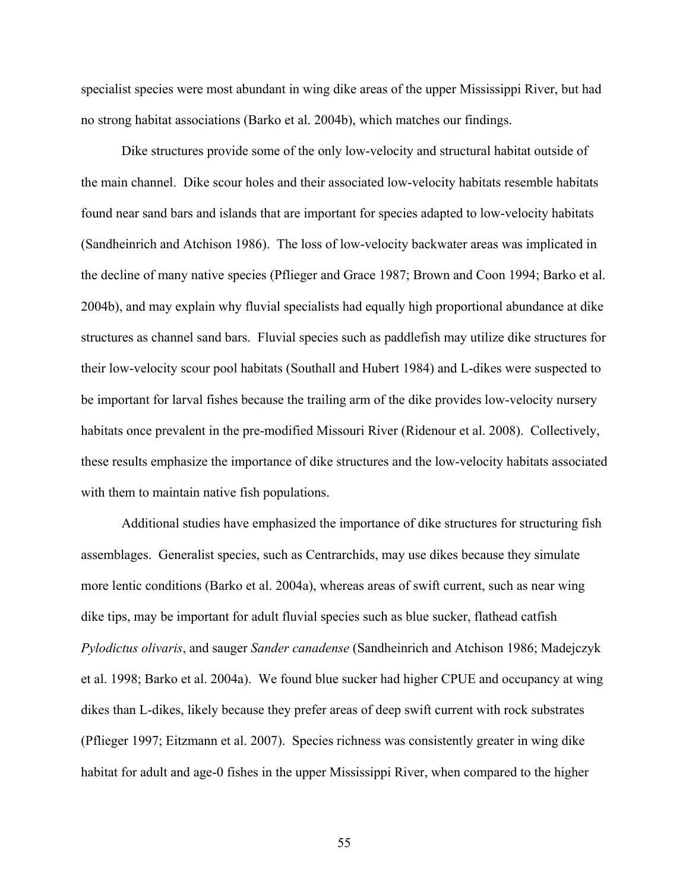specialist species were most abundant in wing dike areas of the upper Mississippi River, but had no strong habitat associations (Barko et al. 2004b), which matches our findings.

Dike structures provide some of the only low-velocity and structural habitat outside of the main channel. Dike scour holes and their associated low-velocity habitats resemble habitats found near sand bars and islands that are important for species adapted to low-velocity habitats (Sandheinrich and Atchison 1986). The loss of low-velocity backwater areas was implicated in the decline of many native species (Pflieger and Grace 1987; Brown and Coon 1994; Barko et al. 2004b), and may explain why fluvial specialists had equally high proportional abundance at dike structures as channel sand bars. Fluvial species such as paddlefish may utilize dike structures for their low-velocity scour pool habitats (Southall and Hubert 1984) and L-dikes were suspected to be important for larval fishes because the trailing arm of the dike provides low-velocity nursery habitats once prevalent in the pre-modified Missouri River (Ridenour et al. 2008). Collectively, these results emphasize the importance of dike structures and the low-velocity habitats associated with them to maintain native fish populations.

Additional studies have emphasized the importance of dike structures for structuring fish assemblages. Generalist species, such as Centrarchids, may use dikes because they simulate more lentic conditions (Barko et al. 2004a), whereas areas of swift current, such as near wing dike tips, may be important for adult fluvial species such as blue sucker, flathead catfish *Pylodictus olivaris*, and sauger *Sander canadense* (Sandheinrich and Atchison 1986; Madejczyk et al. 1998; Barko et al. 2004a). We found blue sucker had higher CPUE and occupancy at wing dikes than L-dikes, likely because they prefer areas of deep swift current with rock substrates (Pflieger 1997; Eitzmann et al. 2007). Species richness was consistently greater in wing dike habitat for adult and age-0 fishes in the upper Mississippi River, when compared to the higher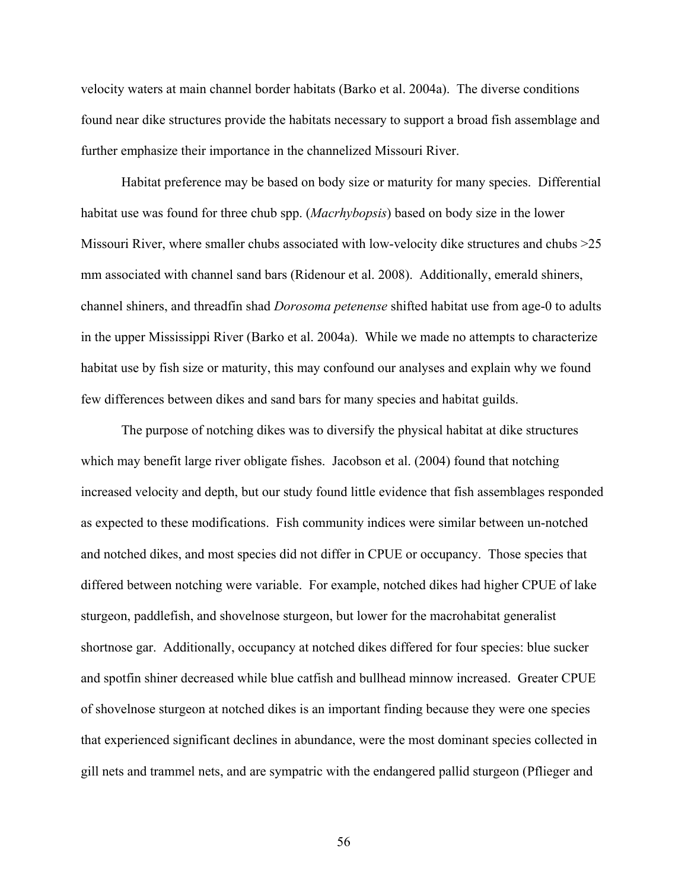velocity waters at main channel border habitats (Barko et al. 2004a). The diverse conditions found near dike structures provide the habitats necessary to support a broad fish assemblage and further emphasize their importance in the channelized Missouri River.

Habitat preference may be based on body size or maturity for many species. Differential habitat use was found for three chub spp. (*Macrhybopsis*) based on body size in the lower Missouri River, where smaller chubs associated with low-velocity dike structures and chubs >25 mm associated with channel sand bars (Ridenour et al. 2008). Additionally, emerald shiners, channel shiners, and threadfin shad *Dorosoma petenense* shifted habitat use from age-0 to adults in the upper Mississippi River (Barko et al. 2004a). While we made no attempts to characterize habitat use by fish size or maturity, this may confound our analyses and explain why we found few differences between dikes and sand bars for many species and habitat guilds.

The purpose of notching dikes was to diversify the physical habitat at dike structures which may benefit large river obligate fishes. Jacobson et al. (2004) found that notching increased velocity and depth, but our study found little evidence that fish assemblages responded as expected to these modifications. Fish community indices were similar between un-notched and notched dikes, and most species did not differ in CPUE or occupancy. Those species that differed between notching were variable. For example, notched dikes had higher CPUE of lake sturgeon, paddlefish, and shovelnose sturgeon, but lower for the macrohabitat generalist shortnose gar. Additionally, occupancy at notched dikes differed for four species: blue sucker and spotfin shiner decreased while blue catfish and bullhead minnow increased. Greater CPUE of shovelnose sturgeon at notched dikes is an important finding because they were one species that experienced significant declines in abundance, were the most dominant species collected in gill nets and trammel nets, and are sympatric with the endangered pallid sturgeon (Pflieger and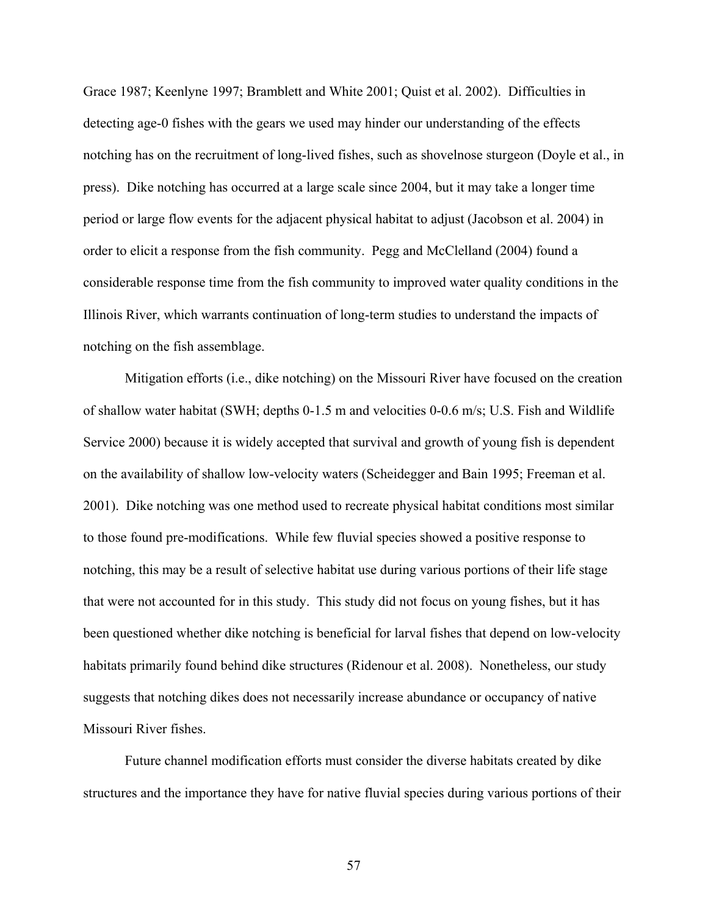Grace 1987; Keenlyne 1997; Bramblett and White 2001; Quist et al. 2002). Difficulties in detecting age-0 fishes with the gears we used may hinder our understanding of the effects notching has on the recruitment of long-lived fishes, such as shovelnose sturgeon (Doyle et al., in press). Dike notching has occurred at a large scale since 2004, but it may take a longer time period or large flow events for the adjacent physical habitat to adjust (Jacobson et al. 2004) in order to elicit a response from the fish community. Pegg and McClelland (2004) found a considerable response time from the fish community to improved water quality conditions in the Illinois River, which warrants continuation of long-term studies to understand the impacts of notching on the fish assemblage.

Mitigation efforts (i.e., dike notching) on the Missouri River have focused on the creation of shallow water habitat (SWH; depths 0-1.5 m and velocities 0-0.6 m/s; U.S. Fish and Wildlife Service 2000) because it is widely accepted that survival and growth of young fish is dependent on the availability of shallow low-velocity waters (Scheidegger and Bain 1995; Freeman et al. 2001). Dike notching was one method used to recreate physical habitat conditions most similar to those found pre-modifications. While few fluvial species showed a positive response to notching, this may be a result of selective habitat use during various portions of their life stage that were not accounted for in this study. This study did not focus on young fishes, but it has been questioned whether dike notching is beneficial for larval fishes that depend on low-velocity habitats primarily found behind dike structures (Ridenour et al. 2008). Nonetheless, our study suggests that notching dikes does not necessarily increase abundance or occupancy of native Missouri River fishes.

Future channel modification efforts must consider the diverse habitats created by dike structures and the importance they have for native fluvial species during various portions of their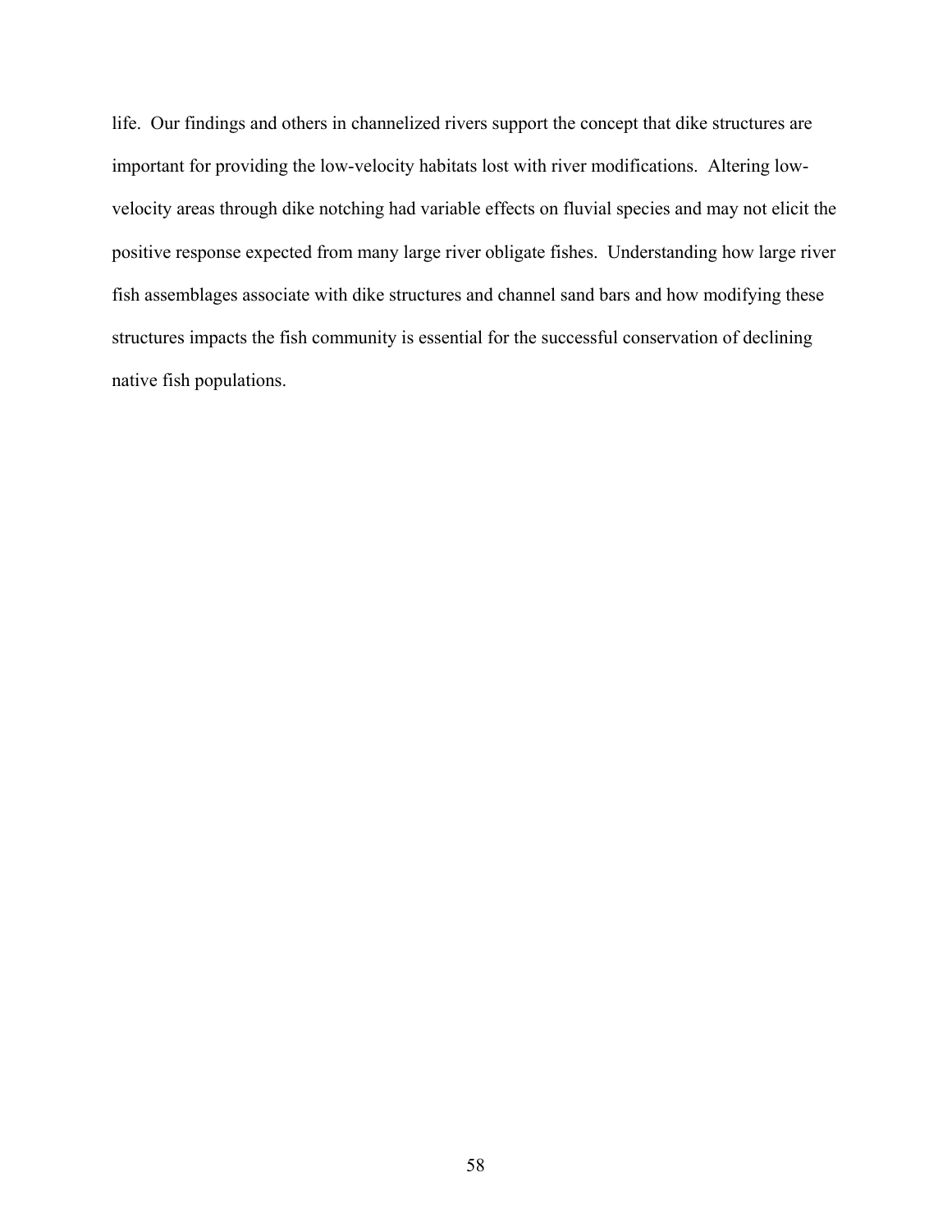life. Our findings and others in channelized rivers support the concept that dike structures are important for providing the low-velocity habitats lost with river modifications. Altering low-velocity areas through dike notching had variable effects on fluvial species and may not elicit the positive response expected from many large river obligate fishes. Understanding how large river fish assemblages associate with dike structures and channel sand bars and how modifying these structures impacts the fish community is essential for the successful conservation of declining native fish populations.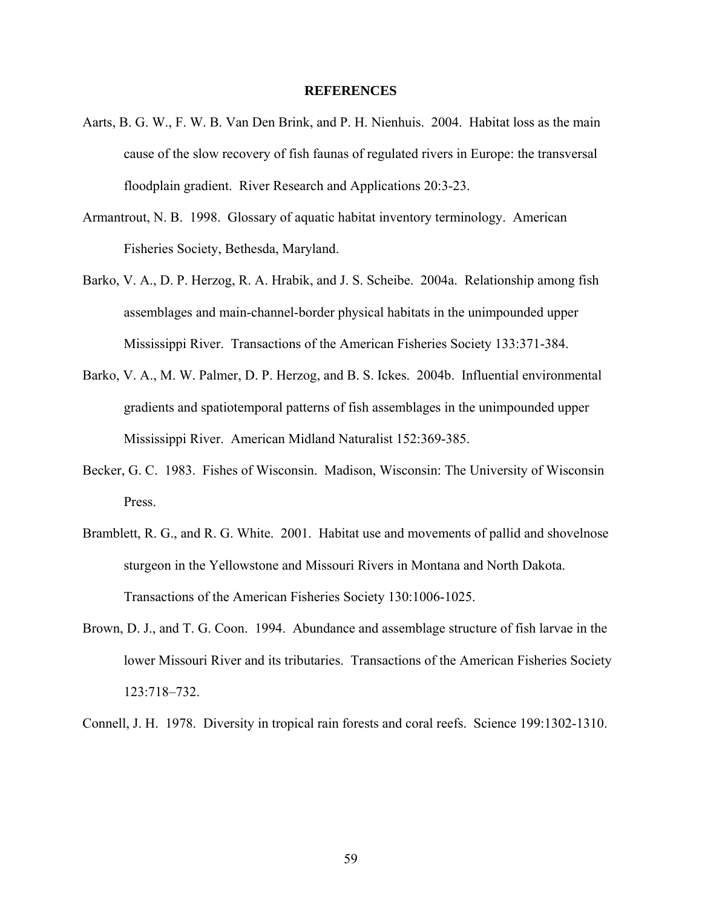# REFERENCES

Aarts, B. G. W., F. W. B. Van Den Brink, and P. H. Nienhuis. 2004. Habitat loss as the main cause of the slow recovery of fish faunas of regulated rivers in Europe: the transversal floodplain gradient. River Research and Applications 20:3-23.

Armantrout, N. B. 1998. Glossary of aquatic habitat inventory terminology. American Fisheries Society, Bethesda, Maryland.

Barko, V. A., D. P. Herzog, R. A. Hrabik, and J. S. Scheibe. 2004a. Relationship among fish assemblages and main-channel-border physical habitats in the unimpounded upper Mississippi River. Transactions of the American Fisheries Society 133:371-384.

Barko, V. A., M. W. Palmer, D. P. Herzog, and B. S. Ickes. 2004b. Influential environmental gradients and spatiotemporal patterns of fish assemblages in the unimpounded upper Mississippi River. American Midland Naturalist 152:369-385.

Becker, G. C. 1983. Fishes of Wisconsin. Madison, Wisconsin: The University of Wisconsin Press.

Bramblett, R. G., and R. G. White. 2001. Habitat use and movements of pallid and shovelnose sturgeon in the Yellowstone and Missouri Rivers in Montana and North Dakota. Transactions of the American Fisheries Society 130:1006-1025.

Brown, D. J., and T. G. Coon. 1994. Abundance and assemblage structure of fish larvae in the lower Missouri River and its tributaries. Transactions of the American Fisheries Society 123:718–732.

Connell, J. H. 1978. Diversity in tropical rain forests and coral reefs. Science 199:1302-1310.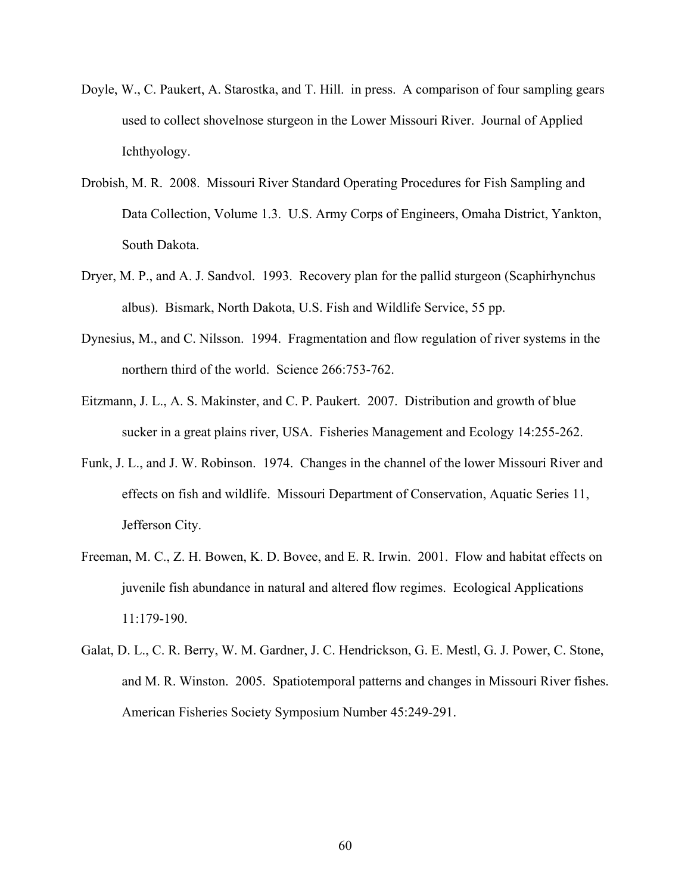Doyle, W., C. Paukert, A. Starostka, and T. Hill. in press. A comparison of four sampling gears used to collect shovelnose sturgeon in the Lower Missouri River. Journal of Applied Ichthyology.

Drobish, M. R. 2008. Missouri River Standard Operating Procedures for Fish Sampling and Data Collection, Volume 1.3. U.S. Army Corps of Engineers, Omaha District, Yankton, South Dakota.

Dryer, M. P., and A. J. Sandvol. 1993. Recovery plan for the pallid sturgeon (Scaphirhynchus albus). Bismark, North Dakota, U.S. Fish and Wildlife Service, 55 pp.

Dynesius, M., and C. Nilsson. 1994. Fragmentation and flow regulation of river systems in the northern third of the world. Science 266:753-762.

Eitzmann, J. L., A. S. Makinster, and C. P. Paukert. 2007. Distribution and growth of blue sucker in a great plains river, USA. Fisheries Management and Ecology 14:255-262.

Funk, J. L., and J. W. Robinson. 1974. Changes in the channel of the lower Missouri River and effects on fish and wildlife. Missouri Department of Conservation, Aquatic Series 11, Jefferson City.

Freeman, M. C., Z. H. Bowen, K. D. Bovee, and E. R. Irwin. 2001. Flow and habitat effects on juvenile fish abundance in natural and altered flow regimes. Ecological Applications 11:179-190.

Galat, D. L., C. R. Berry, W. M. Gardner, J. C. Hendrickson, G. E. Mestl, G. J. Power, C. Stone, and M. R. Winston. 2005. Spatiotemporal patterns and changes in Missouri River fishes. American Fisheries Society Symposium Number 45:249-291.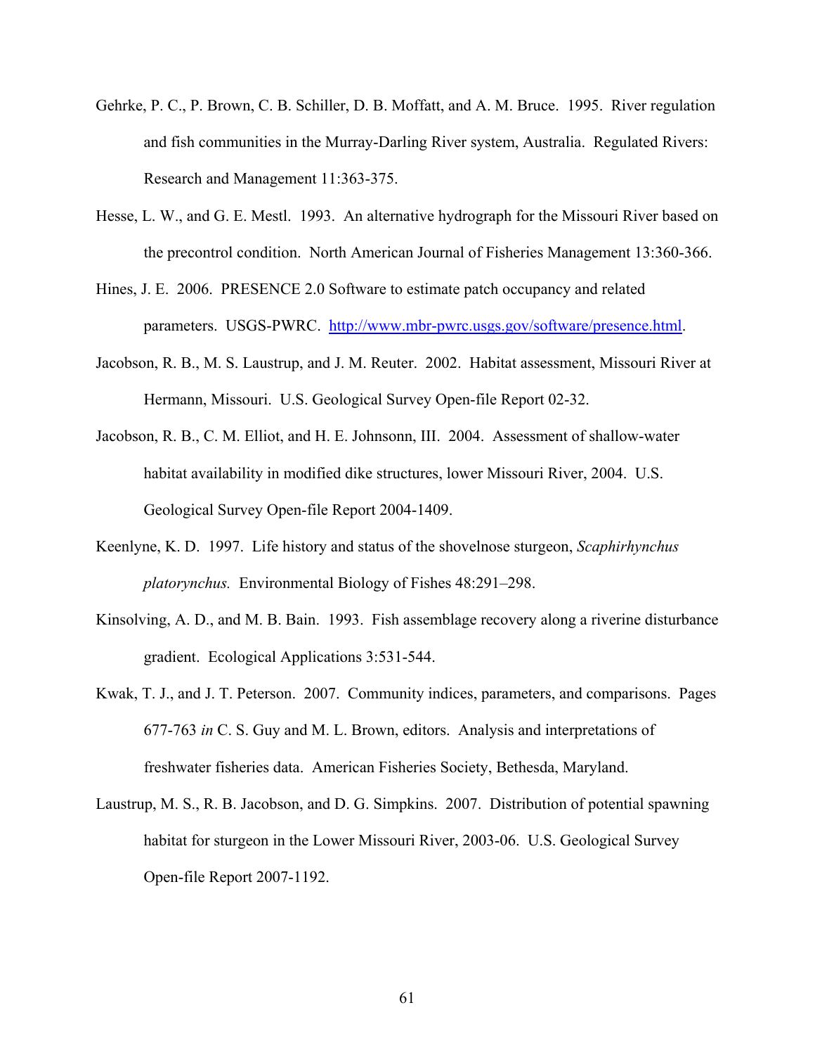Gehrke, P. C., P. Brown, C. B. Schiller, D. B. Moffatt, and A. M. Bruce. 1995. River regulation and fish communities in the Murray-Darling River system, Australia. Regulated Rivers: Research and Management 11:363-375.

Hesse, L. W., and G. E. Mestl. 1993. An alternative hydrograph for the Missouri River based on the precontrol condition. North American Journal of Fisheries Management 13:360-366.

Hines, J. E. 2006. PRESENCE 2.0 Software to estimate patch occupancy and related parameters. USGS-PWRC. http://www.mbr-pwrc.usgs.gov/software/presence.html.

Jacobson, R. B., M. S. Laustrup, and J. M. Reuter. 2002. Habitat assessment, Missouri River at Hermann, Missouri. U.S. Geological Survey Open-file Report 02-32.

Jacobson, R. B., C. M. Elliot, and H. E. Johnsonn, III. 2004. Assessment of shallow-water habitat availability in modified dike structures, lower Missouri River, 2004. U.S. Geological Survey Open-file Report 2004-1409.

Keenlyne, K. D. 1997. Life history and status of the shovelnose sturgeon, *Scaphirhynchus platorynchus.* Environmental Biology of Fishes 48:291–298.

Kinsolving, A. D., and M. B. Bain. 1993. Fish assemblage recovery along a riverine disturbance gradient. Ecological Applications 3:531-544.

Kwak, T. J., and J. T. Peterson. 2007. Community indices, parameters, and comparisons. Pages 677-763 *in* C. S. Guy and M. L. Brown, editors. Analysis and interpretations of freshwater fisheries data. American Fisheries Society, Bethesda, Maryland.

Laustrup, M. S., R. B. Jacobson, and D. G. Simpkins. 2007. Distribution of potential spawning habitat for sturgeon in the Lower Missouri River, 2003-06. U.S. Geological Survey Open-file Report 2007-1192.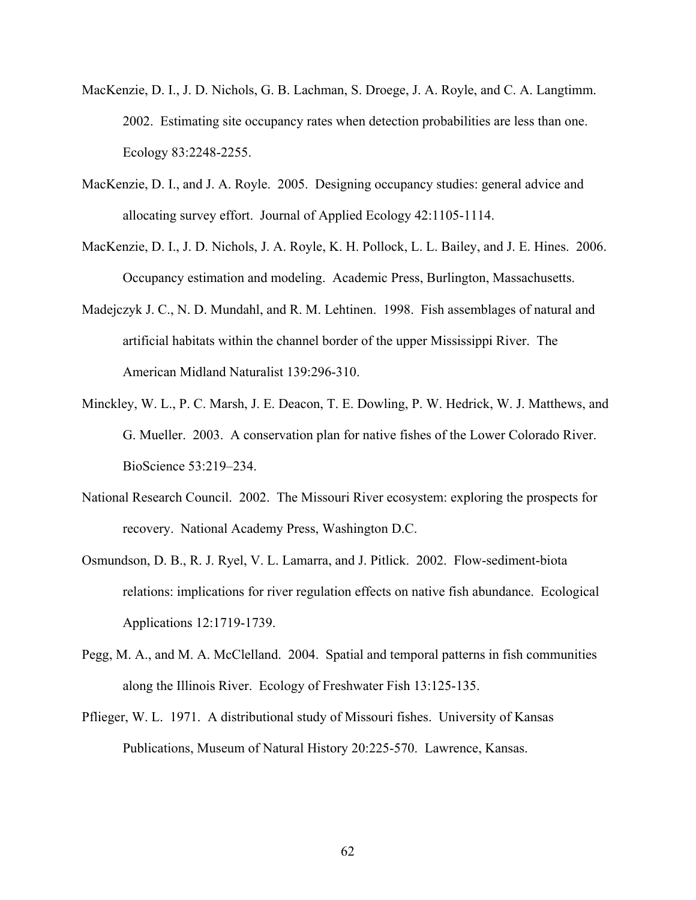MacKenzie, D. I., J. D. Nichols, G. B. Lachman, S. Droege, J. A. Royle, and C. A. Langtimm. 2002. Estimating site occupancy rates when detection probabilities are less than one. Ecology 83:2248-2255.

MacKenzie, D. I., and J. A. Royle. 2005. Designing occupancy studies: general advice and allocating survey effort. Journal of Applied Ecology 42:1105-1114.

MacKenzie, D. I., J. D. Nichols, J. A. Royle, K. H. Pollock, L. L. Bailey, and J. E. Hines. 2006. Occupancy estimation and modeling. Academic Press, Burlington, Massachusetts.

Madejczyk J. C., N. D. Mundahl, and R. M. Lehtinen. 1998. Fish assemblages of natural and artificial habitats within the channel border of the upper Mississippi River. The American Midland Naturalist 139:296-310.

Minckley, W. L., P. C. Marsh, J. E. Deacon, T. E. Dowling, P. W. Hedrick, W. J. Matthews, and G. Mueller. 2003. A conservation plan for native fishes of the Lower Colorado River. BioScience 53:219–234.

National Research Council. 2002. The Missouri River ecosystem: exploring the prospects for recovery. National Academy Press, Washington D.C.

Osmundson, D. B., R. J. Ryel, V. L. Lamarra, and J. Pitlick. 2002. Flow-sediment-biota relations: implications for river regulation effects on native fish abundance. Ecological Applications 12:1719-1739.

Pegg, M. A., and M. A. McClelland. 2004. Spatial and temporal patterns in fish communities along the Illinois River. Ecology of Freshwater Fish 13:125-135.

Pflieger, W. L. 1971. A distributional study of Missouri fishes. University of Kansas Publications, Museum of Natural History 20:225-570. Lawrence, Kansas.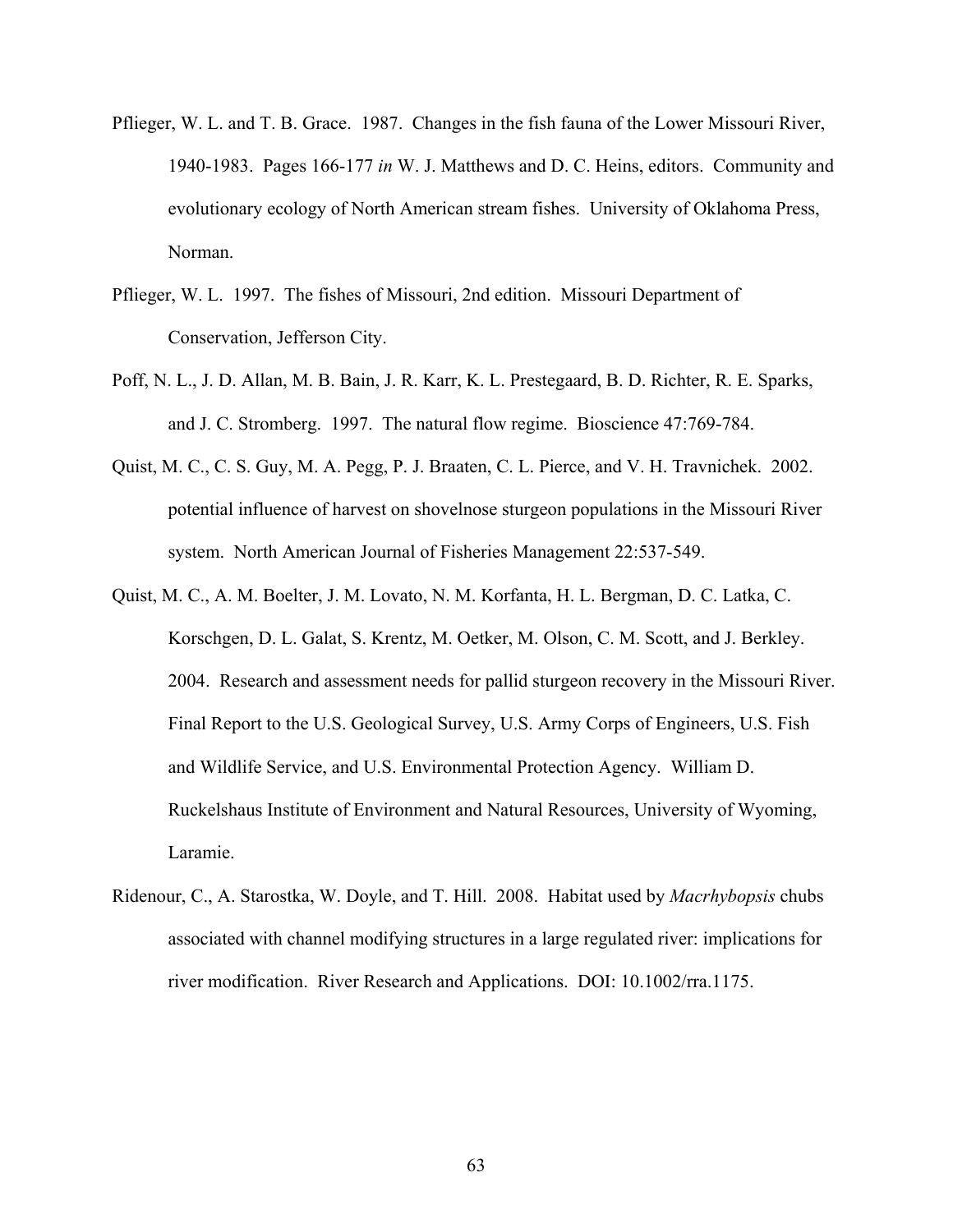Pflieger, W. L. and T. B. Grace. 1987. Changes in the fish fauna of the Lower Missouri River, 1940-1983. Pages 166-177 *in* W. J. Matthews and D. C. Heins, editors. Community and evolutionary ecology of North American stream fishes. University of Oklahoma Press, Norman.

Pflieger, W. L. 1997. The fishes of Missouri, 2nd edition. Missouri Department of Conservation, Jefferson City.

Poff, N. L., J. D. Allan, M. B. Bain, J. R. Karr, K. L. Prestegaard, B. D. Richter, R. E. Sparks, and J. C. Stromberg. 1997. The natural flow regime. Bioscience 47:769-784.

Quist, M. C., C. S. Guy, M. A. Pegg, P. J. Braaten, C. L. Pierce, and V. H. Travnichek. 2002. potential influence of harvest on shovelnose sturgeon populations in the Missouri River system. North American Journal of Fisheries Management 22:537-549.

Quist, M. C., A. M. Boelter, J. M. Lovato, N. M. Korfanta, H. L. Bergman, D. C. Latka, C. Korschgen, D. L. Galat, S. Krentz, M. Oetker, M. Olson, C. M. Scott, and J. Berkley. 2004. Research and assessment needs for pallid sturgeon recovery in the Missouri River. Final Report to the U.S. Geological Survey, U.S. Army Corps of Engineers, U.S. Fish and Wildlife Service, and U.S. Environmental Protection Agency. William D. Ruckelshaus Institute of Environment and Natural Resources, University of Wyoming, Laramie.

Ridenour, C., A. Starostka, W. Doyle, and T. Hill. 2008. Habitat used by *Macrhybopsis* chubs associated with channel modifying structures in a large regulated river: implications for river modification. River Research and Applications. DOI: 10.1002/rra.1175.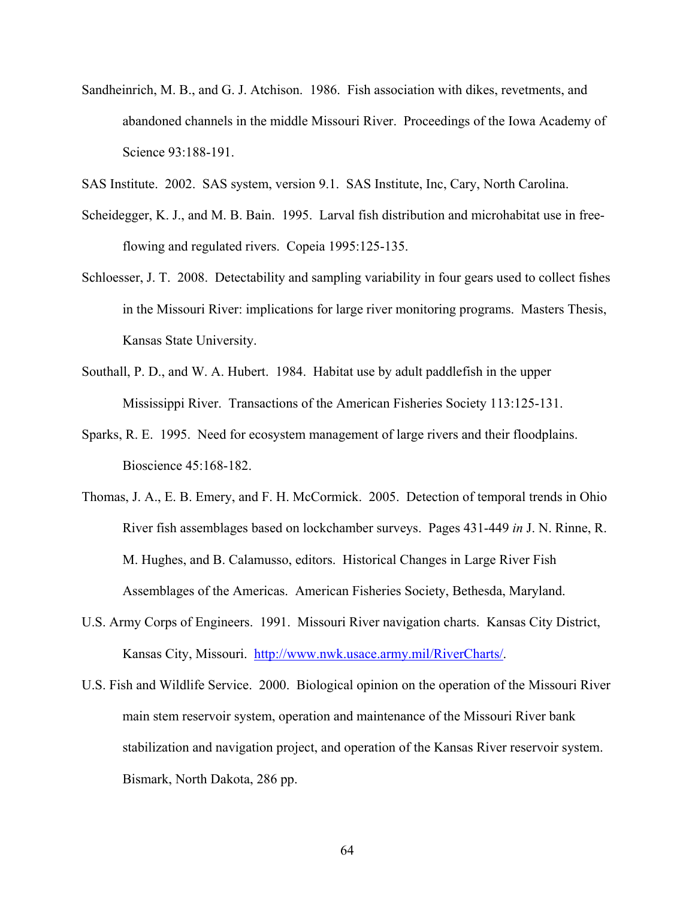Sandheinrich, M. B., and G. J. Atchison. 1986. Fish association with dikes, revetments, and abandoned channels in the middle Missouri River. Proceedings of the Iowa Academy of Science 93:188-191.

SAS Institute. 2002. SAS system, version 9.1. SAS Institute, Inc, Cary, North Carolina.

Scheidegger, K. J., and M. B. Bain. 1995. Larval fish distribution and microhabitat use in free-flowing and regulated rivers. Copeia 1995:125-135.

Schloesser, J. T. 2008. Detectability and sampling variability in four gears used to collect fishes in the Missouri River: implications for large river monitoring programs. Masters Thesis, Kansas State University.

Southall, P. D., and W. A. Hubert. 1984. Habitat use by adult paddlefish in the upper Mississippi River. Transactions of the American Fisheries Society 113:125-131.

Sparks, R. E. 1995. Need for ecosystem management of large rivers and their floodplains. Bioscience 45:168-182.

Thomas, J. A., E. B. Emery, and F. H. McCormick. 2005. Detection of temporal trends in Ohio River fish assemblages based on lockchamber surveys. Pages 431-449 *in* J. N. Rinne, R. M. Hughes, and B. Calamusso, editors. Historical Changes in Large River Fish Assemblages of the Americas. American Fisheries Society, Bethesda, Maryland.

U.S. Army Corps of Engineers. 1991. Missouri River navigation charts. Kansas City District, Kansas City, Missouri. http://www.nwk.usace.army.mil/RiverCharts/.

U.S. Fish and Wildlife Service. 2000. Biological opinion on the operation of the Missouri River main stem reservoir system, operation and maintenance of the Missouri River bank stabilization and navigation project, and operation of the Kansas River reservoir system. Bismark, North Dakota, 286 pp.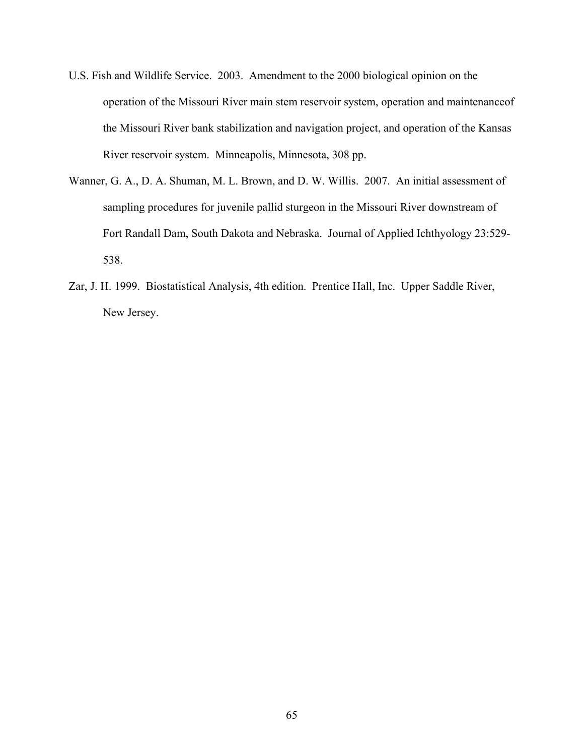U.S. Fish and Wildlife Service. 2003. Amendment to the 2000 biological opinion on the operation of the Missouri River main stem reservoir system, operation and maintenanceof the Missouri River bank stabilization and navigation project, and operation of the Kansas River reservoir system. Minneapolis, Minnesota, 308 pp.

Wanner, G. A., D. A. Shuman, M. L. Brown, and D. W. Willis. 2007. An initial assessment of sampling procedures for juvenile pallid sturgeon in the Missouri River downstream of Fort Randall Dam, South Dakota and Nebraska. Journal of Applied Ichthyology 23:529-538.

Zar, J. H. 1999. Biostatistical Analysis, 4th edition. Prentice Hall, Inc. Upper Saddle River, New Jersey.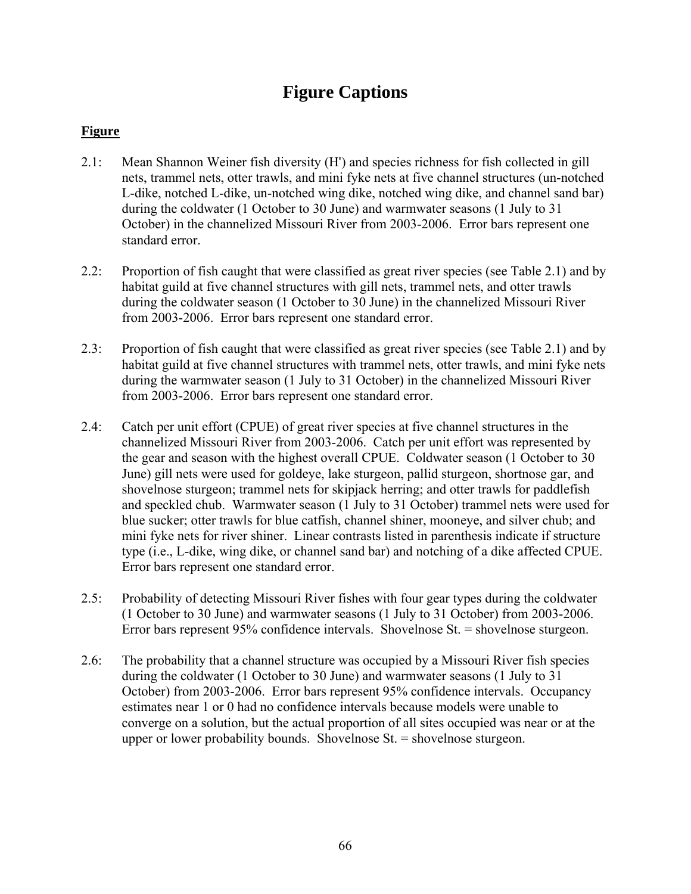# Figure Captions

**Figure**

2.1: Mean Shannon Weiner fish diversity (H') and species richness for fish collected in gill nets, trammel nets, otter trawls, and mini fyke nets at five channel structures (un-notched L-dike, notched L-dike, un-notched wing dike, notched wing dike, and channel sand bar) during the coldwater (1 October to 30 June) and warmwater seasons (1 July to 31 October) in the channelized Missouri River from 2003-2006. Error bars represent one standard error.

2.2: Proportion of fish caught that were classified as great river species (see Table 2.1) and by habitat guild at five channel structures with gill nets, trammel nets, and otter trawls during the coldwater season (1 October to 30 June) in the channelized Missouri River from 2003-2006. Error bars represent one standard error.

2.3: Proportion of fish caught that were classified as great river species (see Table 2.1) and by habitat guild at five channel structures with trammel nets, otter trawls, and mini fyke nets during the warmwater season (1 July to 31 October) in the channelized Missouri River from 2003-2006. Error bars represent one standard error.

2.4: Catch per unit effort (CPUE) of great river species at five channel structures in the channelized Missouri River from 2003-2006. Catch per unit effort was represented by the gear and season with the highest overall CPUE. Coldwater season (1 October to 30 June) gill nets were used for goldeye, lake sturgeon, pallid sturgeon, shortnose gar, and shovelnose sturgeon; trammel nets for skipjack herring; and otter trawls for paddlefish and speckled chub. Warmwater season (1 July to 31 October) trammel nets were used for blue sucker; otter trawls for blue catfish, channel shiner, mooneye, and silver chub; and mini fyke nets for river shiner. Linear contrasts listed in parenthesis indicate if structure type (i.e., L-dike, wing dike, or channel sand bar) and notching of a dike affected CPUE. Error bars represent one standard error.

2.5: Probability of detecting Missouri River fishes with four gear types during the coldwater (1 October to 30 June) and warmwater seasons (1 July to 31 October) from 2003-2006. Error bars represent 95% confidence intervals. Shovelnose St. = shovelnose sturgeon.

2.6: The probability that a channel structure was occupied by a Missouri River fish species during the coldwater (1 October to 30 June) and warmwater seasons (1 July to 31 October) from 2003-2006. Error bars represent 95% confidence intervals. Occupancy estimates near 1 or 0 had no confidence intervals because models were unable to converge on a solution, but the actual proportion of all sites occupied was near or at the upper or lower probability bounds. Shovelnose St. = shovelnose sturgeon.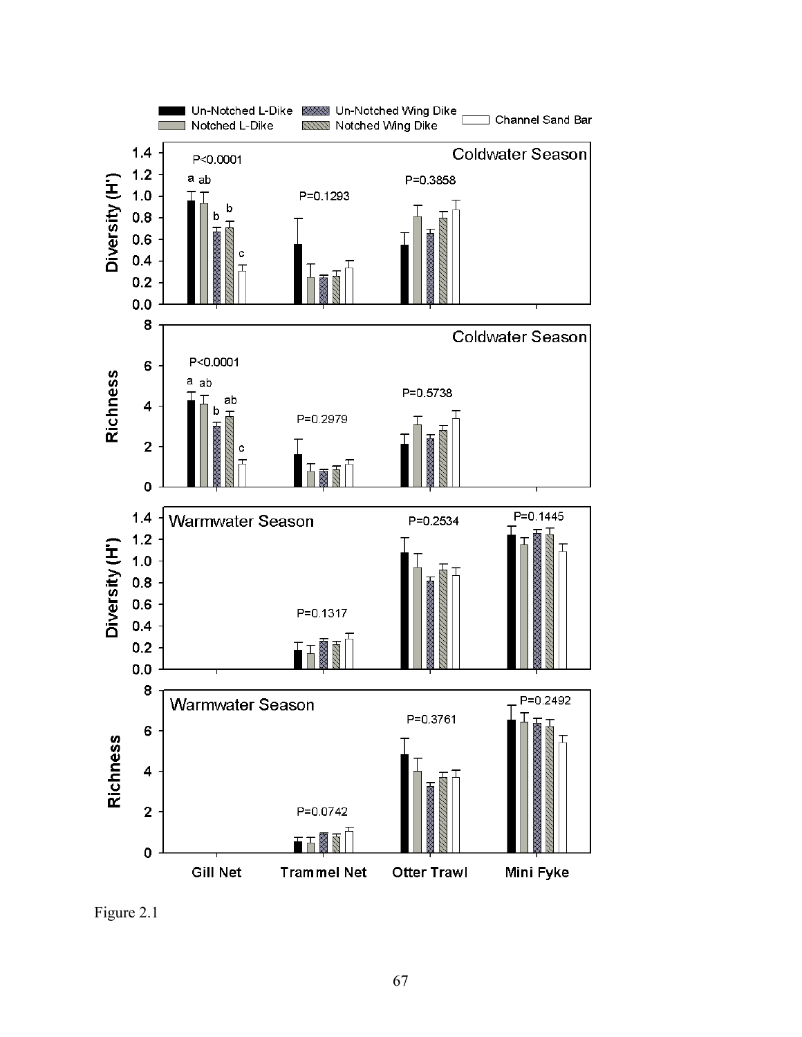Figure 2.1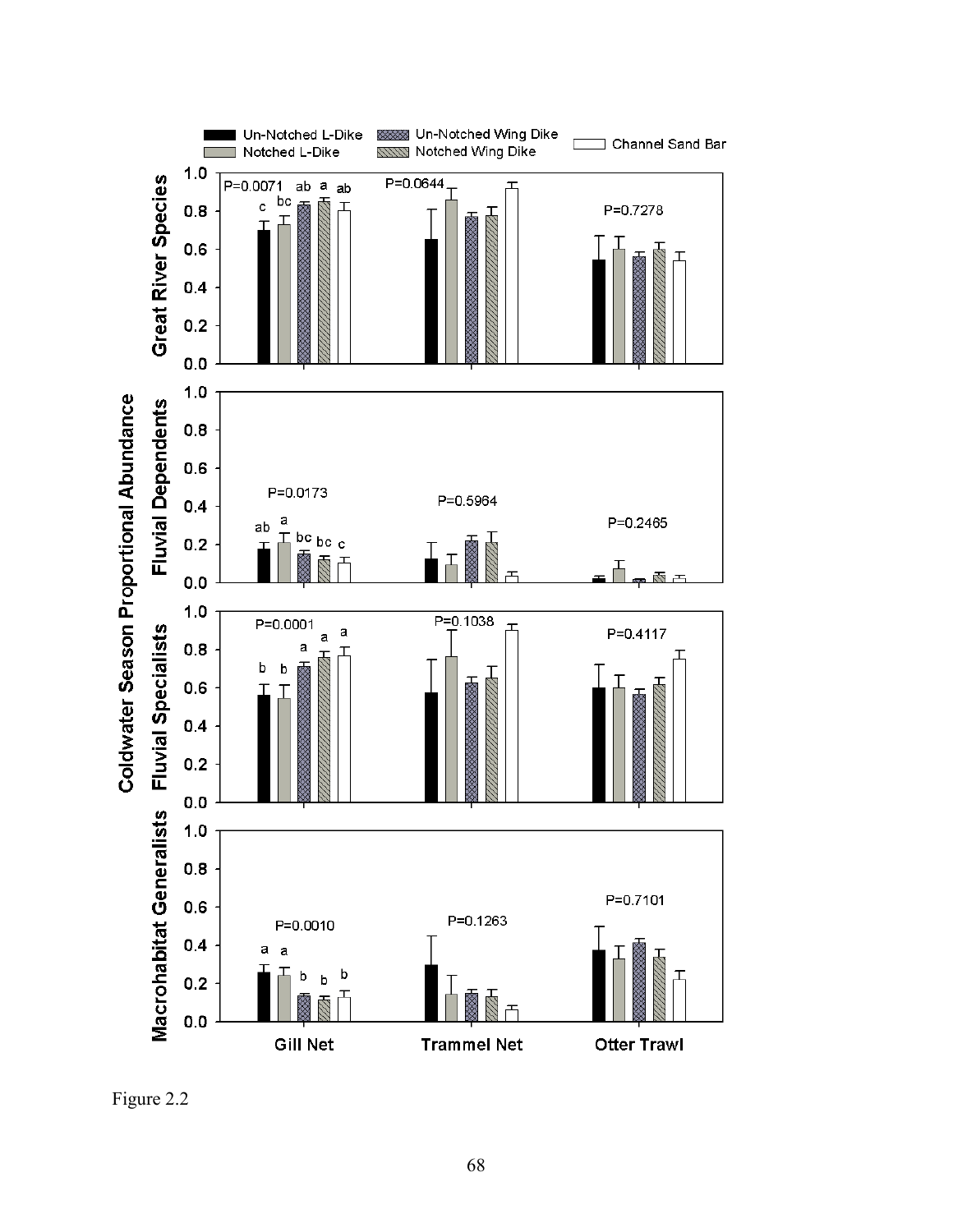Figure 2.2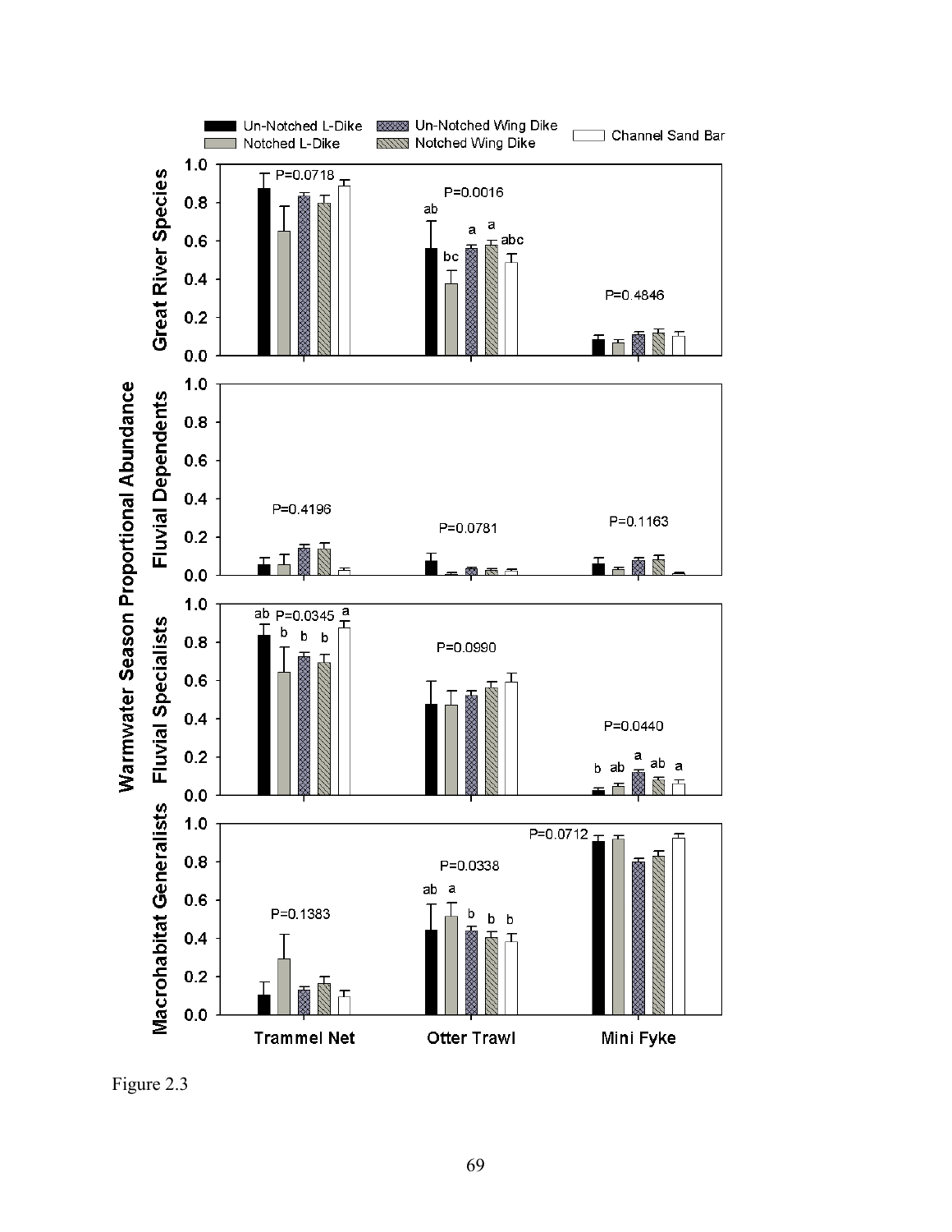Figure 2.3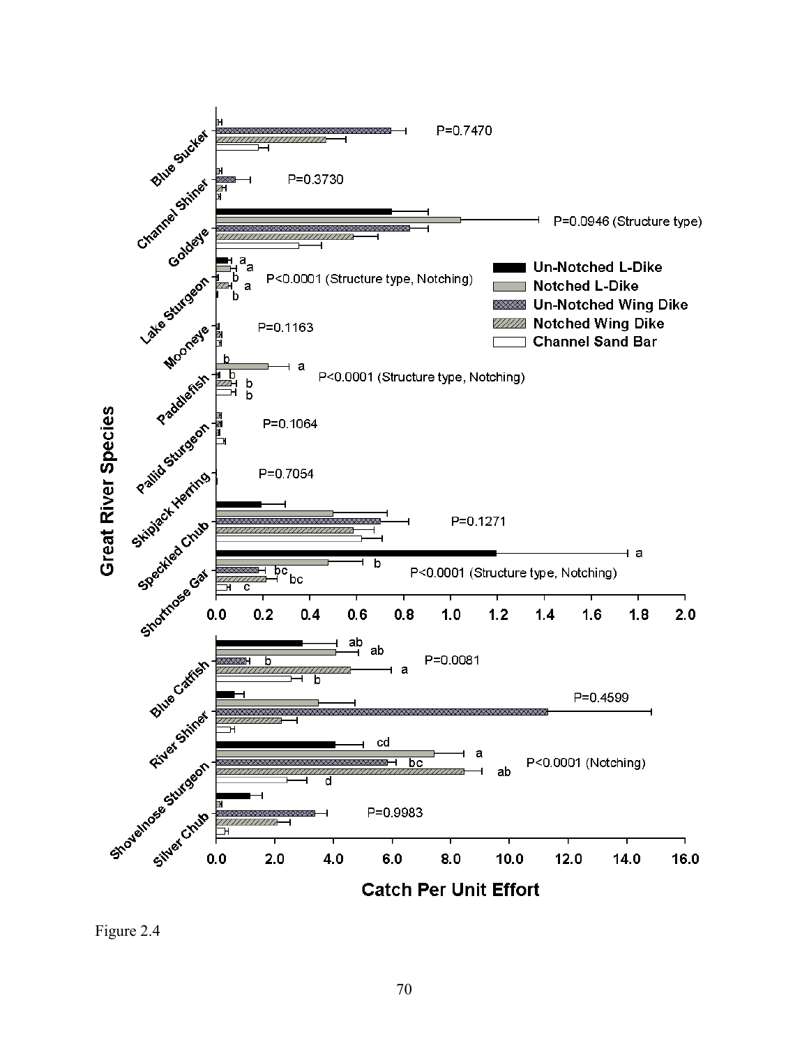Figure 2.4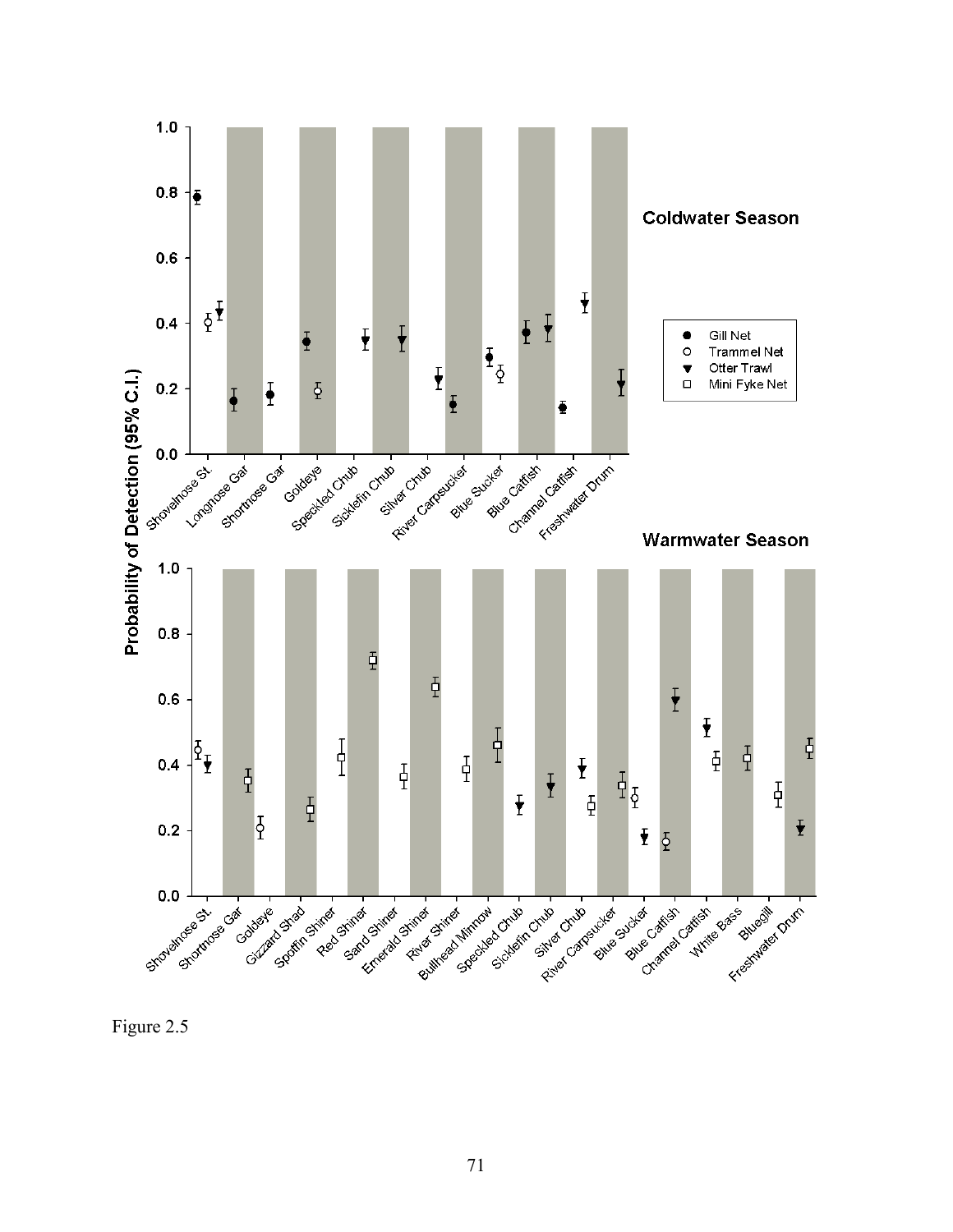Figure 2.5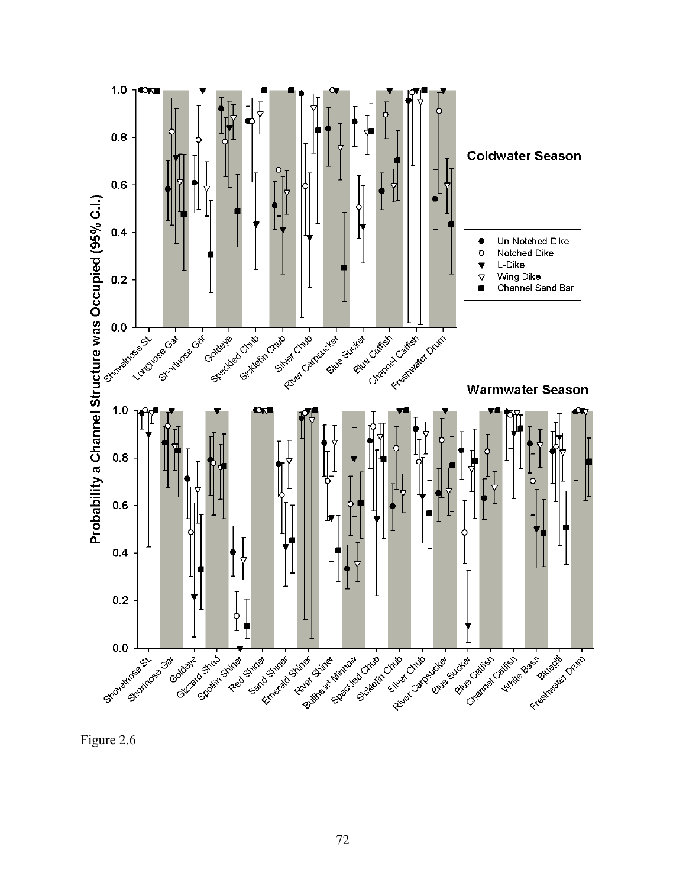Figure 2.6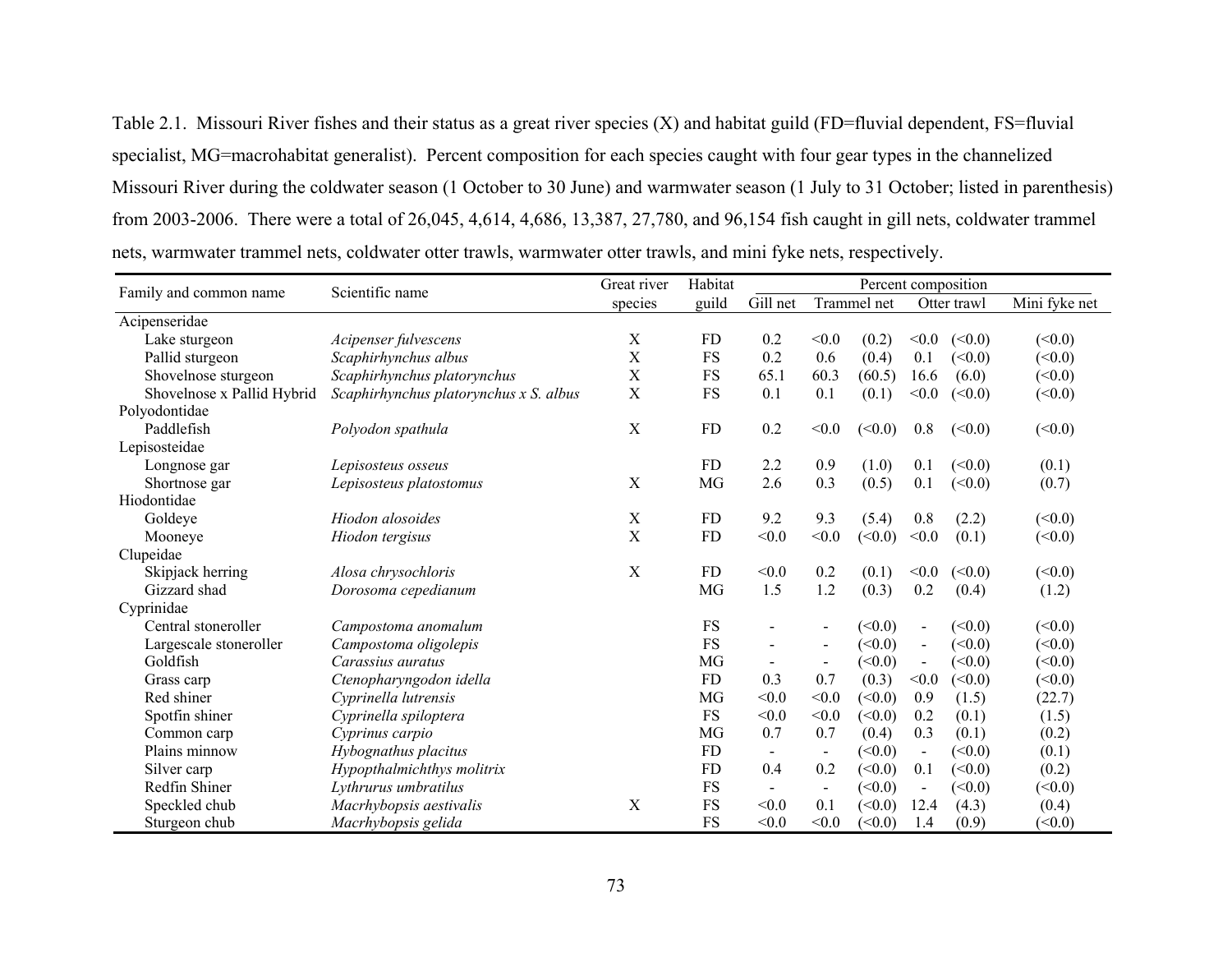Table 2.1. Missouri River fishes and their status as a great river species (X) and habitat guild (FD=fluvial dependent, FS=fluvial specialist, MG=macrohabitat generalist). Percent composition for each species caught with four gear types in the channelized Missouri River during the coldwater season (1 October to 30 June) and warmwater season (1 July to 31 October; listed in parenthesis) from 2003-2006. There were a total of 26,045, 4,614, 4,686, 13,387, 27,780, and 96,154 fish caught in gill nets, coldwater trammel nets, warmwater trammel nets, coldwater otter trawls, warmwater otter trawls, and mini fyke nets, respectively.

| Family and common name | Scientific name | Great river species | Habitat guild | Percent composition | | | | | |
|---|---|---|---|---|---|---|---|---|---|
| | | | | Gill net | Trammel net | | Otter trawl | | Mini fyke net |
| Acipenseridae | | | | | | | | | |
| Lake sturgeon | *Acipenser fulvescens* | X | FD | 0.2 | <0.0 | (0.2) | <0.0 | (<0.0) | (<0.0) |
| Pallid sturgeon | *Scaphirhynchus albus* | X | FS | 0.2 | 0.6 | (0.4) | 0.1 | (<0.0) | (<0.0) |
| Shovelnose sturgeon | *Scaphirhynchus platorynchus* | X | FS | 65.1 | 60.3 | (60.5) | 16.6 | (6.0) | (<0.0) |
| Shovelnose x Pallid Hybrid | *Scaphirhynchus platorynchus x S. albus* | X | FS | 0.1 | 0.1 | (0.1) | <0.0 | (<0.0) | (<0.0) |
| Polyodontidae | | | | | | | | | |
| Paddlefish | *Polyodon spathula* | X | FD | 0.2 | <0.0 | (<0.0) | 0.8 | (<0.0) | (<0.0) |
| Lepisosteidae | | | | | | | | | |
| Longnose gar | *Lepisosteus osseus* | | FD | 2.2 | 0.9 | (1.0) | 0.1 | (<0.0) | (0.1) |
| Shortnose gar | *Lepisosteus platostomus* | X | MG | 2.6 | 0.3 | (0.5) | 0.1 | (<0.0) | (0.7) |
| Hiodontidae | | | | | | | | | |
| Goldeye | *Hiodon alosoides* | X | FD | 9.2 | 9.3 | (5.4) | 0.8 | (2.2) | (<0.0) |
| Mooneye | *Hiodon tergisus* | X | FD | <0.0 | <0.0 | (<0.0) | <0.0 | (0.1) | (<0.0) |
| Clupeidae | | | | | | | | | |
| Skipjack herring | *Alosa chrysochloris* | X | FD | <0.0 | 0.2 | (0.1) | <0.0 | (<0.0) | (<0.0) |
| Gizzard shad | *Dorosoma cepedianum* | | MG | 1.5 | 1.2 | (0.3) | 0.2 | (0.4) | (1.2) |
| Cyprinidae | | | | | | | | | |
| Central stoneroller | *Campostoma anomalum* | | FS | - | - | (<0.0) | - | (<0.0) | (<0.0) |
| Largescale stoneroller | *Campostoma oligolepis* | | FS | - | - | (<0.0) | - | (<0.0) | (<0.0) |
| Goldfish | *Carassius auratus* | | MG | - | - | (<0.0) | - | (<0.0) | (<0.0) |
| Grass carp | *Ctenopharyngodon idella* | | FD | 0.3 | 0.7 | (0.3) | <0.0 | (<0.0) | (<0.0) |
| Red shiner | *Cyprinella lutrensis* | | MG | <0.0 | <0.0 | (<0.0) | 0.9 | (1.5) | (22.7) |
| Spotfin shiner | *Cyprinella spiloptera* | | FS | <0.0 | <0.0 | (<0.0) | 0.2 | (0.1) | (1.5) |
| Common carp | *Cyprinus carpio* | | MG | 0.7 | 0.7 | (0.4) | 0.3 | (0.1) | (0.2) |
| Plains minnow | *Hybognathus placitus* | | FD | - | - | (<0.0) | - | (<0.0) | (0.1) |
| Silver carp | *Hypopthalmichthys molitrix* | | FD | 0.4 | 0.2 | (<0.0) | 0.1 | (<0.0) | (0.2) |
| Redfin Shiner | *Lythrurus umbratilus* | | FS | - | - | (<0.0) | - | (<0.0) | (<0.0) |
| Speckled chub | *Macrhybopsis aestivalis* | X | FS | <0.0 | 0.1 | (<0.0) | 12.4 | (4.3) | (0.4) |
| Sturgeon chub | *Macrhybopsis gelida* | | FS | <0.0 | <0.0 | (<0.0) | 1.4 | (0.9) | (<0.0) |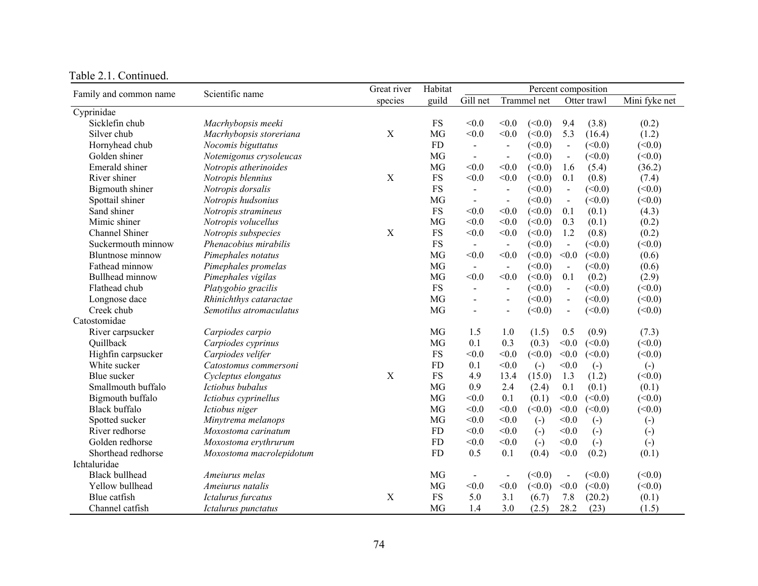Table 2.1. Continued.

| Family and common name | Scientific name | Great river species | Habitat guild | Percent composition | | | | | |
|---|---|---|---|---|---|---|---|---|---|
| | | | | Gill net | Trammel net | | Otter trawl | | Mini fyke net |
| Cyprinidae | | | | | | | | | |
| Sicklefin chub | *Macrhybopsis meeki* | | FS | <0.0 | <0.0 | (<0.0) | 9.4 | (3.8) | (0.2) |
| Silver chub | *Macrhybopsis storeriana* | X | MG | <0.0 | <0.0 | (<0.0) | 5.3 | (16.4) | (1.2) |
| Hornyhead chub | *Nocomis biguttatus* | | FD | - | - | (<0.0) | - | (<0.0) | (<0.0) |
| Golden shiner | *Notemigonus crysoleucas* | | MG | - | - | (<0.0) | - | (<0.0) | (<0.0) |
| Emerald shiner | *Notropis atherinoides* | | MG | <0.0 | <0.0 | (<0.0) | 1.6 | (5.4) | (36.2) |
| River shiner | *Notropis blennius* | X | FS | <0.0 | <0.0 | (<0.0) | 0.1 | (0.8) | (7.4) |
| Bigmouth shiner | *Notropis dorsalis* | | FS | - | - | (<0.0) | - | (<0.0) | (<0.0) |
| Spottail shiner | *Notropis hudsonius* | | MG | - | - | (<0.0) | - | (<0.0) | (<0.0) |
| Sand shiner | *Notropis stramineus* | | FS | <0.0 | <0.0 | (<0.0) | 0.1 | (0.1) | (4.3) |
| Mimic shiner | *Notropis volucellus* | | MG | <0.0 | <0.0 | (<0.0) | 0.3 | (0.1) | (0.2) |
| Channel Shiner | *Notropis subspecies* | X | FS | <0.0 | <0.0 | (<0.0) | 1.2 | (0.8) | (0.2) |
| Suckermouth minnow | *Phenacobius mirabilis* | | FS | - | - | (<0.0) | - | (<0.0) | (<0.0) |
| Bluntnose minnow | *Pimephales notatus* | | MG | <0.0 | <0.0 | (<0.0) | <0.0 | (<0.0) | (0.6) |
| Fathead minnow | *Pimephales promelas* | | MG | - | - | (<0.0) | - | (<0.0) | (0.6) |
| Bullhead minnow | *Pimephales vigilas* | | MG | <0.0 | <0.0 | (<0.0) | 0.1 | (0.2) | (2.9) |
| Flathead chub | *Platygobio gracilis* | | FS | - | - | (<0.0) | - | (<0.0) | (<0.0) |
| Longnose dace | *Rhinichthys cataractae* | | MG | - | - | (<0.0) | - | (<0.0) | (<0.0) |
| Creek chub | *Semotilus atromaculatus* | | MG | - | - | (<0.0) | - | (<0.0) | (<0.0) |
| Catostomidae | | | | | | | | | |
| River carpsucker | *Carpiodes carpio* | | MG | 1.5 | 1.0 | (1.5) | 0.5 | (0.9) | (7.3) |
| Quillback | *Carpiodes cyprinus* | | MG | 0.1 | 0.3 | (0.3) | <0.0 | (<0.0) | (<0.0) |
| Highfin carpsucker | *Carpiodes velifer* | | FS | <0.0 | <0.0 | (<0.0) | <0.0 | (<0.0) | (<0.0) |
| White sucker | *Catostomus commersoni* | | FD | 0.1 | <0.0 | (-) | <0.0 | (-) | (-) |
| Blue sucker | *Cycleptus elongatus* | X | FS | 4.9 | 13.4 | (15.0) | 1.3 | (1.2) | (<0.0) |
| Smallmouth buffalo | *Ictiobus bubalus* | | MG | 0.9 | 2.4 | (2.4) | 0.1 | (0.1) | (0.1) |
| Bigmouth buffalo | *Ictiobus cyprinellus* | | MG | <0.0 | 0.1 | (0.1) | <0.0 | (<0.0) | (<0.0) |
| Black buffalo | *Ictiobus niger* | | MG | <0.0 | <0.0 | (<0.0) | <0.0 | (<0.0) | (<0.0) |
| Spotted sucker | *Minytrema melanops* | | MG | <0.0 | <0.0 | (-) | <0.0 | (-) | (-) |
| River redhorse | *Moxostoma carinatum* | | FD | <0.0 | <0.0 | (-) | <0.0 | (-) | (-) |
| Golden redhorse | *Moxostoma erythrurum* | | FD | <0.0 | <0.0 | (-) | <0.0 | (-) | (-) |
| Shorthead redhorse | *Moxostoma macrolepidotum* | | FD | 0.5 | 0.1 | (0.4) | <0.0 | (0.2) | (0.1) |
| Ichtaluridae | | | | | | | | | |
| Black bullhead | *Ameiurus melas* | | MG | - | - | (<0.0) | - | (<0.0) | (<0.0) |
| Yellow bullhead | *Ameiurus natalis* | | MG | <0.0 | <0.0 | (<0.0) | <0.0 | (<0.0) | (<0.0) |
| Blue catfish | *Ictalurus furcatus* | X | FS | 5.0 | 3.1 | (6.7) | 7.8 | (20.2) | (0.1) |
| Channel catfish | *Ictalurus punctatus* | | MG | 1.4 | 3.0 | (2.5) | 28.2 | (23) | (1.5) |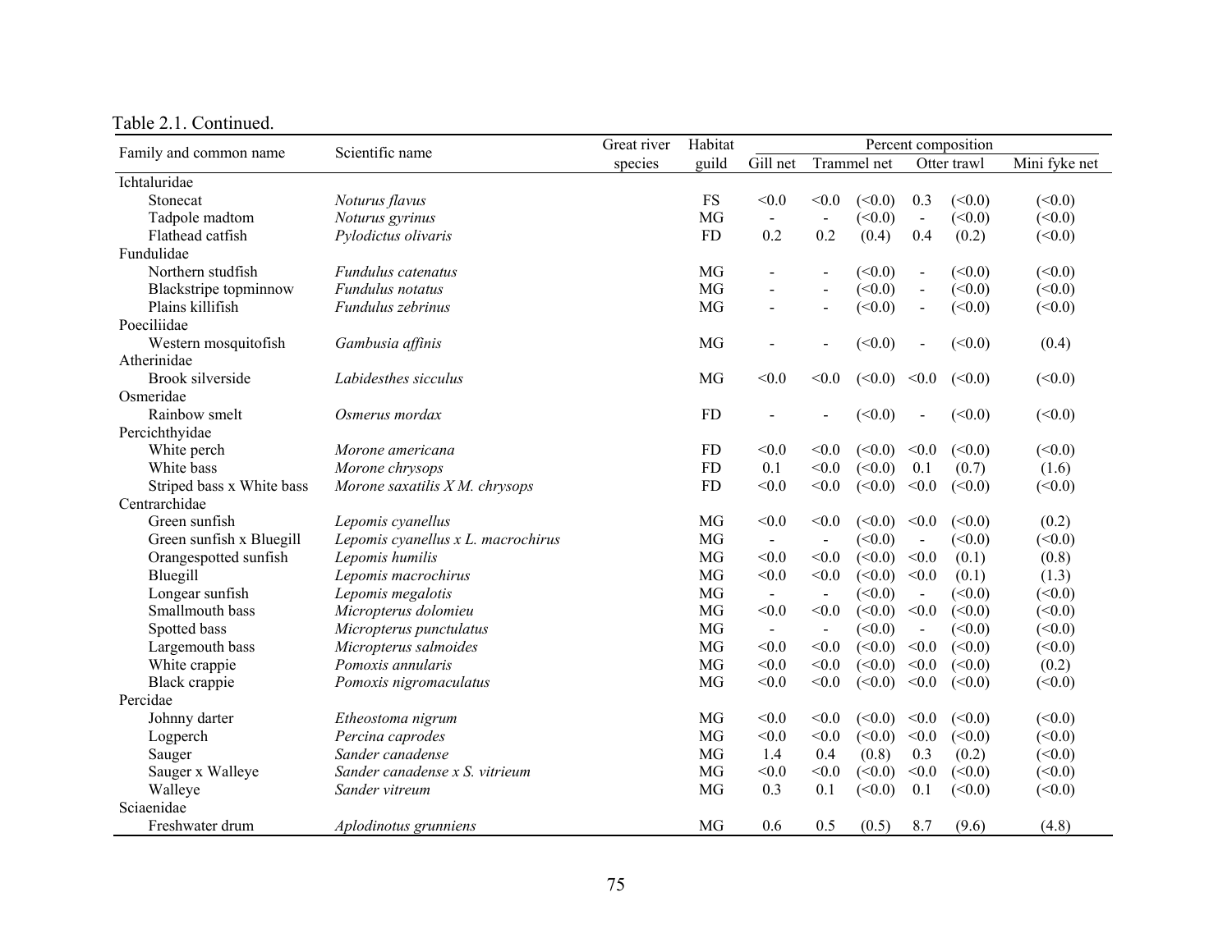Table 2.1. Continued.

| Family and common name | Scientific name | Great river species | Habitat guild | Percent composition | | | | | |
|---|---|---|---|---|---|---|---|---|---|
| | | | | Gill net | Trammel net | | Otter trawl | | Mini fyke net |
| Ichtaluridae | | | | | | | | | |
| Stonecat | *Noturus flavus* | | FS | <0.0 | <0.0 | (<0.0) | 0.3 | (<0.0) | (<0.0) |
| Tadpole madtom | *Noturus gyrinus* | | MG | - | - | (<0.0) | - | (<0.0) | (<0.0) |
| Flathead catfish | *Pylodictus olivaris* | | FD | 0.2 | 0.2 | (0.4) | 0.4 | (0.2) | (<0.0) |
| Fundulidae | | | | | | | | | |
| Northern studfish | *Fundulus catenatus* | | MG | - | - | (<0.0) | - | (<0.0) | (<0.0) |
| Blackstripe topminnow | *Fundulus notatus* | | MG | - | - | (<0.0) | - | (<0.0) | (<0.0) |
| Plains killifish | *Fundulus zebrinus* | | MG | - | - | (<0.0) | - | (<0.0) | (<0.0) |
| Poeciliidae | | | | | | | | | |
| Western mosquitofish | *Gambusia affinis* | | MG | - | - | (<0.0) | - | (<0.0) | (0.4) |
| Atherinidae | | | | | | | | | |
| Brook silverside | *Labidesthes sicculus* | | MG | <0.0 | <0.0 | (<0.0) | <0.0 | (<0.0) | (<0.0) |
| Osmeridae | | | | | | | | | |
| Rainbow smelt | *Osmerus mordax* | | FD | - | - | (<0.0) | - | (<0.0) | (<0.0) |
| Percichthyidae | | | | | | | | | |
| White perch | *Morone americana* | | FD | <0.0 | <0.0 | (<0.0) | <0.0 | (<0.0) | (<0.0) |
| White bass | *Morone chrysops* | | FD | 0.1 | <0.0 | (<0.0) | 0.1 | (0.7) | (1.6) |
| Striped bass x White bass | *Morone saxatilis X M. chrysops* | | FD | <0.0 | <0.0 | (<0.0) | <0.0 | (<0.0) | (<0.0) |
| Centrarchidae | | | | | | | | | |
| Green sunfish | *Lepomis cyanellus* | | MG | <0.0 | <0.0 | (<0.0) | <0.0 | (<0.0) | (0.2) |
| Green sunfish x Bluegill | *Lepomis cyanellus x L. macrochirus* | | MG | - | - | (<0.0) | - | (<0.0) | (<0.0) |
| Orangespotted sunfish | *Lepomis humilis* | | MG | <0.0 | <0.0 | (<0.0) | <0.0 | (0.1) | (0.8) |
| Bluegill | *Lepomis macrochirus* | | MG | <0.0 | <0.0 | (<0.0) | <0.0 | (0.1) | (1.3) |
| Longear sunfish | *Lepomis megalotis* | | MG | - | - | (<0.0) | - | (<0.0) | (<0.0) |
| Smallmouth bass | *Micropterus dolomieu* | | MG | <0.0 | <0.0 | (<0.0) | <0.0 | (<0.0) | (<0.0) |
| Spotted bass | *Micropterus punctulatus* | | MG | - | - | (<0.0) | - | (<0.0) | (<0.0) |
| Largemouth bass | *Micropterus salmoides* | | MG | <0.0 | <0.0 | (<0.0) | <0.0 | (<0.0) | (<0.0) |
| White crappie | *Pomoxis annularis* | | MG | <0.0 | <0.0 | (<0.0) | <0.0 | (<0.0) | (0.2) |
| Black crappie | *Pomoxis nigromaculatus* | | MG | <0.0 | <0.0 | (<0.0) | <0.0 | (<0.0) | (<0.0) |
| Percidae | | | | | | | | | |
| Johnny darter | *Etheostoma nigrum* | | MG | <0.0 | <0.0 | (<0.0) | <0.0 | (<0.0) | (<0.0) |
| Logperch | *Percina caprodes* | | MG | <0.0 | <0.0 | (<0.0) | <0.0 | (<0.0) | (<0.0) |
| Sauger | *Sander canadense* | | MG | 1.4 | 0.4 | (0.8) | 0.3 | (0.2) | (<0.0) |
| Sauger x Walleye | *Sander canadense x S. vitrieum* | | MG | <0.0 | <0.0 | (<0.0) | <0.0 | (<0.0) | (<0.0) |
| Walleye | *Sander vitreum* | | MG | 0.3 | 0.1 | (<0.0) | 0.1 | (<0.0) | (<0.0) |
| Sciaenidae | | | | | | | | | |
| Freshwater drum | *Aplodinotus grunniens* | | MG | 0.6 | 0.5 | (0.5) | 8.7 | (9.6) | (4.8) |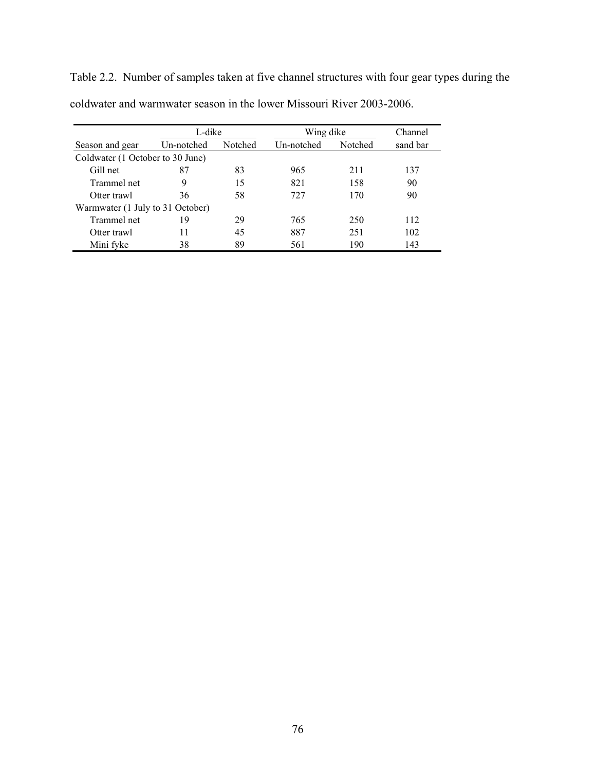Table 2.2. Number of samples taken at five channel structures with four gear types during the coldwater and warmwater season in the lower Missouri River 2003-2006.

| | L-dike | | Wing dike | | Channel |
|---|---|---|---|---|---|
| Season and gear | Un-notched | Notched | Un-notched | Notched | sand bar |
| Coldwater (1 October to 30 June) | | | | | |
| Gill net | 87 | 83 | 965 | 211 | 137 |
| Trammel net | 9 | 15 | 821 | 158 | 90 |
| Otter trawl | 36 | 58 | 727 | 170 | 90 |
| Warmwater (1 July to 31 October) | | | | | |
| Trammel net | 19 | 29 | 765 | 250 | 112 |
| Otter trawl | 11 | 45 | 887 | 251 | 102 |
| Mini fyke | 38 | 89 | 561 | 190 | 143 |